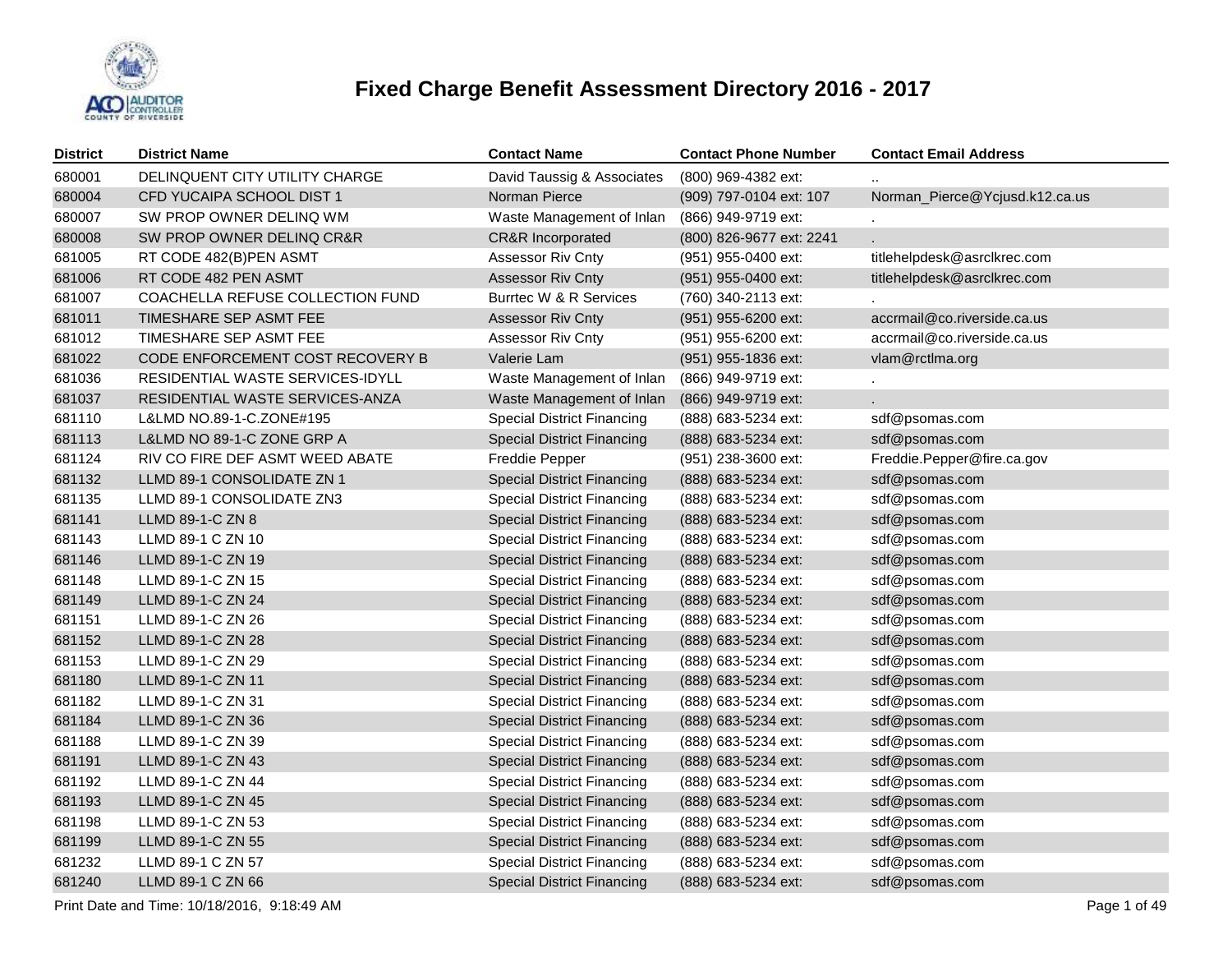# Fixed Charge Benefit Assessment Directory 2016 - 2017

| District | District Name | Contact Name | Contact Phone Number | Contact Email Address |
|---|---|---|---|---|
| 680001 | DELINQUENT CITY UTILITY CHARGE | David Taussig & Associates | (800) 969-4382 ext: | .. |
| 680004 | CFD YUCAIPA SCHOOL DIST 1 | Norman Pierce | (909) 797-0104 ext: 107 | Norman_Pierce@Ycjusd.k12.ca.us |
| 680007 | SW PROP OWNER DELINQ WM | Waste Management of Inlan | (866) 949-9719 ext: | . |
| 680008 | SW PROP OWNER DELINQ CR&R | CR&R Incorporated | (800) 826-9677 ext: 2241 | . |
| 681005 | RT CODE 482(B)PEN ASMT | Assessor Riv Cnty | (951) 955-0400 ext: | titlehelpdesk@asrclkrec.com |
| 681006 | RT CODE 482 PEN ASMT | Assessor Riv Cnty | (951) 955-0400 ext: | titlehelpdesk@asrclkrec.com |
| 681007 | COACHELLA REFUSE COLLECTION FUND | Burrtec W & R Services | (760) 340-2113 ext: | . |
| 681011 | TIMESHARE SEP ASMT FEE | Assessor Riv Cnty | (951) 955-6200 ext: | accrmail@co.riverside.ca.us |
| 681012 | TIMESHARE SEP ASMT FEE | Assessor Riv Cnty | (951) 955-6200 ext: | accrmail@co.riverside.ca.us |
| 681022 | CODE ENFORCEMENT COST RECOVERY B | Valerie Lam | (951) 955-1836 ext: | vlam@rctlma.org |
| 681036 | RESIDENTIAL WASTE SERVICES-IDYLL | Waste Management of Inlan | (866) 949-9719 ext: | . |
| 681037 | RESIDENTIAL WASTE SERVICES-ANZA | Waste Management of Inlan | (866) 949-9719 ext: | . |
| 681110 | L&LMD NO.89-1-C.ZONE#195 | Special District Financing | (888) 683-5234 ext: | sdf@psomas.com |
| 681113 | L&LMD NO 89-1-C ZONE GRP A | Special District Financing | (888) 683-5234 ext: | sdf@psomas.com |
| 681124 | RIV CO FIRE DEF ASMT WEED ABATE | Freddie Pepper | (951) 238-3600 ext: | Freddie.Pepper@fire.ca.gov |
| 681132 | LLMD 89-1 CONSOLIDATE ZN 1 | Special District Financing | (888) 683-5234 ext: | sdf@psomas.com |
| 681135 | LLMD 89-1 CONSOLIDATE ZN3 | Special District Financing | (888) 683-5234 ext: | sdf@psomas.com |
| 681141 | LLMD 89-1-C ZN 8 | Special District Financing | (888) 683-5234 ext: | sdf@psomas.com |
| 681143 | LLMD 89-1 C ZN 10 | Special District Financing | (888) 683-5234 ext: | sdf@psomas.com |
| 681146 | LLMD 89-1-C ZN 19 | Special District Financing | (888) 683-5234 ext: | sdf@psomas.com |
| 681148 | LLMD 89-1-C ZN 15 | Special District Financing | (888) 683-5234 ext: | sdf@psomas.com |
| 681149 | LLMD 89-1-C ZN 24 | Special District Financing | (888) 683-5234 ext: | sdf@psomas.com |
| 681151 | LLMD 89-1-C ZN 26 | Special District Financing | (888) 683-5234 ext: | sdf@psomas.com |
| 681152 | LLMD 89-1-C ZN 28 | Special District Financing | (888) 683-5234 ext: | sdf@psomas.com |
| 681153 | LLMD 89-1-C ZN 29 | Special District Financing | (888) 683-5234 ext: | sdf@psomas.com |
| 681180 | LLMD 89-1-C ZN 11 | Special District Financing | (888) 683-5234 ext: | sdf@psomas.com |
| 681182 | LLMD 89-1-C ZN 31 | Special District Financing | (888) 683-5234 ext: | sdf@psomas.com |
| 681184 | LLMD 89-1-C ZN 36 | Special District Financing | (888) 683-5234 ext: | sdf@psomas.com |
| 681188 | LLMD 89-1-C ZN 39 | Special District Financing | (888) 683-5234 ext: | sdf@psomas.com |
| 681191 | LLMD 89-1-C ZN 43 | Special District Financing | (888) 683-5234 ext: | sdf@psomas.com |
| 681192 | LLMD 89-1-C ZN 44 | Special District Financing | (888) 683-5234 ext: | sdf@psomas.com |
| 681193 | LLMD 89-1-C ZN 45 | Special District Financing | (888) 683-5234 ext: | sdf@psomas.com |
| 681198 | LLMD 89-1-C ZN 53 | Special District Financing | (888) 683-5234 ext: | sdf@psomas.com |
| 681199 | LLMD 89-1-C ZN 55 | Special District Financing | (888) 683-5234 ext: | sdf@psomas.com |
| 681232 | LLMD 89-1 C ZN 57 | Special District Financing | (888) 683-5234 ext: | sdf@psomas.com |
| 681240 | LLMD 89-1 C ZN 66 | Special District Financing | (888) 683-5234 ext: | sdf@psomas.com |

Print Date and Time: 10/18/2016, 9:18:49 AM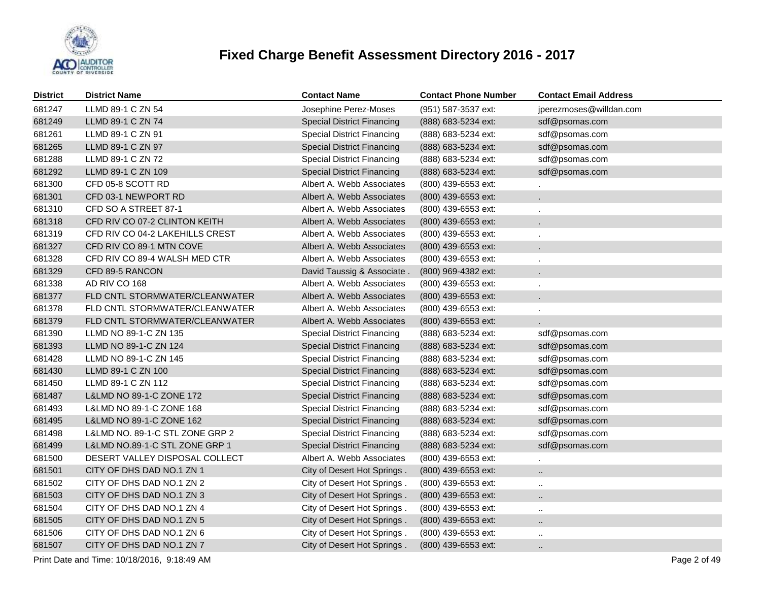# Fixed Charge Benefit Assessment Directory 2016 - 2017

| District | District Name | Contact Name | Contact Phone Number | Contact Email Address |
|---|---|---|---|---|
| 681247 | LLMD 89-1 C ZN 54 | Josephine Perez-Moses | (951) 587-3537 ext: | jperezmoses@willdan.com |
| 681249 | LLMD 89-1 C ZN 74 | Special District Financing | (888) 683-5234 ext: | sdf@psomas.com |
| 681261 | LLMD 89-1 C ZN 91 | Special District Financing | (888) 683-5234 ext: | sdf@psomas.com |
| 681265 | LLMD 89-1 C ZN 97 | Special District Financing | (888) 683-5234 ext: | sdf@psomas.com |
| 681288 | LLMD 89-1 C ZN 72 | Special District Financing | (888) 683-5234 ext: | sdf@psomas.com |
| 681292 | LLMD 89-1 C ZN 109 | Special District Financing | (888) 683-5234 ext: | sdf@psomas.com |
| 681300 | CFD 05-8 SCOTT RD | Albert A. Webb Associates | (800) 439-6553 ext: | . |
| 681301 | CFD 03-1 NEWPORT RD | Albert A. Webb Associates | (800) 439-6553 ext: | . |
| 681310 | CFD SO A STREET 87-1 | Albert A. Webb Associates | (800) 439-6553 ext: | . |
| 681318 | CFD RIV CO 07-2 CLINTON KEITH | Albert A. Webb Associates | (800) 439-6553 ext: | . |
| 681319 | CFD RIV CO 04-2 LAKEHILLS CREST | Albert A. Webb Associates | (800) 439-6553 ext: | . |
| 681327 | CFD RIV CO 89-1 MTN COVE | Albert A. Webb Associates | (800) 439-6553 ext: | . |
| 681328 | CFD RIV CO 89-4 WALSH MED CTR | Albert A. Webb Associates | (800) 439-6553 ext: | . |
| 681329 | CFD 89-5 RANCON | David Taussig & Associate . | (800) 969-4382 ext: | . |
| 681338 | AD RIV CO 168 | Albert A. Webb Associates | (800) 439-6553 ext: | . |
| 681377 | FLD CNTL STORMWATER/CLEANWATER | Albert A. Webb Associates | (800) 439-6553 ext: | . |
| 681378 | FLD CNTL STORMWATER/CLEANWATER | Albert A. Webb Associates | (800) 439-6553 ext: | . |
| 681379 | FLD CNTL STORMWATER/CLEANWATER | Albert A. Webb Associates | (800) 439-6553 ext: | . |
| 681390 | LLMD NO 89-1-C ZN 135 | Special District Financing | (888) 683-5234 ext: | sdf@psomas.com |
| 681393 | LLMD NO 89-1-C ZN 124 | Special District Financing | (888) 683-5234 ext: | sdf@psomas.com |
| 681428 | LLMD NO 89-1-C ZN 145 | Special District Financing | (888) 683-5234 ext: | sdf@psomas.com |
| 681430 | LLMD 89-1 C ZN 100 | Special District Financing | (888) 683-5234 ext: | sdf@psomas.com |
| 681450 | LLMD 89-1 C ZN 112 | Special District Financing | (888) 683-5234 ext: | sdf@psomas.com |
| 681487 | L&LMD NO 89-1-C ZONE 172 | Special District Financing | (888) 683-5234 ext: | sdf@psomas.com |
| 681493 | L&LMD NO 89-1-C ZONE 168 | Special District Financing | (888) 683-5234 ext: | sdf@psomas.com |
| 681495 | L&LMD NO 89-1-C ZONE 162 | Special District Financing | (888) 683-5234 ext: | sdf@psomas.com |
| 681498 | L&LMD NO. 89-1-C STL ZONE GRP 2 | Special District Financing | (888) 683-5234 ext: | sdf@psomas.com |
| 681499 | L&LMD NO.89-1-C STL ZONE GRP 1 | Special District Financing | (888) 683-5234 ext: | sdf@psomas.com |
| 681500 | DESERT VALLEY DISPOSAL COLLECT | Albert A. Webb Associates | (800) 439-6553 ext: | . |
| 681501 | CITY OF DHS DAD NO.1 ZN 1 | City of Desert Hot Springs . | (800) 439-6553 ext: | .. |
| 681502 | CITY OF DHS DAD NO.1 ZN 2 | City of Desert Hot Springs . | (800) 439-6553 ext: | .. |
| 681503 | CITY OF DHS DAD NO.1 ZN 3 | City of Desert Hot Springs . | (800) 439-6553 ext: | .. |
| 681504 | CITY OF DHS DAD NO.1 ZN 4 | City of Desert Hot Springs . | (800) 439-6553 ext: | .. |
| 681505 | CITY OF DHS DAD NO.1 ZN 5 | City of Desert Hot Springs . | (800) 439-6553 ext: | .. |
| 681506 | CITY OF DHS DAD NO.1 ZN 6 | City of Desert Hot Springs . | (800) 439-6553 ext: | .. |
| 681507 | CITY OF DHS DAD NO.1 ZN 7 | City of Desert Hot Springs . | (800) 439-6553 ext: | .. |

Print Date and Time: 10/18/2016, 9:18:49 AM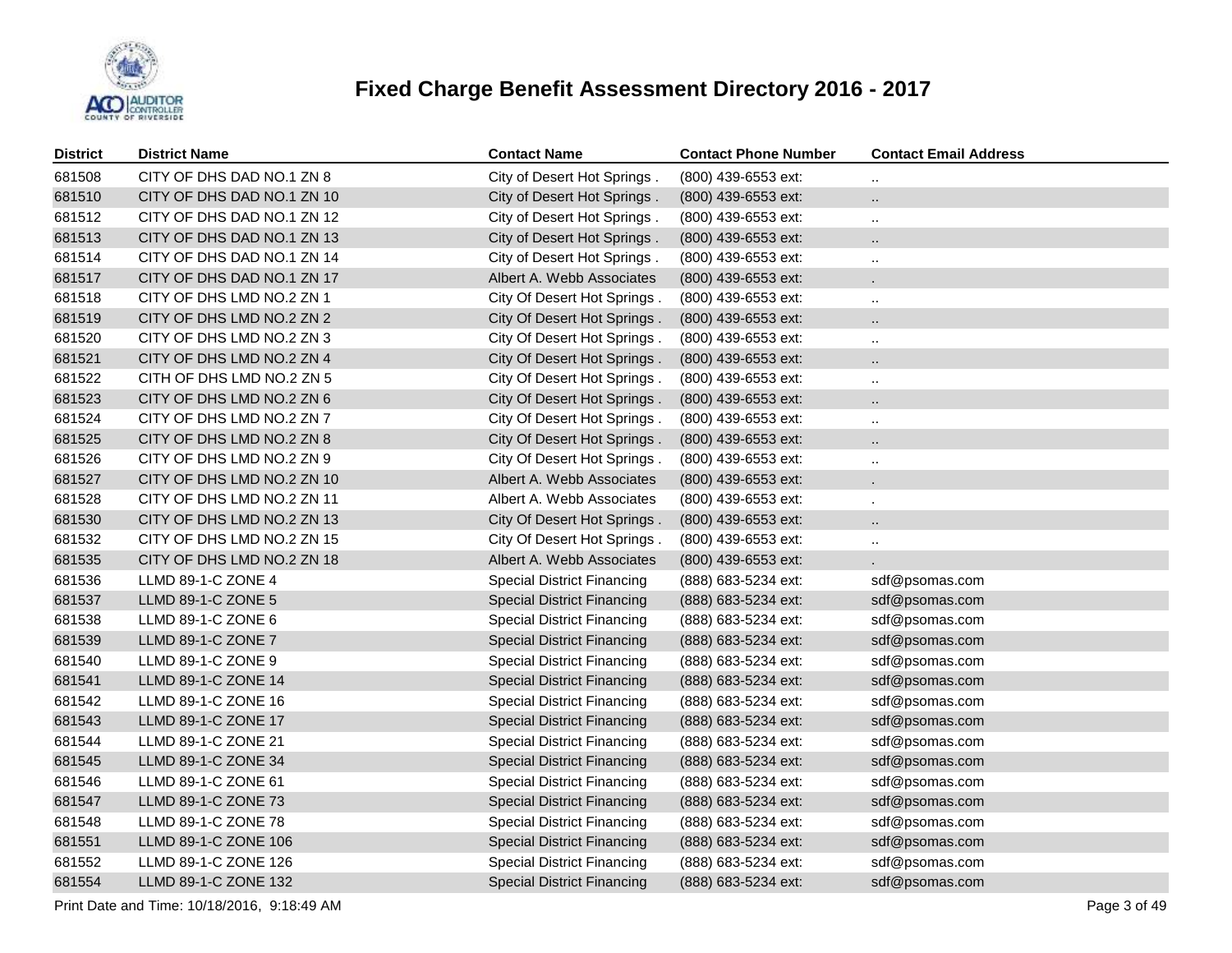# Fixed Charge Benefit Assessment Directory 2016 - 2017

| District | District Name | Contact Name | Contact Phone Number | Contact Email Address |
|---|---|---|---|---|
| 681508 | CITY OF DHS DAD NO.1 ZN 8 | City of Desert Hot Springs . | (800) 439-6553 ext: | .. |
| 681510 | CITY OF DHS DAD NO.1 ZN 10 | City of Desert Hot Springs . | (800) 439-6553 ext: | .. |
| 681512 | CITY OF DHS DAD NO.1 ZN 12 | City of Desert Hot Springs . | (800) 439-6553 ext: | .. |
| 681513 | CITY OF DHS DAD NO.1 ZN 13 | City of Desert Hot Springs . | (800) 439-6553 ext: | .. |
| 681514 | CITY OF DHS DAD NO.1 ZN 14 | City of Desert Hot Springs . | (800) 439-6553 ext: | .. |
| 681517 | CITY OF DHS DAD NO.1 ZN 17 | Albert A. Webb Associates | (800) 439-6553 ext: | . |
| 681518 | CITY OF DHS LMD NO.2 ZN 1 | City Of Desert Hot Springs . | (800) 439-6553 ext: | .. |
| 681519 | CITY OF DHS LMD NO.2 ZN 2 | City Of Desert Hot Springs . | (800) 439-6553 ext: | .. |
| 681520 | CITY OF DHS LMD NO.2 ZN 3 | City Of Desert Hot Springs . | (800) 439-6553 ext: | .. |
| 681521 | CITY OF DHS LMD NO.2 ZN 4 | City Of Desert Hot Springs . | (800) 439-6553 ext: | .. |
| 681522 | CITH OF DHS LMD NO.2 ZN 5 | City Of Desert Hot Springs . | (800) 439-6553 ext: | .. |
| 681523 | CITY OF DHS LMD NO.2 ZN 6 | City Of Desert Hot Springs . | (800) 439-6553 ext: | .. |
| 681524 | CITY OF DHS LMD NO.2 ZN 7 | City Of Desert Hot Springs . | (800) 439-6553 ext: | .. |
| 681525 | CITY OF DHS LMD NO.2 ZN 8 | City Of Desert Hot Springs . | (800) 439-6553 ext: | .. |
| 681526 | CITY OF DHS LMD NO.2 ZN 9 | City Of Desert Hot Springs . | (800) 439-6553 ext: | .. |
| 681527 | CITY OF DHS LMD NO.2 ZN 10 | Albert A. Webb Associates | (800) 439-6553 ext: | . |
| 681528 | CITY OF DHS LMD NO.2 ZN 11 | Albert A. Webb Associates | (800) 439-6553 ext: | . |
| 681530 | CITY OF DHS LMD NO.2 ZN 13 | City Of Desert Hot Springs . | (800) 439-6553 ext: | .. |
| 681532 | CITY OF DHS LMD NO.2 ZN 15 | City Of Desert Hot Springs . | (800) 439-6553 ext: | .. |
| 681535 | CITY OF DHS LMD NO.2 ZN 18 | Albert A. Webb Associates | (800) 439-6553 ext: | . |
| 681536 | LLMD 89-1-C ZONE 4 | Special District Financing | (888) 683-5234 ext: | sdf@psomas.com |
| 681537 | LLMD 89-1-C ZONE 5 | Special District Financing | (888) 683-5234 ext: | sdf@psomas.com |
| 681538 | LLMD 89-1-C ZONE 6 | Special District Financing | (888) 683-5234 ext: | sdf@psomas.com |
| 681539 | LLMD 89-1-C ZONE 7 | Special District Financing | (888) 683-5234 ext: | sdf@psomas.com |
| 681540 | LLMD 89-1-C ZONE 9 | Special District Financing | (888) 683-5234 ext: | sdf@psomas.com |
| 681541 | LLMD 89-1-C ZONE 14 | Special District Financing | (888) 683-5234 ext: | sdf@psomas.com |
| 681542 | LLMD 89-1-C ZONE 16 | Special District Financing | (888) 683-5234 ext: | sdf@psomas.com |
| 681543 | LLMD 89-1-C ZONE 17 | Special District Financing | (888) 683-5234 ext: | sdf@psomas.com |
| 681544 | LLMD 89-1-C ZONE 21 | Special District Financing | (888) 683-5234 ext: | sdf@psomas.com |
| 681545 | LLMD 89-1-C ZONE 34 | Special District Financing | (888) 683-5234 ext: | sdf@psomas.com |
| 681546 | LLMD 89-1-C ZONE 61 | Special District Financing | (888) 683-5234 ext: | sdf@psomas.com |
| 681547 | LLMD 89-1-C ZONE 73 | Special District Financing | (888) 683-5234 ext: | sdf@psomas.com |
| 681548 | LLMD 89-1-C ZONE 78 | Special District Financing | (888) 683-5234 ext: | sdf@psomas.com |
| 681551 | LLMD 89-1-C ZONE 106 | Special District Financing | (888) 683-5234 ext: | sdf@psomas.com |
| 681552 | LLMD 89-1-C ZONE 126 | Special District Financing | (888) 683-5234 ext: | sdf@psomas.com |
| 681554 | LLMD 89-1-C ZONE 132 | Special District Financing | (888) 683-5234 ext: | sdf@psomas.com |

Print Date and Time: 10/18/2016, 9:18:49 AM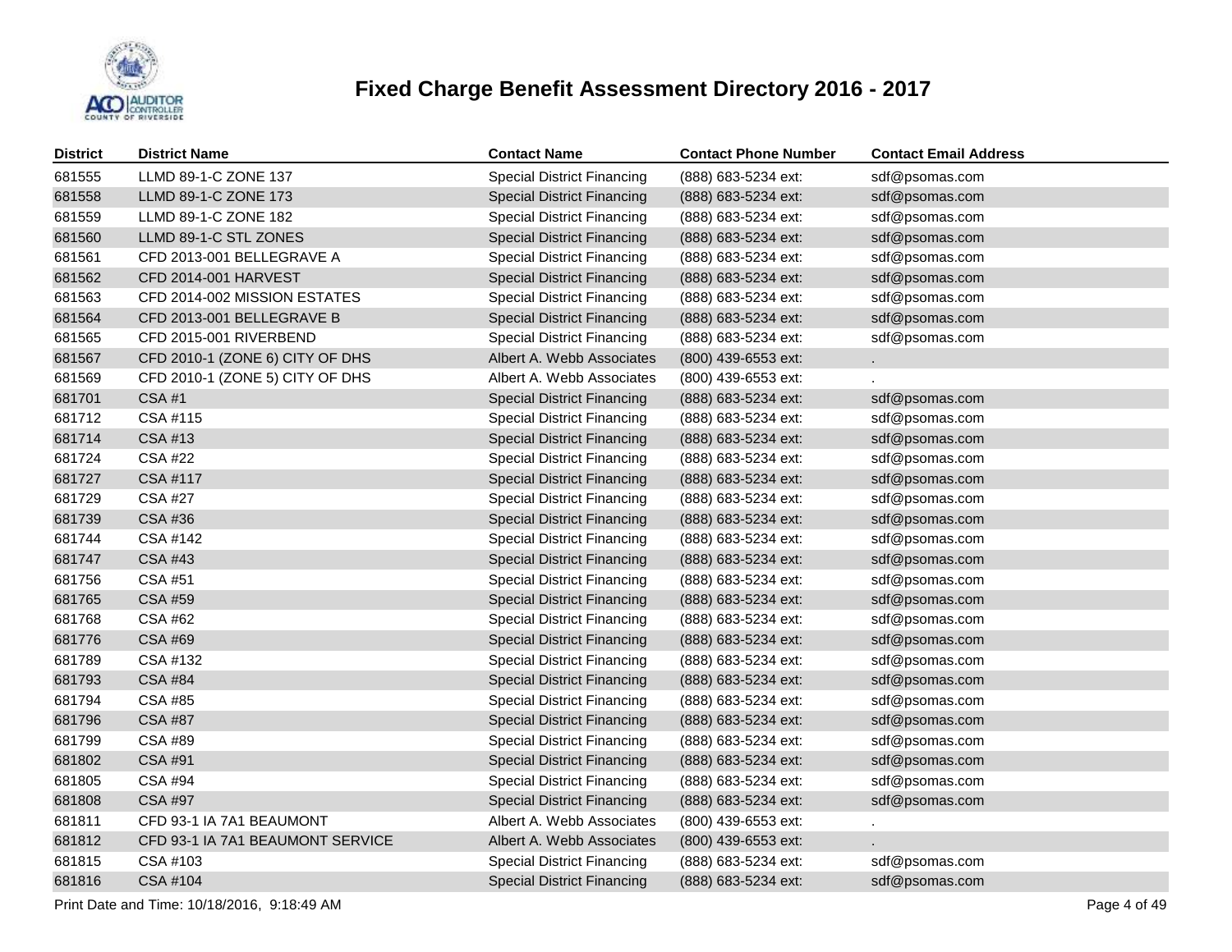# Fixed Charge Benefit Assessment Directory 2016 - 2017

| District | District Name | Contact Name | Contact Phone Number | Contact Email Address |
|---|---|---|---|---|
| 681555 | LLMD 89-1-C ZONE 137 | Special District Financing | (888) 683-5234 ext: | sdf@psomas.com |
| 681558 | LLMD 89-1-C ZONE 173 | Special District Financing | (888) 683-5234 ext: | sdf@psomas.com |
| 681559 | LLMD 89-1-C ZONE 182 | Special District Financing | (888) 683-5234 ext: | sdf@psomas.com |
| 681560 | LLMD 89-1-C STL ZONES | Special District Financing | (888) 683-5234 ext: | sdf@psomas.com |
| 681561 | CFD 2013-001 BELLEGRAVE A | Special District Financing | (888) 683-5234 ext: | sdf@psomas.com |
| 681562 | CFD 2014-001 HARVEST | Special District Financing | (888) 683-5234 ext: | sdf@psomas.com |
| 681563 | CFD 2014-002 MISSION ESTATES | Special District Financing | (888) 683-5234 ext: | sdf@psomas.com |
| 681564 | CFD 2013-001 BELLEGRAVE B | Special District Financing | (888) 683-5234 ext: | sdf@psomas.com |
| 681565 | CFD 2015-001 RIVERBEND | Special District Financing | (888) 683-5234 ext: | sdf@psomas.com |
| 681567 | CFD 2010-1 (ZONE 6) CITY OF DHS | Albert A. Webb Associates | (800) 439-6553 ext: | . |
| 681569 | CFD 2010-1 (ZONE 5) CITY OF DHS | Albert A. Webb Associates | (800) 439-6553 ext: | . |
| 681701 | CSA #1 | Special District Financing | (888) 683-5234 ext: | sdf@psomas.com |
| 681712 | CSA #115 | Special District Financing | (888) 683-5234 ext: | sdf@psomas.com |
| 681714 | CSA #13 | Special District Financing | (888) 683-5234 ext: | sdf@psomas.com |
| 681724 | CSA #22 | Special District Financing | (888) 683-5234 ext: | sdf@psomas.com |
| 681727 | CSA #117 | Special District Financing | (888) 683-5234 ext: | sdf@psomas.com |
| 681729 | CSA #27 | Special District Financing | (888) 683-5234 ext: | sdf@psomas.com |
| 681739 | CSA #36 | Special District Financing | (888) 683-5234 ext: | sdf@psomas.com |
| 681744 | CSA #142 | Special District Financing | (888) 683-5234 ext: | sdf@psomas.com |
| 681747 | CSA #43 | Special District Financing | (888) 683-5234 ext: | sdf@psomas.com |
| 681756 | CSA #51 | Special District Financing | (888) 683-5234 ext: | sdf@psomas.com |
| 681765 | CSA #59 | Special District Financing | (888) 683-5234 ext: | sdf@psomas.com |
| 681768 | CSA #62 | Special District Financing | (888) 683-5234 ext: | sdf@psomas.com |
| 681776 | CSA #69 | Special District Financing | (888) 683-5234 ext: | sdf@psomas.com |
| 681789 | CSA #132 | Special District Financing | (888) 683-5234 ext: | sdf@psomas.com |
| 681793 | CSA #84 | Special District Financing | (888) 683-5234 ext: | sdf@psomas.com |
| 681794 | CSA #85 | Special District Financing | (888) 683-5234 ext: | sdf@psomas.com |
| 681796 | CSA #87 | Special District Financing | (888) 683-5234 ext: | sdf@psomas.com |
| 681799 | CSA #89 | Special District Financing | (888) 683-5234 ext: | sdf@psomas.com |
| 681802 | CSA #91 | Special District Financing | (888) 683-5234 ext: | sdf@psomas.com |
| 681805 | CSA #94 | Special District Financing | (888) 683-5234 ext: | sdf@psomas.com |
| 681808 | CSA #97 | Special District Financing | (888) 683-5234 ext: | sdf@psomas.com |
| 681811 | CFD 93-1 IA 7A1 BEAUMONT | Albert A. Webb Associates | (800) 439-6553 ext: | . |
| 681812 | CFD 93-1 IA 7A1 BEAUMONT SERVICE | Albert A. Webb Associates | (800) 439-6553 ext: | . |
| 681815 | CSA #103 | Special District Financing | (888) 683-5234 ext: | sdf@psomas.com |
| 681816 | CSA #104 | Special District Financing | (888) 683-5234 ext: | sdf@psomas.com |

Print Date and Time: 10/18/2016, 9:18:49 AM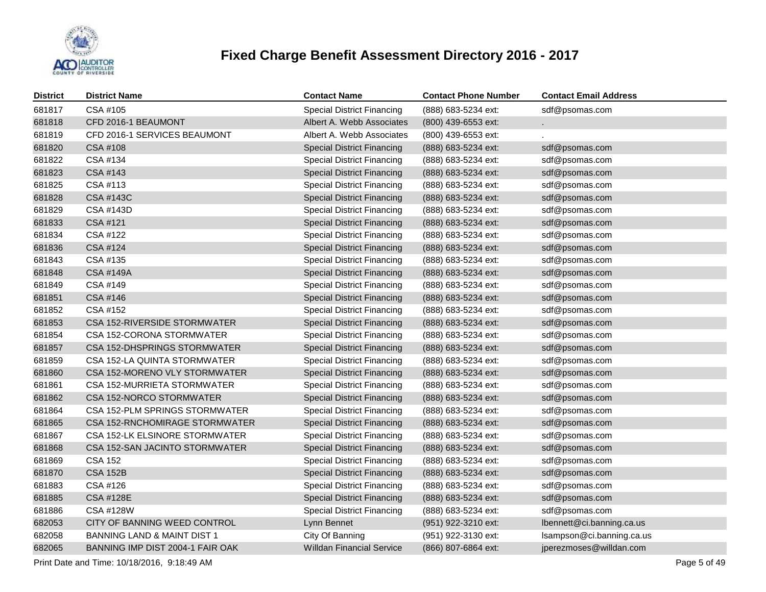# Fixed Charge Benefit Assessment Directory 2016 - 2017

| District | District Name | Contact Name | Contact Phone Number | Contact Email Address |
|---|---|---|---|---|
| 681817 | CSA #105 | Special District Financing | (888) 683-5234 ext: | sdf@psomas.com |
| 681818 | CFD 2016-1 BEAUMONT | Albert A. Webb Associates | (800) 439-6553 ext: | . |
| 681819 | CFD 2016-1 SERVICES BEAUMONT | Albert A. Webb Associates | (800) 439-6553 ext: | . |
| 681820 | CSA #108 | Special District Financing | (888) 683-5234 ext: | sdf@psomas.com |
| 681822 | CSA #134 | Special District Financing | (888) 683-5234 ext: | sdf@psomas.com |
| 681823 | CSA #143 | Special District Financing | (888) 683-5234 ext: | sdf@psomas.com |
| 681825 | CSA #113 | Special District Financing | (888) 683-5234 ext: | sdf@psomas.com |
| 681828 | CSA #143C | Special District Financing | (888) 683-5234 ext: | sdf@psomas.com |
| 681829 | CSA #143D | Special District Financing | (888) 683-5234 ext: | sdf@psomas.com |
| 681833 | CSA #121 | Special District Financing | (888) 683-5234 ext: | sdf@psomas.com |
| 681834 | CSA #122 | Special District Financing | (888) 683-5234 ext: | sdf@psomas.com |
| 681836 | CSA #124 | Special District Financing | (888) 683-5234 ext: | sdf@psomas.com |
| 681843 | CSA #135 | Special District Financing | (888) 683-5234 ext: | sdf@psomas.com |
| 681848 | CSA #149A | Special District Financing | (888) 683-5234 ext: | sdf@psomas.com |
| 681849 | CSA #149 | Special District Financing | (888) 683-5234 ext: | sdf@psomas.com |
| 681851 | CSA #146 | Special District Financing | (888) 683-5234 ext: | sdf@psomas.com |
| 681852 | CSA #152 | Special District Financing | (888) 683-5234 ext: | sdf@psomas.com |
| 681853 | CSA 152-RIVERSIDE STORMWATER | Special District Financing | (888) 683-5234 ext: | sdf@psomas.com |
| 681854 | CSA 152-CORONA STORMWATER | Special District Financing | (888) 683-5234 ext: | sdf@psomas.com |
| 681857 | CSA 152-DHSPRINGS STORMWATER | Special District Financing | (888) 683-5234 ext: | sdf@psomas.com |
| 681859 | CSA 152-LA QUINTA STORMWATER | Special District Financing | (888) 683-5234 ext: | sdf@psomas.com |
| 681860 | CSA 152-MORENO VLY STORMWATER | Special District Financing | (888) 683-5234 ext: | sdf@psomas.com |
| 681861 | CSA 152-MURRIETA STORMWATER | Special District Financing | (888) 683-5234 ext: | sdf@psomas.com |
| 681862 | CSA 152-NORCO STORMWATER | Special District Financing | (888) 683-5234 ext: | sdf@psomas.com |
| 681864 | CSA 152-PLM SPRINGS STORMWATER | Special District Financing | (888) 683-5234 ext: | sdf@psomas.com |
| 681865 | CSA 152-RNCHOMIRAGE STORMWATER | Special District Financing | (888) 683-5234 ext: | sdf@psomas.com |
| 681867 | CSA 152-LK ELSINORE STORMWATER | Special District Financing | (888) 683-5234 ext: | sdf@psomas.com |
| 681868 | CSA 152-SAN JACINTO STORMWATER | Special District Financing | (888) 683-5234 ext: | sdf@psomas.com |
| 681869 | CSA 152 | Special District Financing | (888) 683-5234 ext: | sdf@psomas.com |
| 681870 | CSA 152B | Special District Financing | (888) 683-5234 ext: | sdf@psomas.com |
| 681883 | CSA #126 | Special District Financing | (888) 683-5234 ext: | sdf@psomas.com |
| 681885 | CSA #128E | Special District Financing | (888) 683-5234 ext: | sdf@psomas.com |
| 681886 | CSA #128W | Special District Financing | (888) 683-5234 ext: | sdf@psomas.com |
| 682053 | CITY OF BANNING WEED CONTROL | Lynn Bennet | (951) 922-3210 ext: | lbennett@ci.banning.ca.us |
| 682058 | BANNING LAND & MAINT DIST 1 | City Of Banning | (951) 922-3130 ext: | lsampson@ci.banning.ca.us |
| 682065 | BANNING IMP DIST 2004-1 FAIR OAK | Willdan Financial Service | (866) 807-6864 ext: | jperezmoses@willdan.com |

Print Date and Time: 10/18/2016, 9:18:49 AM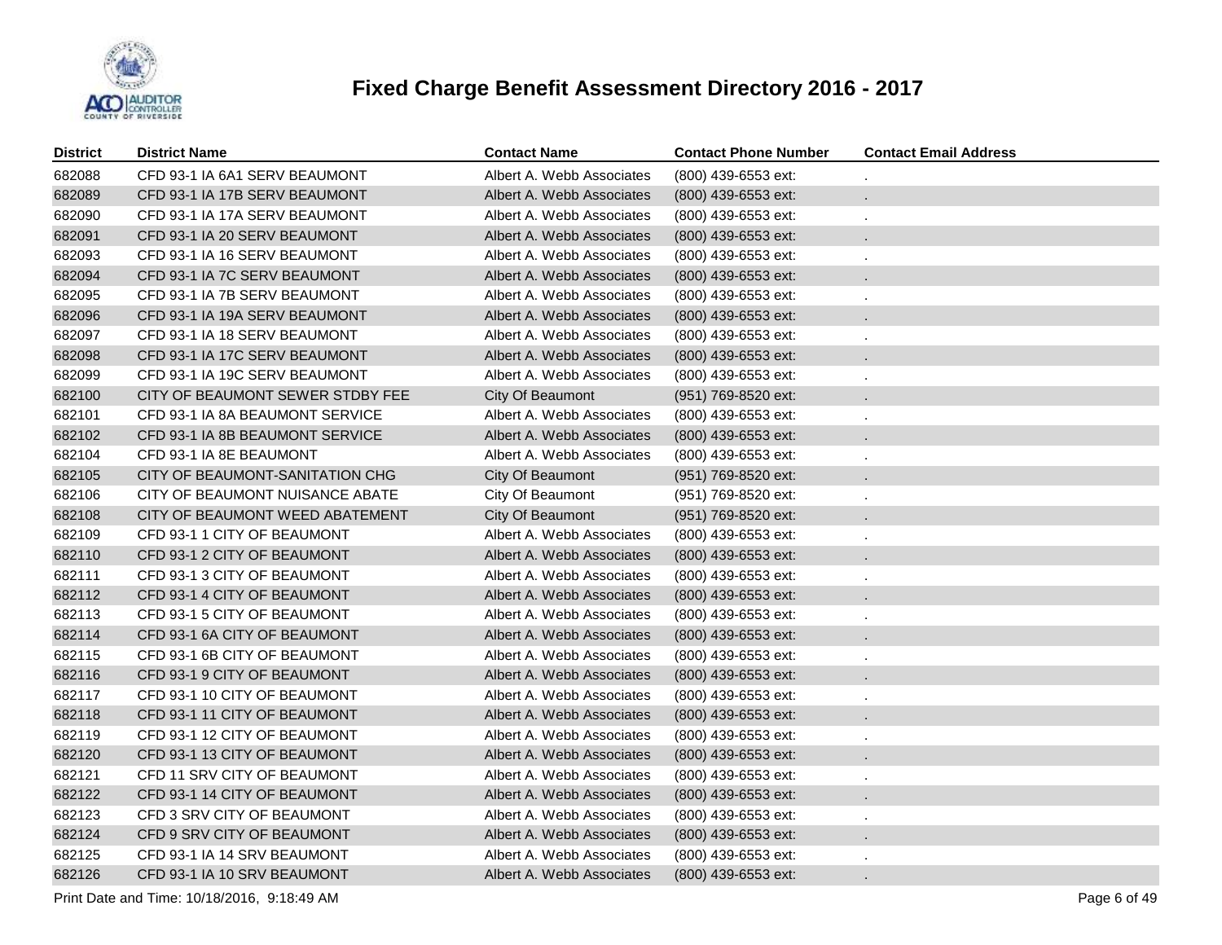# Fixed Charge Benefit Assessment Directory 2016 - 2017

| District | District Name | Contact Name | Contact Phone Number | Contact Email Address |
|---|---|---|---|---|
| 682088 | CFD 93-1 IA 6A1 SERV BEAUMONT | Albert A. Webb Associates | (800) 439-6553 ext: | . |
| 682089 | CFD 93-1 IA 17B SERV BEAUMONT | Albert A. Webb Associates | (800) 439-6553 ext: | . |
| 682090 | CFD 93-1 IA 17A SERV BEAUMONT | Albert A. Webb Associates | (800) 439-6553 ext: | . |
| 682091 | CFD 93-1 IA 20 SERV BEAUMONT | Albert A. Webb Associates | (800) 439-6553 ext: | . |
| 682093 | CFD 93-1 IA 16 SERV BEAUMONT | Albert A. Webb Associates | (800) 439-6553 ext: | . |
| 682094 | CFD 93-1 IA 7C SERV BEAUMONT | Albert A. Webb Associates | (800) 439-6553 ext: | . |
| 682095 | CFD 93-1 IA 7B SERV BEAUMONT | Albert A. Webb Associates | (800) 439-6553 ext: | . |
| 682096 | CFD 93-1 IA 19A SERV BEAUMONT | Albert A. Webb Associates | (800) 439-6553 ext: | . |
| 682097 | CFD 93-1 IA 18 SERV BEAUMONT | Albert A. Webb Associates | (800) 439-6553 ext: | . |
| 682098 | CFD 93-1 IA 17C SERV BEAUMONT | Albert A. Webb Associates | (800) 439-6553 ext: | . |
| 682099 | CFD 93-1 IA 19C SERV BEAUMONT | Albert A. Webb Associates | (800) 439-6553 ext: | . |
| 682100 | CITY OF BEAUMONT SEWER STDBY FEE | City Of Beaumont | (951) 769-8520 ext: | . |
| 682101 | CFD 93-1 IA 8A BEAUMONT SERVICE | Albert A. Webb Associates | (800) 439-6553 ext: | . |
| 682102 | CFD 93-1 IA 8B BEAUMONT SERVICE | Albert A. Webb Associates | (800) 439-6553 ext: | . |
| 682104 | CFD 93-1 IA 8E BEAUMONT | Albert A. Webb Associates | (800) 439-6553 ext: | . |
| 682105 | CITY OF BEAUMONT-SANITATION CHG | City Of Beaumont | (951) 769-8520 ext: | . |
| 682106 | CITY OF BEAUMONT NUISANCE ABATE | City Of Beaumont | (951) 769-8520 ext: | . |
| 682108 | CITY OF BEAUMONT WEED ABATEMENT | City Of Beaumont | (951) 769-8520 ext: | . |
| 682109 | CFD 93-1 1 CITY OF BEAUMONT | Albert A. Webb Associates | (800) 439-6553 ext: | . |
| 682110 | CFD 93-1 2 CITY OF BEAUMONT | Albert A. Webb Associates | (800) 439-6553 ext: | . |
| 682111 | CFD 93-1 3 CITY OF BEAUMONT | Albert A. Webb Associates | (800) 439-6553 ext: | . |
| 682112 | CFD 93-1 4 CITY OF BEAUMONT | Albert A. Webb Associates | (800) 439-6553 ext: | . |
| 682113 | CFD 93-1 5 CITY OF BEAUMONT | Albert A. Webb Associates | (800) 439-6553 ext: | . |
| 682114 | CFD 93-1 6A CITY OF BEAUMONT | Albert A. Webb Associates | (800) 439-6553 ext: | . |
| 682115 | CFD 93-1 6B CITY OF BEAUMONT | Albert A. Webb Associates | (800) 439-6553 ext: | . |
| 682116 | CFD 93-1 9 CITY OF BEAUMONT | Albert A. Webb Associates | (800) 439-6553 ext: | . |
| 682117 | CFD 93-1 10 CITY OF BEAUMONT | Albert A. Webb Associates | (800) 439-6553 ext: | . |
| 682118 | CFD 93-1 11 CITY OF BEAUMONT | Albert A. Webb Associates | (800) 439-6553 ext: | . |
| 682119 | CFD 93-1 12 CITY OF BEAUMONT | Albert A. Webb Associates | (800) 439-6553 ext: | . |
| 682120 | CFD 93-1 13 CITY OF BEAUMONT | Albert A. Webb Associates | (800) 439-6553 ext: | . |
| 682121 | CFD 11 SRV CITY OF BEAUMONT | Albert A. Webb Associates | (800) 439-6553 ext: | . |
| 682122 | CFD 93-1 14 CITY OF BEAUMONT | Albert A. Webb Associates | (800) 439-6553 ext: | . |
| 682123 | CFD 3 SRV CITY OF BEAUMONT | Albert A. Webb Associates | (800) 439-6553 ext: | . |
| 682124 | CFD 9 SRV CITY OF BEAUMONT | Albert A. Webb Associates | (800) 439-6553 ext: | . |
| 682125 | CFD 93-1 IA 14 SRV BEAUMONT | Albert A. Webb Associates | (800) 439-6553 ext: | . |
| 682126 | CFD 93-1 IA 10 SRV BEAUMONT | Albert A. Webb Associates | (800) 439-6553 ext: | . |

Print Date and Time: 10/18/2016, 9:18:49 AM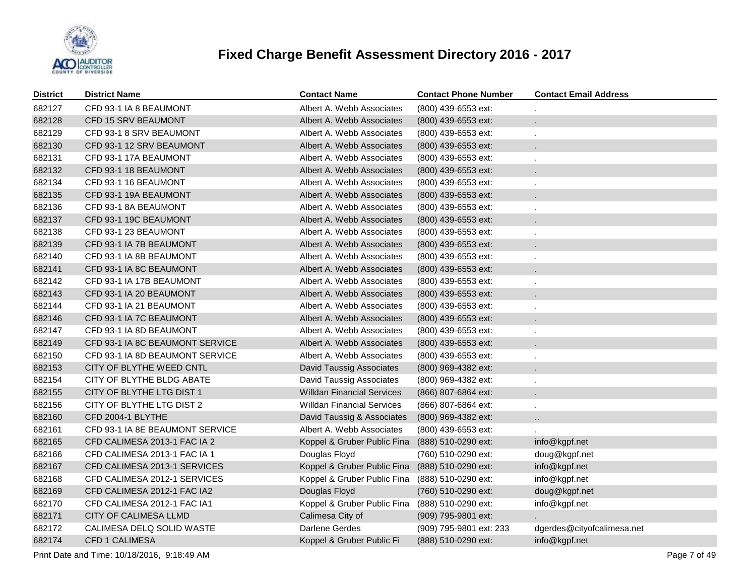# Fixed Charge Benefit Assessment Directory 2016 - 2017

| District | District Name | Contact Name | Contact Phone Number | Contact Email Address |
|---|---|---|---|---|
| 682127 | CFD 93-1 IA 8 BEAUMONT | Albert A. Webb Associates | (800) 439-6553 ext: | . |
| 682128 | CFD 15 SRV BEAUMONT | Albert A. Webb Associates | (800) 439-6553 ext: | . |
| 682129 | CFD 93-1 8 SRV BEAUMONT | Albert A. Webb Associates | (800) 439-6553 ext: | . |
| 682130 | CFD 93-1 12 SRV BEAUMONT | Albert A. Webb Associates | (800) 439-6553 ext: | . |
| 682131 | CFD 93-1 17A BEAUMONT | Albert A. Webb Associates | (800) 439-6553 ext: | . |
| 682132 | CFD 93-1 18 BEAUMONT | Albert A. Webb Associates | (800) 439-6553 ext: | . |
| 682134 | CFD 93-1 16 BEAUMONT | Albert A. Webb Associates | (800) 439-6553 ext: | . |
| 682135 | CFD 93-1 19A BEAUMONT | Albert A. Webb Associates | (800) 439-6553 ext: | . |
| 682136 | CFD 93-1 8A BEAUMONT | Albert A. Webb Associates | (800) 439-6553 ext: | . |
| 682137 | CFD 93-1 19C BEAUMONT | Albert A. Webb Associates | (800) 439-6553 ext: | . |
| 682138 | CFD 93-1 23 BEAUMONT | Albert A. Webb Associates | (800) 439-6553 ext: | . |
| 682139 | CFD 93-1 IA 7B BEAUMONT | Albert A. Webb Associates | (800) 439-6553 ext: | . |
| 682140 | CFD 93-1 IA 8B BEAUMONT | Albert A. Webb Associates | (800) 439-6553 ext: | . |
| 682141 | CFD 93-1 IA 8C BEAUMONT | Albert A. Webb Associates | (800) 439-6553 ext: | . |
| 682142 | CFD 93-1 IA 17B BEAUMONT | Albert A. Webb Associates | (800) 439-6553 ext: | . |
| 682143 | CFD 93-1 IA 20 BEAUMONT | Albert A. Webb Associates | (800) 439-6553 ext: | . |
| 682144 | CFD 93-1 IA 21 BEAUMONT | Albert A. Webb Associates | (800) 439-6553 ext: | . |
| 682146 | CFD 93-1 IA 7C BEAUMONT | Albert A. Webb Associates | (800) 439-6553 ext: | . |
| 682147 | CFD 93-1 IA 8D BEAUMONT | Albert A. Webb Associates | (800) 439-6553 ext: | . |
| 682149 | CFD 93-1 IA 8C BEAUMONT SERVICE | Albert A. Webb Associates | (800) 439-6553 ext: | . |
| 682150 | CFD 93-1 IA 8D BEAUMONT SERVICE | Albert A. Webb Associates | (800) 439-6553 ext: | . |
| 682153 | CITY OF BLYTHE WEED CNTL | David Taussig Associates | (800) 969-4382 ext: | . |
| 682154 | CITY OF BLYTHE BLDG ABATE | David Taussig Associates | (800) 969-4382 ext: | . |
| 682155 | CITY OF BLYTHE LTG DIST 1 | Willdan Financial Services | (866) 807-6864 ext: | . |
| 682156 | CITY OF BLYTHE LTG DIST 2 | Willdan Financial Services | (866) 807-6864 ext: | . |
| 682160 | CFD 2004-1 BLYTHE | David Taussig & Associates | (800) 969-4382 ext: | .. |
| 682161 | CFD 93-1 IA 8E BEAUMONT SERVICE | Albert A. Webb Associates | (800) 439-6553 ext: | . |
| 682165 | CFD CALIMESA 2013-1 FAC IA 2 | Koppel & Gruber Public Fina | (888) 510-0290 ext: | info@kgpf.net |
| 682166 | CFD CALIMESA 2013-1 FAC IA 1 | Douglas Floyd | (760) 510-0290 ext: | doug@kgpf.net |
| 682167 | CFD CALIMESA 2013-1 SERVICES | Koppel & Gruber Public Fina | (888) 510-0290 ext: | info@kgpf.net |
| 682168 | CFD CALIMESA 2012-1 SERVICES | Koppel & Gruber Public Fina | (888) 510-0290 ext: | info@kgpf.net |
| 682169 | CFD CALIMESA 2012-1 FAC IA2 | Douglas Floyd | (760) 510-0290 ext: | doug@kgpf.net |
| 682170 | CFD CALIMESA 2012-1 FAC IA1 | Koppel & Gruber Public Fina | (888) 510-0290 ext: | info@kgpf.net |
| 682171 | CITY OF CALIMESA LLMD | Calimesa City of | (909) 795-9801 ext: | . |
| 682172 | CALIMESA DELQ SOLID WASTE | Darlene Gerdes | (909) 795-9801 ext: 233 | dgerdes@cityofcalimesa.net |
| 682174 | CFD 1 CALIMESA | Koppel & Gruber Public Fi | (888) 510-0290 ext: | info@kgpf.net |

Print Date and Time: 10/18/2016, 9:18:49 AM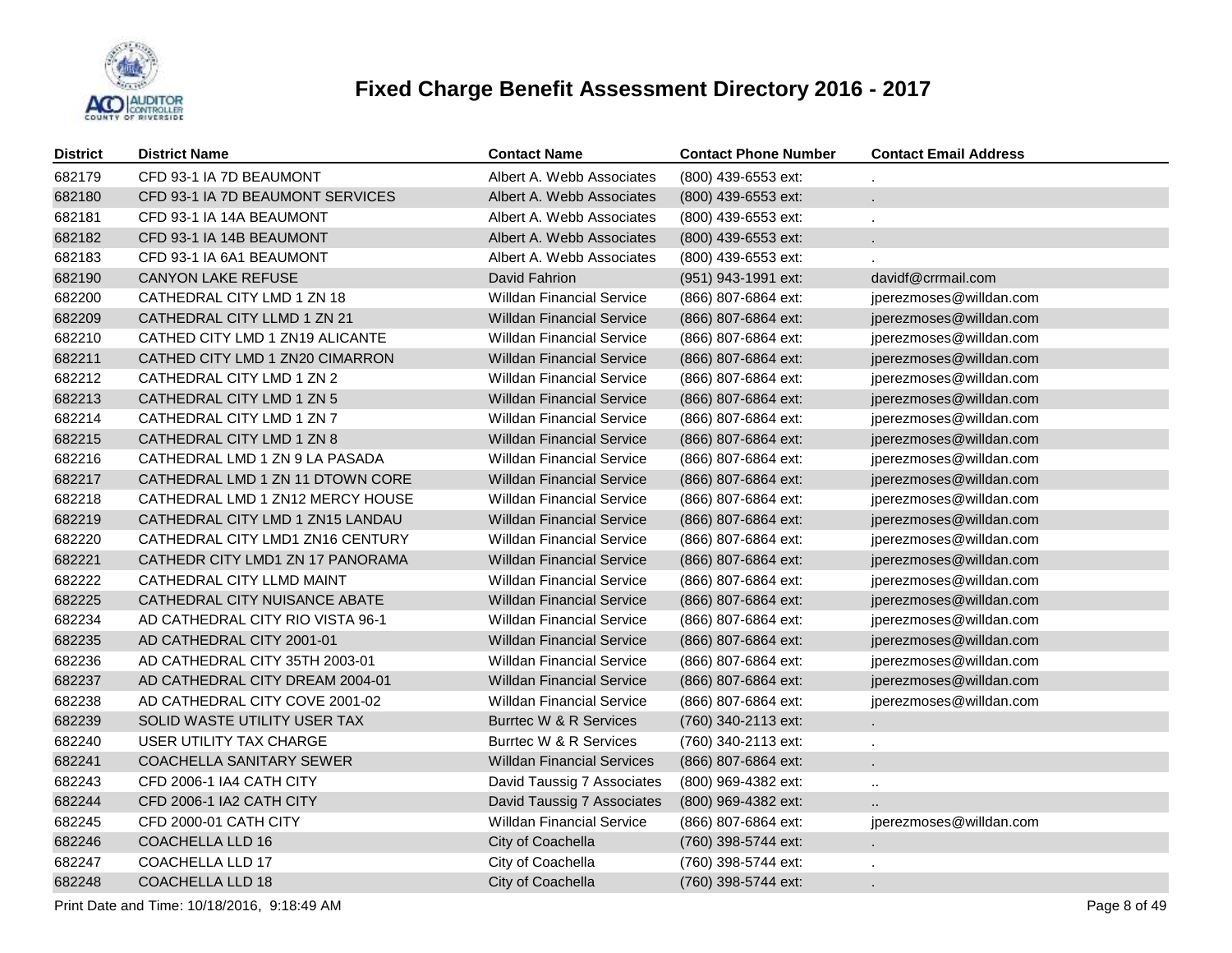# Fixed Charge Benefit Assessment Directory 2016 - 2017

| District | District Name | Contact Name | Contact Phone Number | Contact Email Address |
|---|---|---|---|---|
| 682179 | CFD 93-1 IA 7D BEAUMONT | Albert A. Webb Associates | (800) 439-6553 ext: | . |
| 682180 | CFD 93-1 IA 7D BEAUMONT SERVICES | Albert A. Webb Associates | (800) 439-6553 ext: | . |
| 682181 | CFD 93-1 IA 14A BEAUMONT | Albert A. Webb Associates | (800) 439-6553 ext: | . |
| 682182 | CFD 93-1 IA 14B BEAUMONT | Albert A. Webb Associates | (800) 439-6553 ext: | . |
| 682183 | CFD 93-1 IA 6A1 BEAUMONT | Albert A. Webb Associates | (800) 439-6553 ext: | . |
| 682190 | CANYON LAKE REFUSE | David Fahrion | (951) 943-1991 ext: | davidf@crrmail.com |
| 682200 | CATHEDRAL CITY LMD 1 ZN 18 | Willdan Financial Service | (866) 807-6864 ext: | jperezmoses@willdan.com |
| 682209 | CATHEDRAL CITY LLMD 1 ZN 21 | Willdan Financial Service | (866) 807-6864 ext: | jperezmoses@willdan.com |
| 682210 | CATHED CITY LMD 1 ZN19 ALICANTE | Willdan Financial Service | (866) 807-6864 ext: | jperezmoses@willdan.com |
| 682211 | CATHED CITY LMD 1 ZN20 CIMARRON | Willdan Financial Service | (866) 807-6864 ext: | jperezmoses@willdan.com |
| 682212 | CATHEDRAL CITY LMD 1 ZN 2 | Willdan Financial Service | (866) 807-6864 ext: | jperezmoses@willdan.com |
| 682213 | CATHEDRAL CITY LMD 1 ZN 5 | Willdan Financial Service | (866) 807-6864 ext: | jperezmoses@willdan.com |
| 682214 | CATHEDRAL CITY LMD 1 ZN 7 | Willdan Financial Service | (866) 807-6864 ext: | jperezmoses@willdan.com |
| 682215 | CATHEDRAL CITY LMD 1 ZN 8 | Willdan Financial Service | (866) 807-6864 ext: | jperezmoses@willdan.com |
| 682216 | CATHEDRAL LMD 1 ZN 9 LA PASADA | Willdan Financial Service | (866) 807-6864 ext: | jperezmoses@willdan.com |
| 682217 | CATHEDRAL LMD 1 ZN 11 DTOWN CORE | Willdan Financial Service | (866) 807-6864 ext: | jperezmoses@willdan.com |
| 682218 | CATHEDRAL LMD 1 ZN12 MERCY HOUSE | Willdan Financial Service | (866) 807-6864 ext: | jperezmoses@willdan.com |
| 682219 | CATHEDRAL CITY LMD 1 ZN15 LANDAU | Willdan Financial Service | (866) 807-6864 ext: | jperezmoses@willdan.com |
| 682220 | CATHEDRAL CITY LMD1 ZN16 CENTURY | Willdan Financial Service | (866) 807-6864 ext: | jperezmoses@willdan.com |
| 682221 | CATHEDR CITY LMD1 ZN 17 PANORAMA | Willdan Financial Service | (866) 807-6864 ext: | jperezmoses@willdan.com |
| 682222 | CATHEDRAL CITY LLMD MAINT | Willdan Financial Service | (866) 807-6864 ext: | jperezmoses@willdan.com |
| 682225 | CATHEDRAL CITY NUISANCE ABATE | Willdan Financial Service | (866) 807-6864 ext: | jperezmoses@willdan.com |
| 682234 | AD CATHEDRAL CITY RIO VISTA 96-1 | Willdan Financial Service | (866) 807-6864 ext: | jperezmoses@willdan.com |
| 682235 | AD CATHEDRAL CITY 2001-01 | Willdan Financial Service | (866) 807-6864 ext: | jperezmoses@willdan.com |
| 682236 | AD CATHEDRAL CITY 35TH 2003-01 | Willdan Financial Service | (866) 807-6864 ext: | jperezmoses@willdan.com |
| 682237 | AD CATHEDRAL CITY DREAM 2004-01 | Willdan Financial Service | (866) 807-6864 ext: | jperezmoses@willdan.com |
| 682238 | AD CATHEDRAL CITY COVE 2001-02 | Willdan Financial Service | (866) 807-6864 ext: | jperezmoses@willdan.com |
| 682239 | SOLID WASTE UTILITY USER TAX | Burrtec W & R Services | (760) 340-2113 ext: | . |
| 682240 | USER UTILITY TAX CHARGE | Burrtec W & R Services | (760) 340-2113 ext: | . |
| 682241 | COACHELLA SANITARY SEWER | Willdan Financial Services | (866) 807-6864 ext: | . |
| 682243 | CFD 2006-1 IA4 CATH CITY | David Taussig 7 Associates | (800) 969-4382 ext: | .. |
| 682244 | CFD 2006-1 IA2 CATH CITY | David Taussig 7 Associates | (800) 969-4382 ext: | .. |
| 682245 | CFD 2000-01 CATH CITY | Willdan Financial Service | (866) 807-6864 ext: | jperezmoses@willdan.com |
| 682246 | COACHELLA LLD 16 | City of Coachella | (760) 398-5744 ext: | . |
| 682247 | COACHELLA LLD 17 | City of Coachella | (760) 398-5744 ext: | . |
| 682248 | COACHELLA LLD 18 | City of Coachella | (760) 398-5744 ext: | . |

Print Date and Time: 10/18/2016, 9:18:49 AM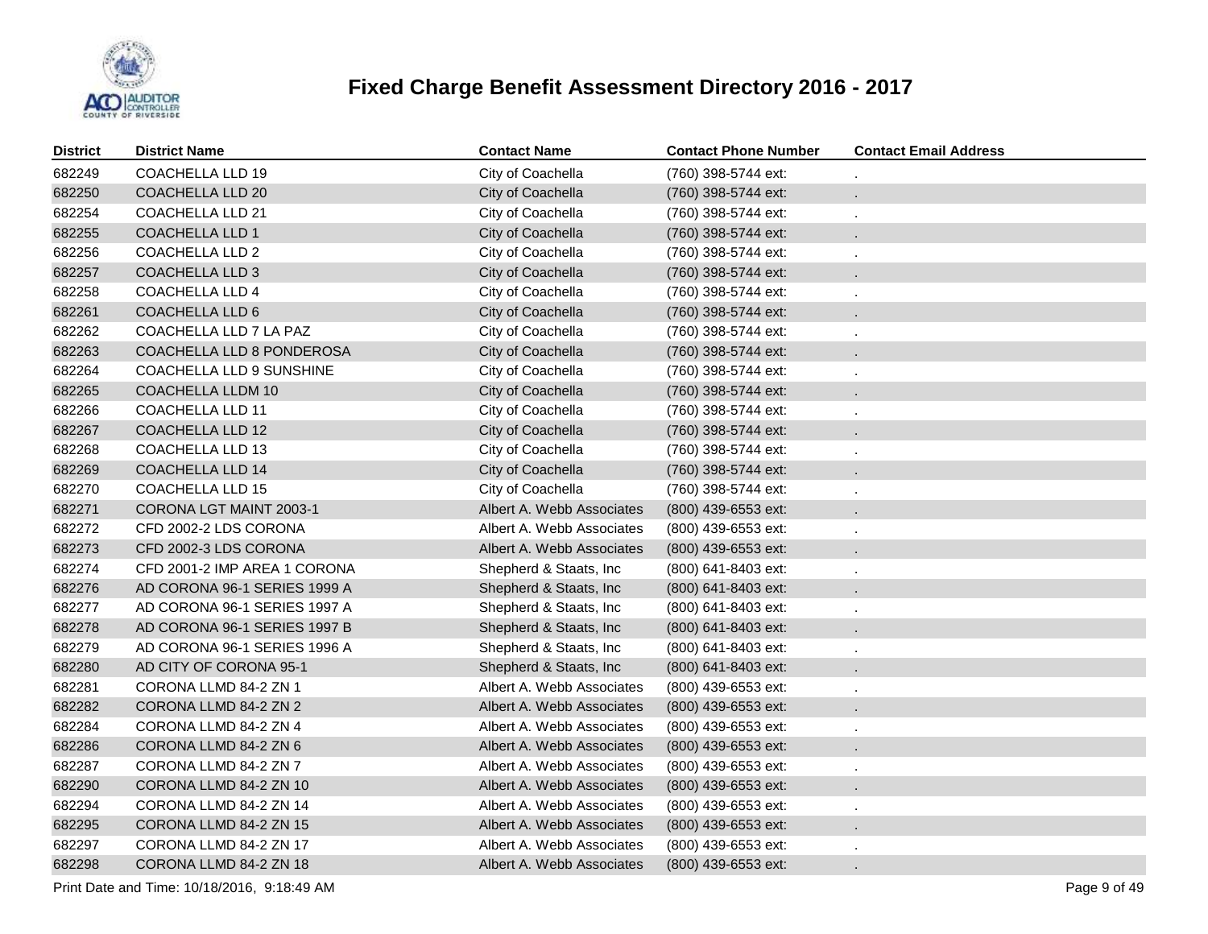# Fixed Charge Benefit Assessment Directory 2016 - 2017

| District | District Name | Contact Name | Contact Phone Number | Contact Email Address |
|---|---|---|---|---|
| 682249 | COACHELLA LLD 19 | City of Coachella | (760) 398-5744 ext: | . |
| 682250 | COACHELLA LLD 20 | City of Coachella | (760) 398-5744 ext: | . |
| 682254 | COACHELLA LLD 21 | City of Coachella | (760) 398-5744 ext: | . |
| 682255 | COACHELLA LLD 1 | City of Coachella | (760) 398-5744 ext: | . |
| 682256 | COACHELLA LLD 2 | City of Coachella | (760) 398-5744 ext: | . |
| 682257 | COACHELLA LLD 3 | City of Coachella | (760) 398-5744 ext: | . |
| 682258 | COACHELLA LLD 4 | City of Coachella | (760) 398-5744 ext: | . |
| 682261 | COACHELLA LLD 6 | City of Coachella | (760) 398-5744 ext: | . |
| 682262 | COACHELLA LLD 7 LA PAZ | City of Coachella | (760) 398-5744 ext: | . |
| 682263 | COACHELLA LLD 8 PONDEROSA | City of Coachella | (760) 398-5744 ext: | . |
| 682264 | COACHELLA LLD 9 SUNSHINE | City of Coachella | (760) 398-5744 ext: | . |
| 682265 | COACHELLA LLDM 10 | City of Coachella | (760) 398-5744 ext: | . |
| 682266 | COACHELLA LLD 11 | City of Coachella | (760) 398-5744 ext: | . |
| 682267 | COACHELLA LLD 12 | City of Coachella | (760) 398-5744 ext: | . |
| 682268 | COACHELLA LLD 13 | City of Coachella | (760) 398-5744 ext: | . |
| 682269 | COACHELLA LLD 14 | City of Coachella | (760) 398-5744 ext: | . |
| 682270 | COACHELLA LLD 15 | City of Coachella | (760) 398-5744 ext: | . |
| 682271 | CORONA LGT MAINT 2003-1 | Albert A. Webb Associates | (800) 439-6553 ext: | . |
| 682272 | CFD 2002-2 LDS CORONA | Albert A. Webb Associates | (800) 439-6553 ext: | . |
| 682273 | CFD 2002-3 LDS CORONA | Albert A. Webb Associates | (800) 439-6553 ext: | . |
| 682274 | CFD 2001-2 IMP AREA 1 CORONA | Shepherd & Staats, Inc | (800) 641-8403 ext: | . |
| 682276 | AD CORONA 96-1 SERIES 1999 A | Shepherd & Staats, Inc | (800) 641-8403 ext: | . |
| 682277 | AD CORONA 96-1 SERIES 1997 A | Shepherd & Staats, Inc | (800) 641-8403 ext: | . |
| 682278 | AD CORONA 96-1 SERIES 1997 B | Shepherd & Staats, Inc | (800) 641-8403 ext: | . |
| 682279 | AD CORONA 96-1 SERIES 1996 A | Shepherd & Staats, Inc | (800) 641-8403 ext: | . |
| 682280 | AD CITY OF CORONA 95-1 | Shepherd & Staats, Inc | (800) 641-8403 ext: | . |
| 682281 | CORONA LLMD 84-2 ZN 1 | Albert A. Webb Associates | (800) 439-6553 ext: | . |
| 682282 | CORONA LLMD 84-2 ZN 2 | Albert A. Webb Associates | (800) 439-6553 ext: | . |
| 682284 | CORONA LLMD 84-2 ZN 4 | Albert A. Webb Associates | (800) 439-6553 ext: | . |
| 682286 | CORONA LLMD 84-2 ZN 6 | Albert A. Webb Associates | (800) 439-6553 ext: | . |
| 682287 | CORONA LLMD 84-2 ZN 7 | Albert A. Webb Associates | (800) 439-6553 ext: | . |
| 682290 | CORONA LLMD 84-2 ZN 10 | Albert A. Webb Associates | (800) 439-6553 ext: | . |
| 682294 | CORONA LLMD 84-2 ZN 14 | Albert A. Webb Associates | (800) 439-6553 ext: | . |
| 682295 | CORONA LLMD 84-2 ZN 15 | Albert A. Webb Associates | (800) 439-6553 ext: | . |
| 682297 | CORONA LLMD 84-2 ZN 17 | Albert A. Webb Associates | (800) 439-6553 ext: | . |
| 682298 | CORONA LLMD 84-2 ZN 18 | Albert A. Webb Associates | (800) 439-6553 ext: | . |

Print Date and Time: 10/18/2016, 9:18:49 AM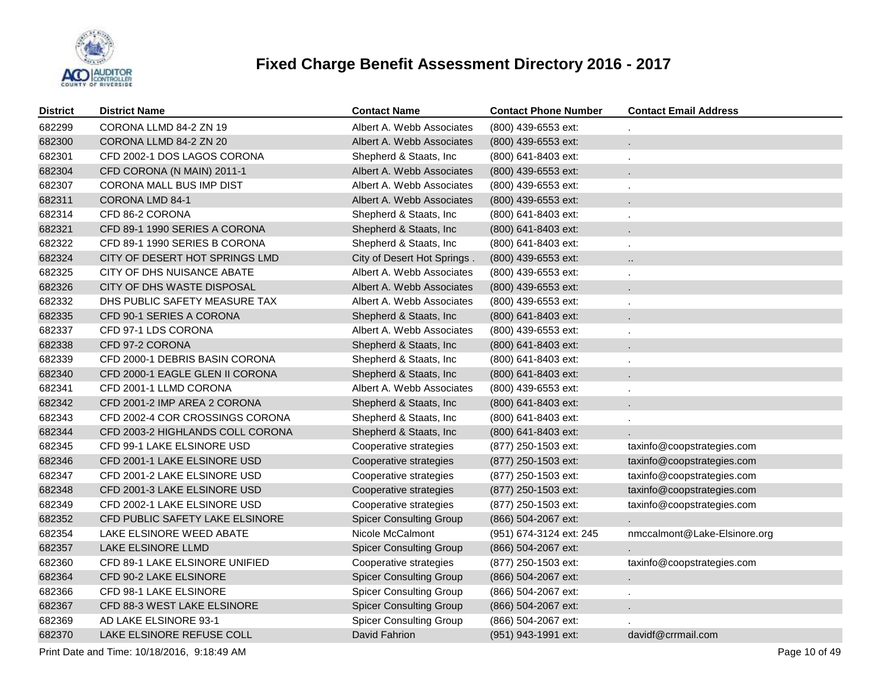# Fixed Charge Benefit Assessment Directory 2016 - 2017

| District | District Name | Contact Name | Contact Phone Number | Contact Email Address |
|---|---|---|---|---|
| 682299 | CORONA LLMD 84-2 ZN 19 | Albert A. Webb Associates | (800) 439-6553 ext: | . |
| 682300 | CORONA LLMD 84-2 ZN 20 | Albert A. Webb Associates | (800) 439-6553 ext: | . |
| 682301 | CFD 2002-1 DOS LAGOS CORONA | Shepherd & Staats, Inc | (800) 641-8403 ext: | . |
| 682304 | CFD CORONA (N MAIN) 2011-1 | Albert A. Webb Associates | (800) 439-6553 ext: | . |
| 682307 | CORONA MALL BUS IMP DIST | Albert A. Webb Associates | (800) 439-6553 ext: | . |
| 682311 | CORONA LMD 84-1 | Albert A. Webb Associates | (800) 439-6553 ext: | . |
| 682314 | CFD 86-2 CORONA | Shepherd & Staats, Inc | (800) 641-8403 ext: | . |
| 682321 | CFD 89-1 1990 SERIES A CORONA | Shepherd & Staats, Inc | (800) 641-8403 ext: | . |
| 682322 | CFD 89-1 1990 SERIES B CORONA | Shepherd & Staats, Inc | (800) 641-8403 ext: | . |
| 682324 | CITY OF DESERT HOT SPRINGS LMD | City of Desert Hot Springs . | (800) 439-6553 ext: | .. |
| 682325 | CITY OF DHS NUISANCE ABATE | Albert A. Webb Associates | (800) 439-6553 ext: | . |
| 682326 | CITY OF DHS WASTE DISPOSAL | Albert A. Webb Associates | (800) 439-6553 ext: | . |
| 682332 | DHS PUBLIC SAFETY MEASURE TAX | Albert A. Webb Associates | (800) 439-6553 ext: | . |
| 682335 | CFD 90-1 SERIES A CORONA | Shepherd & Staats, Inc | (800) 641-8403 ext: | . |
| 682337 | CFD 97-1 LDS CORONA | Albert A. Webb Associates | (800) 439-6553 ext: | . |
| 682338 | CFD 97-2 CORONA | Shepherd & Staats, Inc | (800) 641-8403 ext: | . |
| 682339 | CFD 2000-1 DEBRIS BASIN CORONA | Shepherd & Staats, Inc | (800) 641-8403 ext: | . |
| 682340 | CFD 2000-1 EAGLE GLEN II CORONA | Shepherd & Staats, Inc | (800) 641-8403 ext: | . |
| 682341 | CFD 2001-1 LLMD CORONA | Albert A. Webb Associates | (800) 439-6553 ext: | . |
| 682342 | CFD 2001-2 IMP AREA 2 CORONA | Shepherd & Staats, Inc | (800) 641-8403 ext: | . |
| 682343 | CFD 2002-4 COR CROSSINGS CORONA | Shepherd & Staats, Inc | (800) 641-8403 ext: | . |
| 682344 | CFD 2003-2 HIGHLANDS COLL CORONA | Shepherd & Staats, Inc | (800) 641-8403 ext: | . |
| 682345 | CFD 99-1 LAKE ELSINORE USD | Cooperative strategies | (877) 250-1503 ext: | taxinfo@coopstrategies.com |
| 682346 | CFD 2001-1 LAKE ELSINORE USD | Cooperative strategies | (877) 250-1503 ext: | taxinfo@coopstrategies.com |
| 682347 | CFD 2001-2 LAKE ELSINORE USD | Cooperative strategies | (877) 250-1503 ext: | taxinfo@coopstrategies.com |
| 682348 | CFD 2001-3 LAKE ELSINORE USD | Cooperative strategies | (877) 250-1503 ext: | taxinfo@coopstrategies.com |
| 682349 | CFD 2002-1 LAKE ELSINORE USD | Cooperative strategies | (877) 250-1503 ext: | taxinfo@coopstrategies.com |
| 682352 | CFD PUBLIC SAFETY LAKE ELSINORE | Spicer Consulting Group | (866) 504-2067 ext: | . |
| 682354 | LAKE ELSINORE WEED ABATE | Nicole McCalmont | (951) 674-3124 ext: 245 | nmccalmont@Lake-Elsinore.org |
| 682357 | LAKE ELSINORE LLMD | Spicer Consulting Group | (866) 504-2067 ext: | . |
| 682360 | CFD 89-1 LAKE ELSINORE UNIFIED | Cooperative strategies | (877) 250-1503 ext: | taxinfo@coopstrategies.com |
| 682364 | CFD 90-2 LAKE ELSINORE | Spicer Consulting Group | (866) 504-2067 ext: | . |
| 682366 | CFD 98-1 LAKE ELSINORE | Spicer Consulting Group | (866) 504-2067 ext: | . |
| 682367 | CFD 88-3 WEST LAKE ELSINORE | Spicer Consulting Group | (866) 504-2067 ext: | . |
| 682369 | AD LAKE ELSINORE 93-1 | Spicer Consulting Group | (866) 504-2067 ext: | . |
| 682370 | LAKE ELSINORE REFUSE COLL | David Fahrion | (951) 943-1991 ext: | davidf@crrmail.com |

Print Date and Time: 10/18/2016, 9:18:49 AM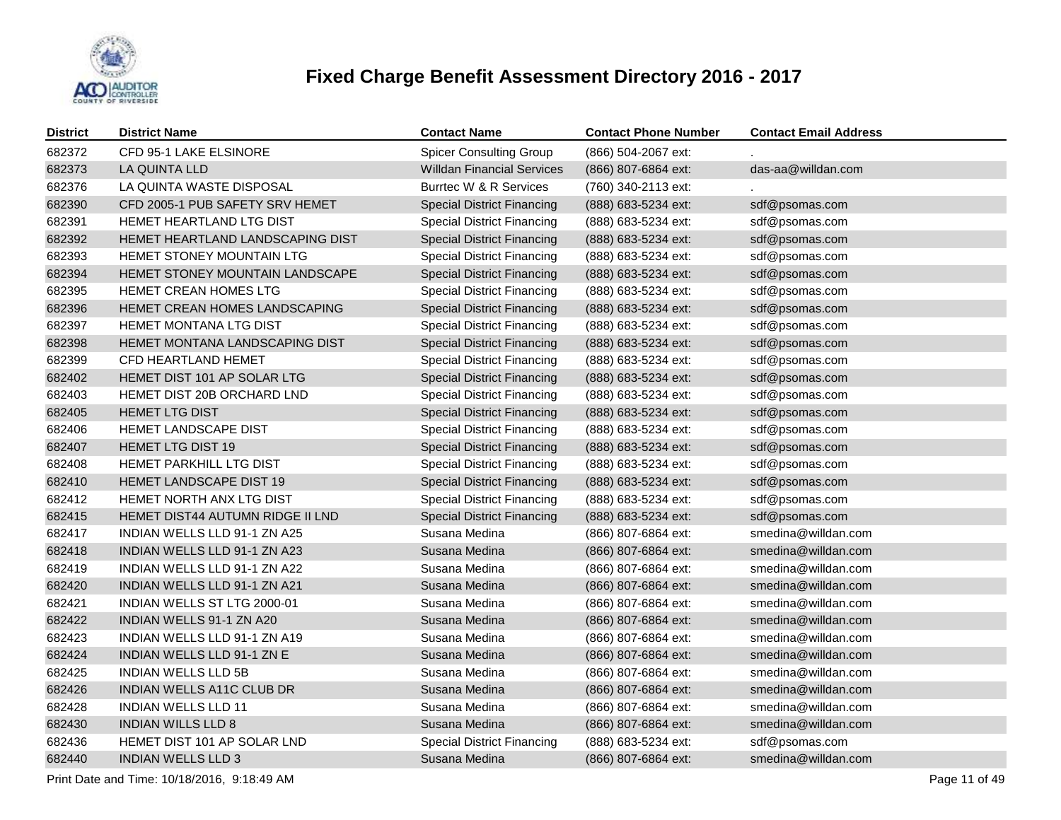# Fixed Charge Benefit Assessment Directory 2016 - 2017

| District | District Name | Contact Name | Contact Phone Number | Contact Email Address |
|---|---|---|---|---|
| 682372 | CFD 95-1 LAKE ELSINORE | Spicer Consulting Group | (866) 504-2067 ext: | . |
| 682373 | LA QUINTA LLD | Willdan Financial Services | (866) 807-6864 ext: | das-aa@willdan.com |
| 682376 | LA QUINTA WASTE DISPOSAL | Burrtec W & R Services | (760) 340-2113 ext: | . |
| 682390 | CFD 2005-1 PUB SAFETY SRV HEMET | Special District Financing | (888) 683-5234 ext: | sdf@psomas.com |
| 682391 | HEMET HEARTLAND LTG DIST | Special District Financing | (888) 683-5234 ext: | sdf@psomas.com |
| 682392 | HEMET HEARTLAND LANDSCAPING DIST | Special District Financing | (888) 683-5234 ext: | sdf@psomas.com |
| 682393 | HEMET STONEY MOUNTAIN LTG | Special District Financing | (888) 683-5234 ext: | sdf@psomas.com |
| 682394 | HEMET STONEY MOUNTAIN LANDSCAPE | Special District Financing | (888) 683-5234 ext: | sdf@psomas.com |
| 682395 | HEMET CREAN HOMES LTG | Special District Financing | (888) 683-5234 ext: | sdf@psomas.com |
| 682396 | HEMET CREAN HOMES LANDSCAPING | Special District Financing | (888) 683-5234 ext: | sdf@psomas.com |
| 682397 | HEMET MONTANA LTG DIST | Special District Financing | (888) 683-5234 ext: | sdf@psomas.com |
| 682398 | HEMET MONTANA LANDSCAPING DIST | Special District Financing | (888) 683-5234 ext: | sdf@psomas.com |
| 682399 | CFD HEARTLAND HEMET | Special District Financing | (888) 683-5234 ext: | sdf@psomas.com |
| 682402 | HEMET DIST 101 AP SOLAR LTG | Special District Financing | (888) 683-5234 ext: | sdf@psomas.com |
| 682403 | HEMET DIST 20B ORCHARD LND | Special District Financing | (888) 683-5234 ext: | sdf@psomas.com |
| 682405 | HEMET LTG DIST | Special District Financing | (888) 683-5234 ext: | sdf@psomas.com |
| 682406 | HEMET LANDSCAPE DIST | Special District Financing | (888) 683-5234 ext: | sdf@psomas.com |
| 682407 | HEMET LTG DIST 19 | Special District Financing | (888) 683-5234 ext: | sdf@psomas.com |
| 682408 | HEMET PARKHILL LTG DIST | Special District Financing | (888) 683-5234 ext: | sdf@psomas.com |
| 682410 | HEMET LANDSCAPE DIST 19 | Special District Financing | (888) 683-5234 ext: | sdf@psomas.com |
| 682412 | HEMET NORTH ANX LTG DIST | Special District Financing | (888) 683-5234 ext: | sdf@psomas.com |
| 682415 | HEMET DIST44 AUTUMN RIDGE II LND | Special District Financing | (888) 683-5234 ext: | sdf@psomas.com |
| 682417 | INDIAN WELLS LLD 91-1 ZN A25 | Susana Medina | (866) 807-6864 ext: | smedina@willdan.com |
| 682418 | INDIAN WELLS LLD 91-1 ZN A23 | Susana Medina | (866) 807-6864 ext: | smedina@willdan.com |
| 682419 | INDIAN WELLS LLD 91-1 ZN A22 | Susana Medina | (866) 807-6864 ext: | smedina@willdan.com |
| 682420 | INDIAN WELLS LLD 91-1 ZN A21 | Susana Medina | (866) 807-6864 ext: | smedina@willdan.com |
| 682421 | INDIAN WELLS ST LTG 2000-01 | Susana Medina | (866) 807-6864 ext: | smedina@willdan.com |
| 682422 | INDIAN WELLS 91-1 ZN A20 | Susana Medina | (866) 807-6864 ext: | smedina@willdan.com |
| 682423 | INDIAN WELLS LLD 91-1 ZN A19 | Susana Medina | (866) 807-6864 ext: | smedina@willdan.com |
| 682424 | INDIAN WELLS LLD 91-1 ZN E | Susana Medina | (866) 807-6864 ext: | smedina@willdan.com |
| 682425 | INDIAN WELLS LLD 5B | Susana Medina | (866) 807-6864 ext: | smedina@willdan.com |
| 682426 | INDIAN WELLS A11C CLUB DR | Susana Medina | (866) 807-6864 ext: | smedina@willdan.com |
| 682428 | INDIAN WELLS LLD 11 | Susana Medina | (866) 807-6864 ext: | smedina@willdan.com |
| 682430 | INDIAN WILLS LLD 8 | Susana Medina | (866) 807-6864 ext: | smedina@willdan.com |
| 682436 | HEMET DIST 101 AP SOLAR LND | Special District Financing | (888) 683-5234 ext: | sdf@psomas.com |
| 682440 | INDIAN WELLS LLD 3 | Susana Medina | (866) 807-6864 ext: | smedina@willdan.com |

Print Date and Time: 10/18/2016, 9:18:49 AM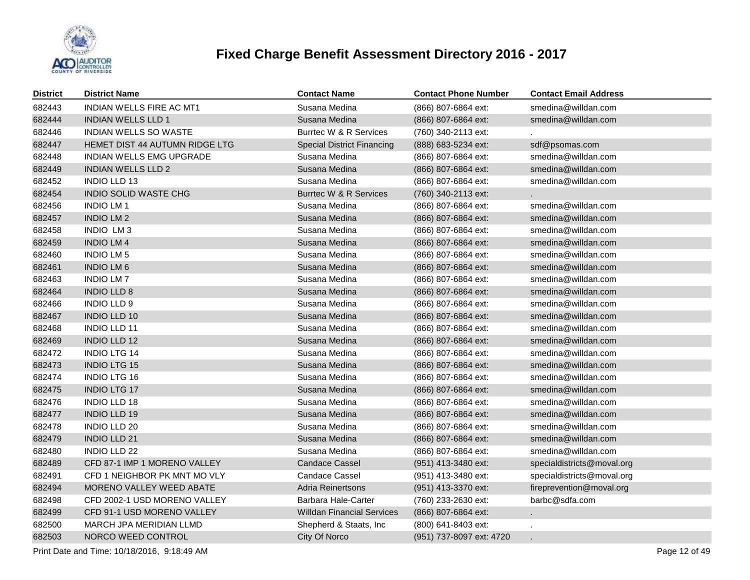# Fixed Charge Benefit Assessment Directory 2016 - 2017

| District | District Name | Contact Name | Contact Phone Number | Contact Email Address |
|---|---|---|---|---|
| 682443 | INDIAN WELLS FIRE AC MT1 | Susana Medina | (866) 807-6864 ext: | smedina@willdan.com |
| 682444 | INDIAN WELLS LLD 1 | Susana Medina | (866) 807-6864 ext: | smedina@willdan.com |
| 682446 | INDIAN WELLS SO WASTE | Burrtec W & R Services | (760) 340-2113 ext: | . |
| 682447 | HEMET DIST 44 AUTUMN RIDGE LTG | Special District Financing | (888) 683-5234 ext: | sdf@psomas.com |
| 682448 | INDIAN WELLS EMG UPGRADE | Susana Medina | (866) 807-6864 ext: | smedina@willdan.com |
| 682449 | INDIAN WELLS LLD 2 | Susana Medina | (866) 807-6864 ext: | smedina@willdan.com |
| 682452 | INDIO LLD 13 | Susana Medina | (866) 807-6864 ext: | smedina@willdan.com |
| 682454 | INDIO SOLID WASTE CHG | Burrtec W & R Services | (760) 340-2113 ext: | . |
| 682456 | INDIO LM 1 | Susana Medina | (866) 807-6864 ext: | smedina@willdan.com |
| 682457 | INDIO LM 2 | Susana Medina | (866) 807-6864 ext: | smedina@willdan.com |
| 682458 | INDIO LM 3 | Susana Medina | (866) 807-6864 ext: | smedina@willdan.com |
| 682459 | INDIO LM 4 | Susana Medina | (866) 807-6864 ext: | smedina@willdan.com |
| 682460 | INDIO LM 5 | Susana Medina | (866) 807-6864 ext: | smedina@willdan.com |
| 682461 | INDIO LM 6 | Susana Medina | (866) 807-6864 ext: | smedina@willdan.com |
| 682463 | INDIO LM 7 | Susana Medina | (866) 807-6864 ext: | smedina@willdan.com |
| 682464 | INDIO LLD 8 | Susana Medina | (866) 807-6864 ext: | smedina@willdan.com |
| 682466 | INDIO LLD 9 | Susana Medina | (866) 807-6864 ext: | smedina@willdan.com |
| 682467 | INDIO LLD 10 | Susana Medina | (866) 807-6864 ext: | smedina@willdan.com |
| 682468 | INDIO LLD 11 | Susana Medina | (866) 807-6864 ext: | smedina@willdan.com |
| 682469 | INDIO LLD 12 | Susana Medina | (866) 807-6864 ext: | smedina@willdan.com |
| 682472 | INDIO LTG 14 | Susana Medina | (866) 807-6864 ext: | smedina@willdan.com |
| 682473 | INDIO LTG 15 | Susana Medina | (866) 807-6864 ext: | smedina@willdan.com |
| 682474 | INDIO LTG 16 | Susana Medina | (866) 807-6864 ext: | smedina@willdan.com |
| 682475 | INDIO LTG 17 | Susana Medina | (866) 807-6864 ext: | smedina@willdan.com |
| 682476 | INDIO LLD 18 | Susana Medina | (866) 807-6864 ext: | smedina@willdan.com |
| 682477 | INDIO LLD 19 | Susana Medina | (866) 807-6864 ext: | smedina@willdan.com |
| 682478 | INDIO LLD 20 | Susana Medina | (866) 807-6864 ext: | smedina@willdan.com |
| 682479 | INDIO LLD 21 | Susana Medina | (866) 807-6864 ext: | smedina@willdan.com |
| 682480 | INDIO LLD 22 | Susana Medina | (866) 807-6864 ext: | smedina@willdan.com |
| 682489 | CFD 87-1 IMP 1 MORENO VALLEY | Candace Cassel | (951) 413-3480 ext: | specialdistricts@moval.org |
| 682491 | CFD 1 NEIGHBOR PK MNT MO VLY | Candace Cassel | (951) 413-3480 ext: | specialdistricts@moval.org |
| 682494 | MORENO VALLEY WEED ABATE | Adria Reinertsons | (951) 413-3370 ext: | fireprevention@moval.org |
| 682498 | CFD 2002-1 USD MORENO VALLEY | Barbara Hale-Carter | (760) 233-2630 ext: | barbc@sdfa.com |
| 682499 | CFD 91-1 USD MORENO VALLEY | Willdan Financial Services | (866) 807-6864 ext: | . |
| 682500 | MARCH JPA MERIDIAN LLMD | Shepherd & Staats, Inc | (800) 641-8403 ext: | . |
| 682503 | NORCO WEED CONTROL | City Of Norco | (951) 737-8097 ext: 4720 | . |

Print Date and Time: 10/18/2016, 9:18:49 AM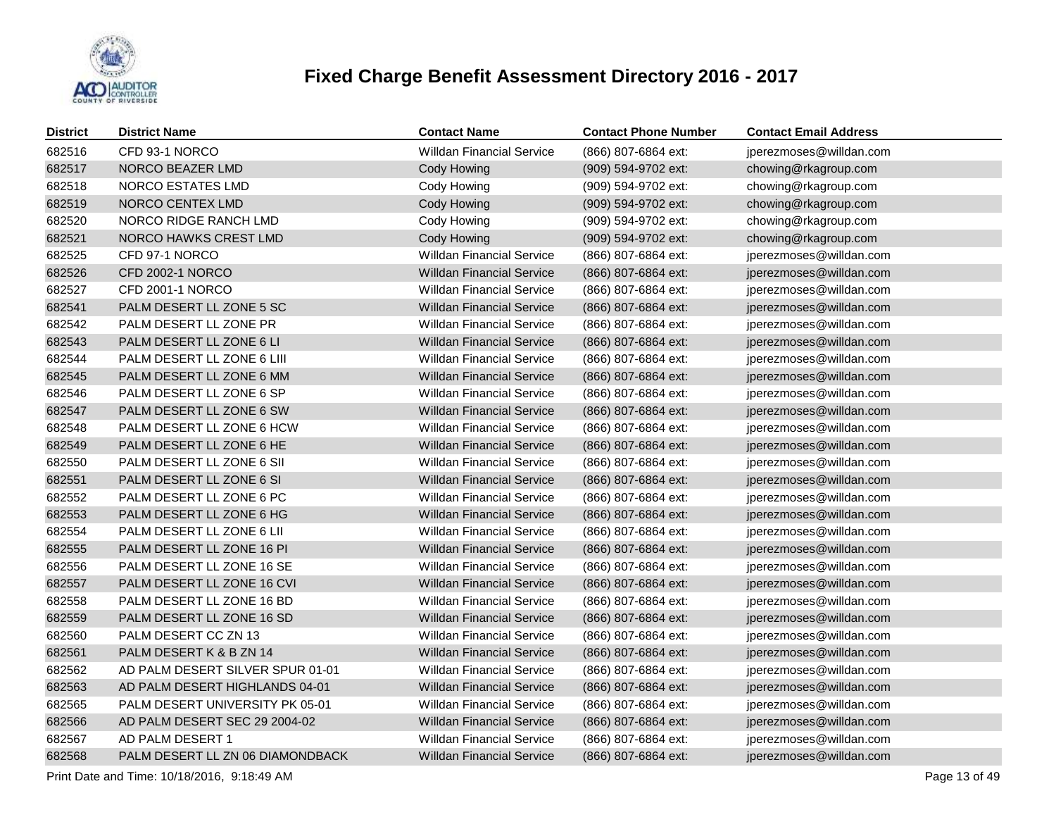# Fixed Charge Benefit Assessment Directory 2016 - 2017

| District | District Name | Contact Name | Contact Phone Number | Contact Email Address |
|---|---|---|---|---|
| 682516 | CFD 93-1 NORCO | Willdan Financial Service | (866) 807-6864 ext: | jperezmoses@willdan.com |
| 682517 | NORCO BEAZER LMD | Cody Howing | (909) 594-9702 ext: | chowing@rkagroup.com |
| 682518 | NORCO ESTATES LMD | Cody Howing | (909) 594-9702 ext: | chowing@rkagroup.com |
| 682519 | NORCO CENTEX LMD | Cody Howing | (909) 594-9702 ext: | chowing@rkagroup.com |
| 682520 | NORCO RIDGE RANCH LMD | Cody Howing | (909) 594-9702 ext: | chowing@rkagroup.com |
| 682521 | NORCO HAWKS CREST LMD | Cody Howing | (909) 594-9702 ext: | chowing@rkagroup.com |
| 682525 | CFD 97-1 NORCO | Willdan Financial Service | (866) 807-6864 ext: | jperezmoses@willdan.com |
| 682526 | CFD 2002-1 NORCO | Willdan Financial Service | (866) 807-6864 ext: | jperezmoses@willdan.com |
| 682527 | CFD 2001-1 NORCO | Willdan Financial Service | (866) 807-6864 ext: | jperezmoses@willdan.com |
| 682541 | PALM DESERT LL ZONE 5 SC | Willdan Financial Service | (866) 807-6864 ext: | jperezmoses@willdan.com |
| 682542 | PALM DESERT LL ZONE PR | Willdan Financial Service | (866) 807-6864 ext: | jperezmoses@willdan.com |
| 682543 | PALM DESERT LL ZONE 6 LI | Willdan Financial Service | (866) 807-6864 ext: | jperezmoses@willdan.com |
| 682544 | PALM DESERT LL ZONE 6 LIII | Willdan Financial Service | (866) 807-6864 ext: | jperezmoses@willdan.com |
| 682545 | PALM DESERT LL ZONE 6 MM | Willdan Financial Service | (866) 807-6864 ext: | jperezmoses@willdan.com |
| 682546 | PALM DESERT LL ZONE 6 SP | Willdan Financial Service | (866) 807-6864 ext: | jperezmoses@willdan.com |
| 682547 | PALM DESERT LL ZONE 6 SW | Willdan Financial Service | (866) 807-6864 ext: | jperezmoses@willdan.com |
| 682548 | PALM DESERT LL ZONE 6 HCW | Willdan Financial Service | (866) 807-6864 ext: | jperezmoses@willdan.com |
| 682549 | PALM DESERT LL ZONE 6 HE | Willdan Financial Service | (866) 807-6864 ext: | jperezmoses@willdan.com |
| 682550 | PALM DESERT LL ZONE 6 SII | Willdan Financial Service | (866) 807-6864 ext: | jperezmoses@willdan.com |
| 682551 | PALM DESERT LL ZONE 6 SI | Willdan Financial Service | (866) 807-6864 ext: | jperezmoses@willdan.com |
| 682552 | PALM DESERT LL ZONE 6 PC | Willdan Financial Service | (866) 807-6864 ext: | jperezmoses@willdan.com |
| 682553 | PALM DESERT LL ZONE 6 HG | Willdan Financial Service | (866) 807-6864 ext: | jperezmoses@willdan.com |
| 682554 | PALM DESERT LL ZONE 6 LII | Willdan Financial Service | (866) 807-6864 ext: | jperezmoses@willdan.com |
| 682555 | PALM DESERT LL ZONE 16 PI | Willdan Financial Service | (866) 807-6864 ext: | jperezmoses@willdan.com |
| 682556 | PALM DESERT LL ZONE 16 SE | Willdan Financial Service | (866) 807-6864 ext: | jperezmoses@willdan.com |
| 682557 | PALM DESERT LL ZONE 16 CVI | Willdan Financial Service | (866) 807-6864 ext: | jperezmoses@willdan.com |
| 682558 | PALM DESERT LL ZONE 16 BD | Willdan Financial Service | (866) 807-6864 ext: | jperezmoses@willdan.com |
| 682559 | PALM DESERT LL ZONE 16 SD | Willdan Financial Service | (866) 807-6864 ext: | jperezmoses@willdan.com |
| 682560 | PALM DESERT CC ZN 13 | Willdan Financial Service | (866) 807-6864 ext: | jperezmoses@willdan.com |
| 682561 | PALM DESERT K & B ZN 14 | Willdan Financial Service | (866) 807-6864 ext: | jperezmoses@willdan.com |
| 682562 | AD PALM DESERT SILVER SPUR 01-01 | Willdan Financial Service | (866) 807-6864 ext: | jperezmoses@willdan.com |
| 682563 | AD PALM DESERT HIGHLANDS 04-01 | Willdan Financial Service | (866) 807-6864 ext: | jperezmoses@willdan.com |
| 682565 | PALM DESERT UNIVERSITY PK 05-01 | Willdan Financial Service | (866) 807-6864 ext: | jperezmoses@willdan.com |
| 682566 | AD PALM DESERT SEC 29 2004-02 | Willdan Financial Service | (866) 807-6864 ext: | jperezmoses@willdan.com |
| 682567 | AD PALM DESERT 1 | Willdan Financial Service | (866) 807-6864 ext: | jperezmoses@willdan.com |
| 682568 | PALM DESERT LL ZN 06 DIAMONDBACK | Willdan Financial Service | (866) 807-6864 ext: | jperezmoses@willdan.com |

Print Date and Time: 10/18/2016, 9:18:49 AM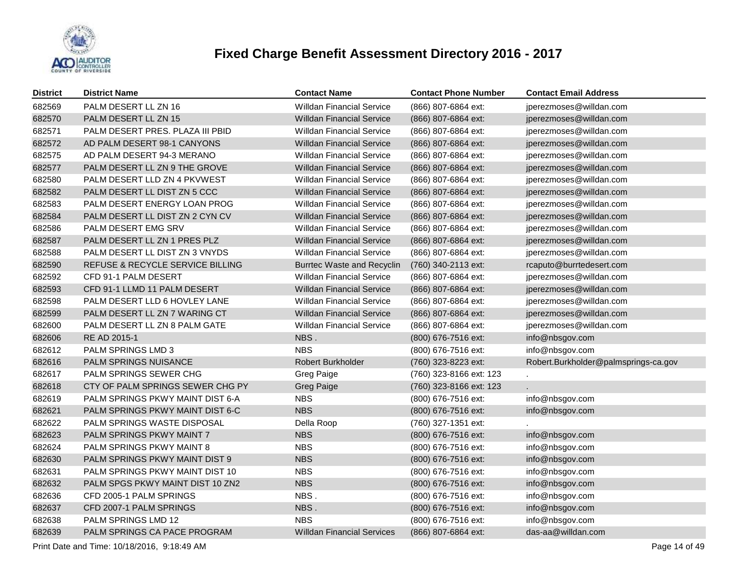# Fixed Charge Benefit Assessment Directory 2016 - 2017

| District | District Name | Contact Name | Contact Phone Number | Contact Email Address |
|---|---|---|---|---|
| 682569 | PALM DESERT LL ZN 16 | Willdan Financial Service | (866) 807-6864 ext: | jperezmoses@willdan.com |
| 682570 | PALM DESERT LL ZN 15 | Willdan Financial Service | (866) 807-6864 ext: | jperezmoses@willdan.com |
| 682571 | PALM DESERT PRES. PLAZA III PBID | Willdan Financial Service | (866) 807-6864 ext: | jperezmoses@willdan.com |
| 682572 | AD PALM DESERT 98-1 CANYONS | Willdan Financial Service | (866) 807-6864 ext: | jperezmoses@willdan.com |
| 682575 | AD PALM DESERT 94-3 MERANO | Willdan Financial Service | (866) 807-6864 ext: | jperezmoses@willdan.com |
| 682577 | PALM DESERT LL ZN 9 THE GROVE | Willdan Financial Service | (866) 807-6864 ext: | jperezmoses@willdan.com |
| 682580 | PALM DESERT LLD ZN 4 PKVWEST | Willdan Financial Service | (866) 807-6864 ext: | jperezmoses@willdan.com |
| 682582 | PALM DESERT LL DIST ZN 5 CCC | Willdan Financial Service | (866) 807-6864 ext: | jperezmoses@willdan.com |
| 682583 | PALM DESERT ENERGY LOAN PROG | Willdan Financial Service | (866) 807-6864 ext: | jperezmoses@willdan.com |
| 682584 | PALM DESERT LL DIST ZN 2 CYN CV | Willdan Financial Service | (866) 807-6864 ext: | jperezmoses@willdan.com |
| 682586 | PALM DESERT EMG SRV | Willdan Financial Service | (866) 807-6864 ext: | jperezmoses@willdan.com |
| 682587 | PALM DESERT LL ZN 1 PRES PLZ | Willdan Financial Service | (866) 807-6864 ext: | jperezmoses@willdan.com |
| 682588 | PALM DESERT LL DIST ZN 3 VNYDS | Willdan Financial Service | (866) 807-6864 ext: | jperezmoses@willdan.com |
| 682590 | REFUSE & RECYCLE SERVICE BILLING | Burrtec Waste and Recyclin | (760) 340-2113 ext: | rcaputo@burrtedesert.com |
| 682592 | CFD 91-1 PALM DESERT | Willdan Financial Service | (866) 807-6864 ext: | jperezmoses@willdan.com |
| 682593 | CFD 91-1 LLMD 11 PALM DESERT | Willdan Financial Service | (866) 807-6864 ext: | jperezmoses@willdan.com |
| 682598 | PALM DESERT LLD 6 HOVLEY LANE | Willdan Financial Service | (866) 807-6864 ext: | jperezmoses@willdan.com |
| 682599 | PALM DESERT LL ZN 7 WARING CT | Willdan Financial Service | (866) 807-6864 ext: | jperezmoses@willdan.com |
| 682600 | PALM DESERT LL ZN 8 PALM GATE | Willdan Financial Service | (866) 807-6864 ext: | jperezmoses@willdan.com |
| 682606 | RE AD 2015-1 | NBS . | (800) 676-7516 ext: | info@nbsgov.com |
| 682612 | PALM SPRINGS LMD 3 | NBS | (800) 676-7516 ext: | info@nbsgov.com |
| 682616 | PALM SPRINGS NUISANCE | Robert Burkholder | (760) 323-8223 ext: | Robert.Burkholder@palmsprings-ca.gov |
| 682617 | PALM SPRINGS SEWER CHG | Greg Paige | (760) 323-8166 ext: 123 | . |
| 682618 | CTY OF PALM SPRINGS SEWER CHG PY | Greg Paige | (760) 323-8166 ext: 123 | . |
| 682619 | PALM SPRINGS PKWY MAINT DIST 6-A | NBS | (800) 676-7516 ext: | info@nbsgov.com |
| 682621 | PALM SPRINGS PKWY MAINT DIST 6-C | NBS | (800) 676-7516 ext: | info@nbsgov.com |
| 682622 | PALM SPRINGS WASTE DISPOSAL | Della Roop | (760) 327-1351 ext: | . |
| 682623 | PALM SPRINGS PKWY MAINT 7 | NBS | (800) 676-7516 ext: | info@nbsgov.com |
| 682624 | PALM SPRINGS PKWY MAINT 8 | NBS | (800) 676-7516 ext: | info@nbsgov.com |
| 682630 | PALM SPRINGS PKWY MAINT DIST 9 | NBS | (800) 676-7516 ext: | info@nbsgov.com |
| 682631 | PALM SPRINGS PKWY MAINT DIST 10 | NBS | (800) 676-7516 ext: | info@nbsgov.com |
| 682632 | PALM SPGS PKWY MAINT DIST 10 ZN2 | NBS | (800) 676-7516 ext: | info@nbsgov.com |
| 682636 | CFD 2005-1 PALM SPRINGS | NBS . | (800) 676-7516 ext: | info@nbsgov.com |
| 682637 | CFD 2007-1 PALM SPRINGS | NBS . | (800) 676-7516 ext: | info@nbsgov.com |
| 682638 | PALM SPRINGS LMD 12 | NBS | (800) 676-7516 ext: | info@nbsgov.com |
| 682639 | PALM SPRINGS CA PACE PROGRAM | Willdan Financial Services | (866) 807-6864 ext: | das-aa@willdan.com |

Print Date and Time: 10/18/2016, 9:18:49 AM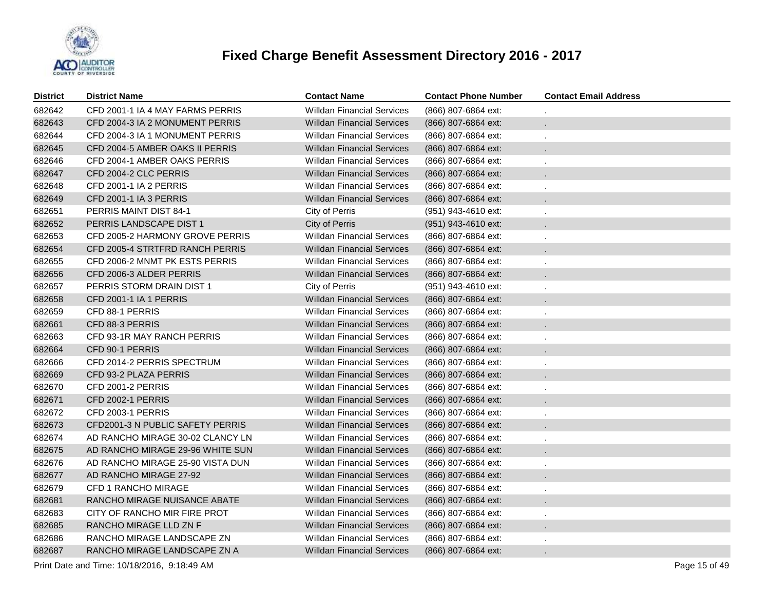# Fixed Charge Benefit Assessment Directory 2016 - 2017

| District | District Name | Contact Name | Contact Phone Number | Contact Email Address |
|---|---|---|---|---|
| 682642 | CFD 2001-1 IA 4 MAY FARMS PERRIS | Willdan Financial Services | (866) 807-6864 ext: | . |
| 682643 | CFD 2004-3 IA 2 MONUMENT PERRIS | Willdan Financial Services | (866) 807-6864 ext: | . |
| 682644 | CFD 2004-3 IA 1 MONUMENT PERRIS | Willdan Financial Services | (866) 807-6864 ext: | . |
| 682645 | CFD 2004-5 AMBER OAKS II PERRIS | Willdan Financial Services | (866) 807-6864 ext: | . |
| 682646 | CFD 2004-1 AMBER OAKS PERRIS | Willdan Financial Services | (866) 807-6864 ext: | . |
| 682647 | CFD 2004-2 CLC PERRIS | Willdan Financial Services | (866) 807-6864 ext: | . |
| 682648 | CFD 2001-1 IA 2 PERRIS | Willdan Financial Services | (866) 807-6864 ext: | . |
| 682649 | CFD 2001-1 IA 3 PERRIS | Willdan Financial Services | (866) 807-6864 ext: | . |
| 682651 | PERRIS MAINT DIST 84-1 | City of Perris | (951) 943-4610 ext: | . |
| 682652 | PERRIS LANDSCAPE DIST 1 | City of Perris | (951) 943-4610 ext: | . |
| 682653 | CFD 2005-2 HARMONY GROVE PERRIS | Willdan Financial Services | (866) 807-6864 ext: | . |
| 682654 | CFD 2005-4 STRTFRD RANCH PERRIS | Willdan Financial Services | (866) 807-6864 ext: | . |
| 682655 | CFD 2006-2 MNMT PK ESTS PERRIS | Willdan Financial Services | (866) 807-6864 ext: | . |
| 682656 | CFD 2006-3 ALDER PERRIS | Willdan Financial Services | (866) 807-6864 ext: | . |
| 682657 | PERRIS STORM DRAIN DIST 1 | City of Perris | (951) 943-4610 ext: | . |
| 682658 | CFD 2001-1 IA 1 PERRIS | Willdan Financial Services | (866) 807-6864 ext: | . |
| 682659 | CFD 88-1 PERRIS | Willdan Financial Services | (866) 807-6864 ext: | . |
| 682661 | CFD 88-3 PERRIS | Willdan Financial Services | (866) 807-6864 ext: | . |
| 682663 | CFD 93-1R MAY RANCH PERRIS | Willdan Financial Services | (866) 807-6864 ext: | . |
| 682664 | CFD 90-1 PERRIS | Willdan Financial Services | (866) 807-6864 ext: | . |
| 682666 | CFD 2014-2 PERRIS SPECTRUM | Willdan Financial Services | (866) 807-6864 ext: | . |
| 682669 | CFD 93-2 PLAZA PERRIS | Willdan Financial Services | (866) 807-6864 ext: | . |
| 682670 | CFD 2001-2 PERRIS | Willdan Financial Services | (866) 807-6864 ext: | . |
| 682671 | CFD 2002-1 PERRIS | Willdan Financial Services | (866) 807-6864 ext: | . |
| 682672 | CFD 2003-1 PERRIS | Willdan Financial Services | (866) 807-6864 ext: | . |
| 682673 | CFD2001-3 N PUBLIC SAFETY PERRIS | Willdan Financial Services | (866) 807-6864 ext: | . |
| 682674 | AD RANCHO MIRAGE 30-02 CLANCY LN | Willdan Financial Services | (866) 807-6864 ext: | . |
| 682675 | AD RANCHO MIRAGE 29-96 WHITE SUN | Willdan Financial Services | (866) 807-6864 ext: | . |
| 682676 | AD RANCHO MIRAGE 25-90 VISTA DUN | Willdan Financial Services | (866) 807-6864 ext: | . |
| 682677 | AD RANCHO MIRAGE 27-92 | Willdan Financial Services | (866) 807-6864 ext: | . |
| 682679 | CFD 1 RANCHO MIRAGE | Willdan Financial Services | (866) 807-6864 ext: | . |
| 682681 | RANCHO MIRAGE NUISANCE ABATE | Willdan Financial Services | (866) 807-6864 ext: | . |
| 682683 | CITY OF RANCHO MIR FIRE PROT | Willdan Financial Services | (866) 807-6864 ext: | . |
| 682685 | RANCHO MIRAGE LLD ZN F | Willdan Financial Services | (866) 807-6864 ext: | . |
| 682686 | RANCHO MIRAGE LANDSCAPE ZN | Willdan Financial Services | (866) 807-6864 ext: | . |
| 682687 | RANCHO MIRAGE LANDSCAPE ZN A | Willdan Financial Services | (866) 807-6864 ext: | . |

Print Date and Time: 10/18/2016, 9:18:49 AM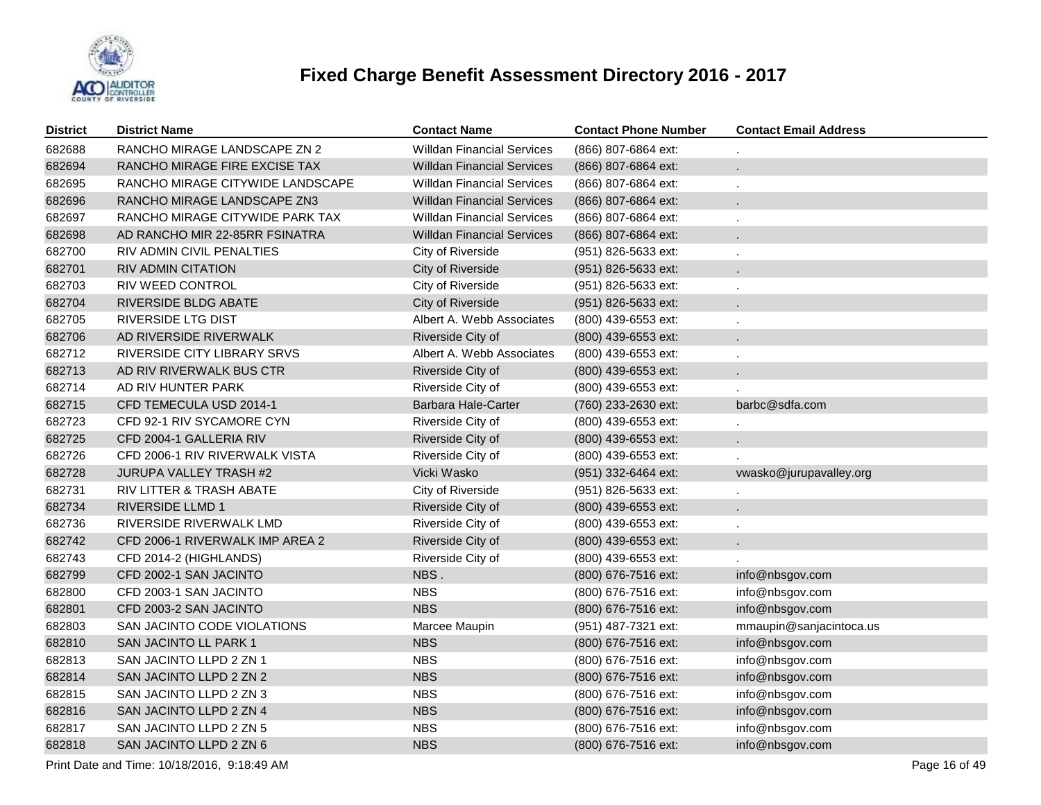# Fixed Charge Benefit Assessment Directory 2016 - 2017

| District | District Name | Contact Name | Contact Phone Number | Contact Email Address |
|---|---|---|---|---|
| 682688 | RANCHO MIRAGE LANDSCAPE ZN 2 | Willdan Financial Services | (866) 807-6864 ext: | . |
| 682694 | RANCHO MIRAGE FIRE EXCISE TAX | Willdan Financial Services | (866) 807-6864 ext: | . |
| 682695 | RANCHO MIRAGE CITYWIDE LANDSCAPE | Willdan Financial Services | (866) 807-6864 ext: | . |
| 682696 | RANCHO MIRAGE LANDSCAPE ZN3 | Willdan Financial Services | (866) 807-6864 ext: | . |
| 682697 | RANCHO MIRAGE CITYWIDE PARK TAX | Willdan Financial Services | (866) 807-6864 ext: | . |
| 682698 | AD RANCHO MIR 22-85RR FSINATRA | Willdan Financial Services | (866) 807-6864 ext: | . |
| 682700 | RIV ADMIN CIVIL PENALTIES | City of Riverside | (951) 826-5633 ext: | . |
| 682701 | RIV ADMIN CITATION | City of Riverside | (951) 826-5633 ext: | . |
| 682703 | RIV WEED CONTROL | City of Riverside | (951) 826-5633 ext: | . |
| 682704 | RIVERSIDE BLDG ABATE | City of Riverside | (951) 826-5633 ext: | . |
| 682705 | RIVERSIDE LTG DIST | Albert A. Webb Associates | (800) 439-6553 ext: | . |
| 682706 | AD RIVERSIDE RIVERWALK | Riverside City of | (800) 439-6553 ext: | . |
| 682712 | RIVERSIDE CITY LIBRARY SRVS | Albert A. Webb Associates | (800) 439-6553 ext: | . |
| 682713 | AD RIV RIVERWALK BUS CTR | Riverside City of | (800) 439-6553 ext: | . |
| 682714 | AD RIV HUNTER PARK | Riverside City of | (800) 439-6553 ext: | . |
| 682715 | CFD TEMECULA USD 2014-1 | Barbara Hale-Carter | (760) 233-2630 ext: | barbc@sdfa.com |
| 682723 | CFD 92-1 RIV SYCAMORE CYN | Riverside City of | (800) 439-6553 ext: | . |
| 682725 | CFD 2004-1 GALLERIA RIV | Riverside City of | (800) 439-6553 ext: | . |
| 682726 | CFD 2006-1 RIV RIVERWALK VISTA | Riverside City of | (800) 439-6553 ext: | . |
| 682728 | JURUPA VALLEY TRASH #2 | Vicki Wasko | (951) 332-6464 ext: | vwasko@jurupavalley.org |
| 682731 | RIV LITTER & TRASH ABATE | City of Riverside | (951) 826-5633 ext: | . |
| 682734 | RIVERSIDE LLMD 1 | Riverside City of | (800) 439-6553 ext: | . |
| 682736 | RIVERSIDE RIVERWALK LMD | Riverside City of | (800) 439-6553 ext: | . |
| 682742 | CFD 2006-1 RIVERWALK IMP AREA 2 | Riverside City of | (800) 439-6553 ext: | . |
| 682743 | CFD 2014-2 (HIGHLANDS) | Riverside City of | (800) 439-6553 ext: | . |
| 682799 | CFD 2002-1 SAN JACINTO | NBS . | (800) 676-7516 ext: | info@nbsgov.com |
| 682800 | CFD 2003-1 SAN JACINTO | NBS | (800) 676-7516 ext: | info@nbsgov.com |
| 682801 | CFD 2003-2 SAN JACINTO | NBS | (800) 676-7516 ext: | info@nbsgov.com |
| 682803 | SAN JACINTO CODE VIOLATIONS | Marcee Maupin | (951) 487-7321 ext: | mmaupin@sanjacintoca.us |
| 682810 | SAN JACINTO LL PARK 1 | NBS | (800) 676-7516 ext: | info@nbsgov.com |
| 682813 | SAN JACINTO LLPD 2 ZN 1 | NBS | (800) 676-7516 ext: | info@nbsgov.com |
| 682814 | SAN JACINTO LLPD 2 ZN 2 | NBS | (800) 676-7516 ext: | info@nbsgov.com |
| 682815 | SAN JACINTO LLPD 2 ZN 3 | NBS | (800) 676-7516 ext: | info@nbsgov.com |
| 682816 | SAN JACINTO LLPD 2 ZN 4 | NBS | (800) 676-7516 ext: | info@nbsgov.com |
| 682817 | SAN JACINTO LLPD 2 ZN 5 | NBS | (800) 676-7516 ext: | info@nbsgov.com |
| 682818 | SAN JACINTO LLPD 2 ZN 6 | NBS | (800) 676-7516 ext: | info@nbsgov.com |

Print Date and Time: 10/18/2016, 9:18:49 AM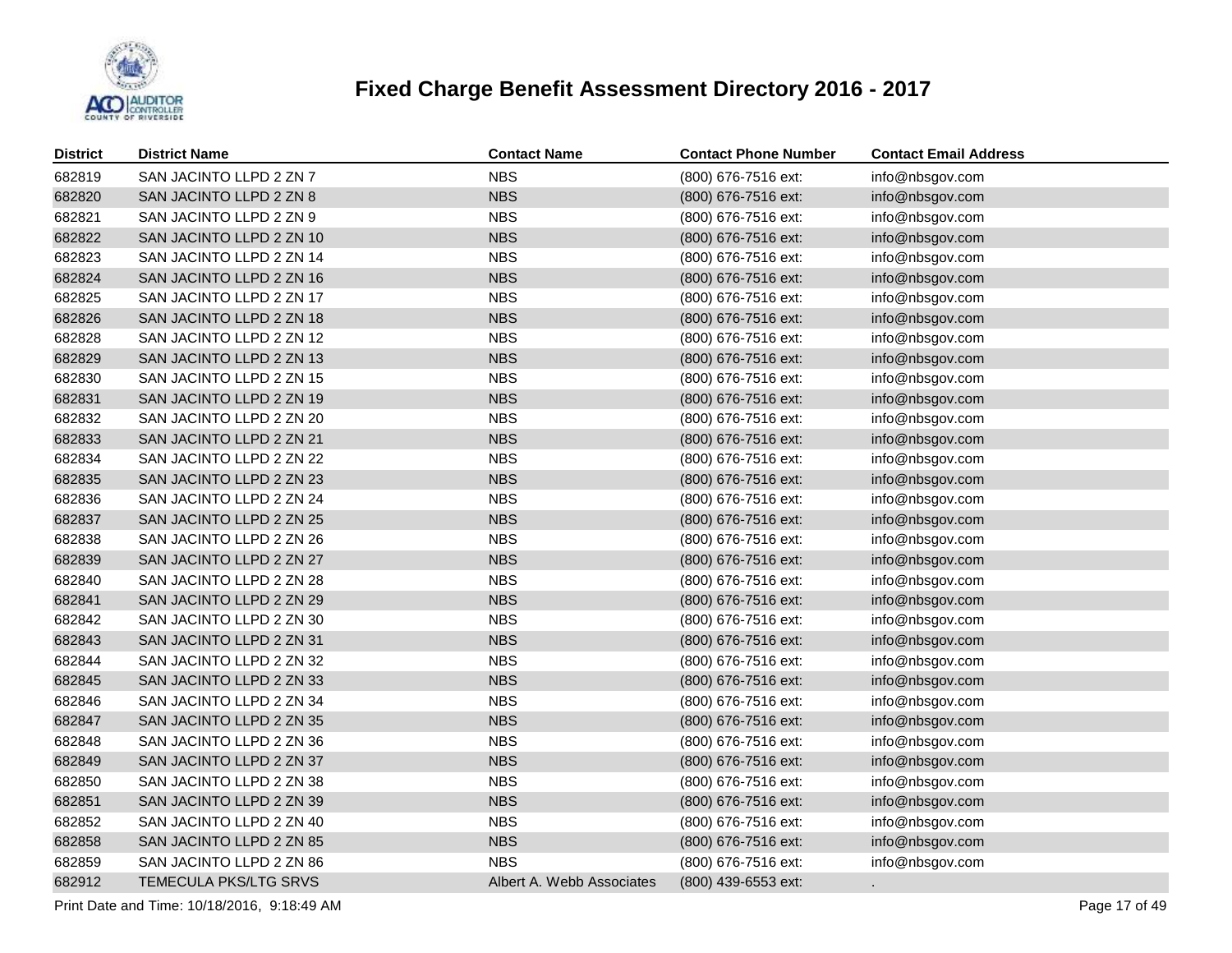# Fixed Charge Benefit Assessment Directory 2016 - 2017

| District | District Name | Contact Name | Contact Phone Number | Contact Email Address |
|---|---|---|---|---|
| 682819 | SAN JACINTO LLPD 2 ZN 7 | NBS | (800) 676-7516 ext: | info@nbsgov.com |
| 682820 | SAN JACINTO LLPD 2 ZN 8 | NBS | (800) 676-7516 ext: | info@nbsgov.com |
| 682821 | SAN JACINTO LLPD 2 ZN 9 | NBS | (800) 676-7516 ext: | info@nbsgov.com |
| 682822 | SAN JACINTO LLPD 2 ZN 10 | NBS | (800) 676-7516 ext: | info@nbsgov.com |
| 682823 | SAN JACINTO LLPD 2 ZN 14 | NBS | (800) 676-7516 ext: | info@nbsgov.com |
| 682824 | SAN JACINTO LLPD 2 ZN 16 | NBS | (800) 676-7516 ext: | info@nbsgov.com |
| 682825 | SAN JACINTO LLPD 2 ZN 17 | NBS | (800) 676-7516 ext: | info@nbsgov.com |
| 682826 | SAN JACINTO LLPD 2 ZN 18 | NBS | (800) 676-7516 ext: | info@nbsgov.com |
| 682828 | SAN JACINTO LLPD 2 ZN 12 | NBS | (800) 676-7516 ext: | info@nbsgov.com |
| 682829 | SAN JACINTO LLPD 2 ZN 13 | NBS | (800) 676-7516 ext: | info@nbsgov.com |
| 682830 | SAN JACINTO LLPD 2 ZN 15 | NBS | (800) 676-7516 ext: | info@nbsgov.com |
| 682831 | SAN JACINTO LLPD 2 ZN 19 | NBS | (800) 676-7516 ext: | info@nbsgov.com |
| 682832 | SAN JACINTO LLPD 2 ZN 20 | NBS | (800) 676-7516 ext: | info@nbsgov.com |
| 682833 | SAN JACINTO LLPD 2 ZN 21 | NBS | (800) 676-7516 ext: | info@nbsgov.com |
| 682834 | SAN JACINTO LLPD 2 ZN 22 | NBS | (800) 676-7516 ext: | info@nbsgov.com |
| 682835 | SAN JACINTO LLPD 2 ZN 23 | NBS | (800) 676-7516 ext: | info@nbsgov.com |
| 682836 | SAN JACINTO LLPD 2 ZN 24 | NBS | (800) 676-7516 ext: | info@nbsgov.com |
| 682837 | SAN JACINTO LLPD 2 ZN 25 | NBS | (800) 676-7516 ext: | info@nbsgov.com |
| 682838 | SAN JACINTO LLPD 2 ZN 26 | NBS | (800) 676-7516 ext: | info@nbsgov.com |
| 682839 | SAN JACINTO LLPD 2 ZN 27 | NBS | (800) 676-7516 ext: | info@nbsgov.com |
| 682840 | SAN JACINTO LLPD 2 ZN 28 | NBS | (800) 676-7516 ext: | info@nbsgov.com |
| 682841 | SAN JACINTO LLPD 2 ZN 29 | NBS | (800) 676-7516 ext: | info@nbsgov.com |
| 682842 | SAN JACINTO LLPD 2 ZN 30 | NBS | (800) 676-7516 ext: | info@nbsgov.com |
| 682843 | SAN JACINTO LLPD 2 ZN 31 | NBS | (800) 676-7516 ext: | info@nbsgov.com |
| 682844 | SAN JACINTO LLPD 2 ZN 32 | NBS | (800) 676-7516 ext: | info@nbsgov.com |
| 682845 | SAN JACINTO LLPD 2 ZN 33 | NBS | (800) 676-7516 ext: | info@nbsgov.com |
| 682846 | SAN JACINTO LLPD 2 ZN 34 | NBS | (800) 676-7516 ext: | info@nbsgov.com |
| 682847 | SAN JACINTO LLPD 2 ZN 35 | NBS | (800) 676-7516 ext: | info@nbsgov.com |
| 682848 | SAN JACINTO LLPD 2 ZN 36 | NBS | (800) 676-7516 ext: | info@nbsgov.com |
| 682849 | SAN JACINTO LLPD 2 ZN 37 | NBS | (800) 676-7516 ext: | info@nbsgov.com |
| 682850 | SAN JACINTO LLPD 2 ZN 38 | NBS | (800) 676-7516 ext: | info@nbsgov.com |
| 682851 | SAN JACINTO LLPD 2 ZN 39 | NBS | (800) 676-7516 ext: | info@nbsgov.com |
| 682852 | SAN JACINTO LLPD 2 ZN 40 | NBS | (800) 676-7516 ext: | info@nbsgov.com |
| 682858 | SAN JACINTO LLPD 2 ZN 85 | NBS | (800) 676-7516 ext: | info@nbsgov.com |
| 682859 | SAN JACINTO LLPD 2 ZN 86 | NBS | (800) 676-7516 ext: | info@nbsgov.com |
| 682912 | TEMECULA PKS/LTG SRVS | Albert A. Webb Associates | (800) 439-6553 ext: | . |

Print Date and Time: 10/18/2016, 9:18:49 AM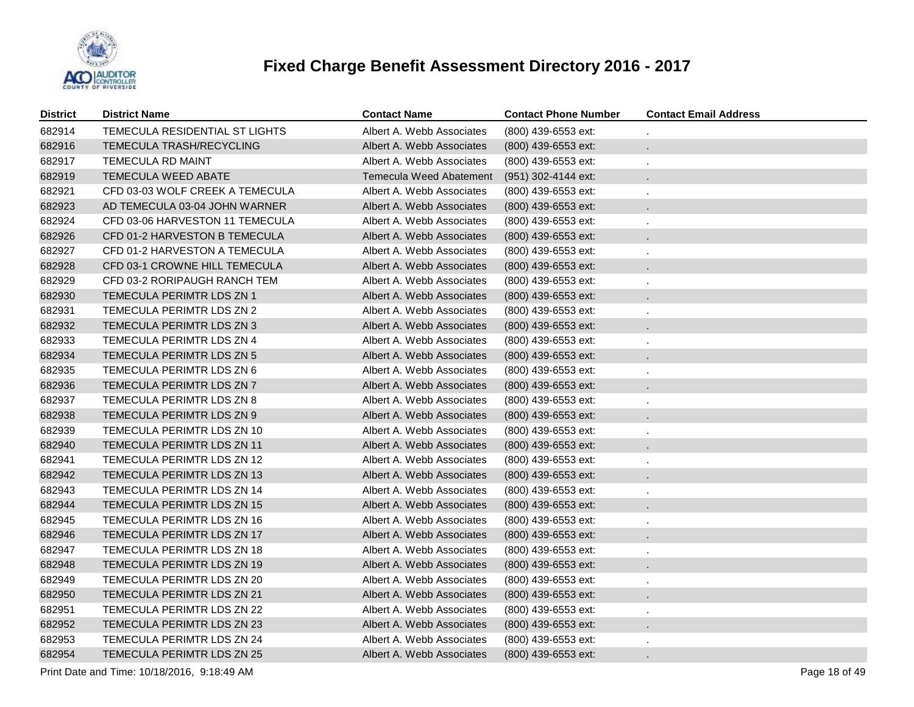# Fixed Charge Benefit Assessment Directory 2016 - 2017

| District | District Name | Contact Name | Contact Phone Number | Contact Email Address |
|---|---|---|---|---|
| 682914 | TEMECULA RESIDENTIAL ST LIGHTS | Albert A. Webb Associates | (800) 439-6553 ext: | . |
| 682916 | TEMECULA TRASH/RECYCLING | Albert A. Webb Associates | (800) 439-6553 ext: | . |
| 682917 | TEMECULA RD MAINT | Albert A. Webb Associates | (800) 439-6553 ext: | . |
| 682919 | TEMECULA WEED ABATE | Temecula Weed Abatement | (951) 302-4144 ext: | . |
| 682921 | CFD 03-03 WOLF CREEK A TEMECULA | Albert A. Webb Associates | (800) 439-6553 ext: | . |
| 682923 | AD TEMECULA 03-04 JOHN WARNER | Albert A. Webb Associates | (800) 439-6553 ext: | . |
| 682924 | CFD 03-06 HARVESTON 11 TEMECULA | Albert A. Webb Associates | (800) 439-6553 ext: | . |
| 682926 | CFD 01-2 HARVESTON B TEMECULA | Albert A. Webb Associates | (800) 439-6553 ext: | . |
| 682927 | CFD 01-2 HARVESTON A TEMECULA | Albert A. Webb Associates | (800) 439-6553 ext: | . |
| 682928 | CFD 03-1 CROWNE HILL TEMECULA | Albert A. Webb Associates | (800) 439-6553 ext: | . |
| 682929 | CFD 03-2 RORIPAUGH RANCH TEM | Albert A. Webb Associates | (800) 439-6553 ext: | . |
| 682930 | TEMECULA PERIMTR LDS ZN 1 | Albert A. Webb Associates | (800) 439-6553 ext: | . |
| 682931 | TEMECULA PERIMTR LDS ZN 2 | Albert A. Webb Associates | (800) 439-6553 ext: | . |
| 682932 | TEMECULA PERIMTR LDS ZN 3 | Albert A. Webb Associates | (800) 439-6553 ext: | . |
| 682933 | TEMECULA PERIMTR LDS ZN 4 | Albert A. Webb Associates | (800) 439-6553 ext: | . |
| 682934 | TEMECULA PERIMTR LDS ZN 5 | Albert A. Webb Associates | (800) 439-6553 ext: | . |
| 682935 | TEMECULA PERIMTR LDS ZN 6 | Albert A. Webb Associates | (800) 439-6553 ext: | . |
| 682936 | TEMECULA PERIMTR LDS ZN 7 | Albert A. Webb Associates | (800) 439-6553 ext: | . |
| 682937 | TEMECULA PERIMTR LDS ZN 8 | Albert A. Webb Associates | (800) 439-6553 ext: | . |
| 682938 | TEMECULA PERIMTR LDS ZN 9 | Albert A. Webb Associates | (800) 439-6553 ext: | . |
| 682939 | TEMECULA PERIMTR LDS ZN 10 | Albert A. Webb Associates | (800) 439-6553 ext: | . |
| 682940 | TEMECULA PERIMTR LDS ZN 11 | Albert A. Webb Associates | (800) 439-6553 ext: | . |
| 682941 | TEMECULA PERIMTR LDS ZN 12 | Albert A. Webb Associates | (800) 439-6553 ext: | . |
| 682942 | TEMECULA PERIMTR LDS ZN 13 | Albert A. Webb Associates | (800) 439-6553 ext: | . |
| 682943 | TEMECULA PERIMTR LDS ZN 14 | Albert A. Webb Associates | (800) 439-6553 ext: | . |
| 682944 | TEMECULA PERIMTR LDS ZN 15 | Albert A. Webb Associates | (800) 439-6553 ext: | . |
| 682945 | TEMECULA PERIMTR LDS ZN 16 | Albert A. Webb Associates | (800) 439-6553 ext: | . |
| 682946 | TEMECULA PERIMTR LDS ZN 17 | Albert A. Webb Associates | (800) 439-6553 ext: | . |
| 682947 | TEMECULA PERIMTR LDS ZN 18 | Albert A. Webb Associates | (800) 439-6553 ext: | . |
| 682948 | TEMECULA PERIMTR LDS ZN 19 | Albert A. Webb Associates | (800) 439-6553 ext: | . |
| 682949 | TEMECULA PERIMTR LDS ZN 20 | Albert A. Webb Associates | (800) 439-6553 ext: | . |
| 682950 | TEMECULA PERIMTR LDS ZN 21 | Albert A. Webb Associates | (800) 439-6553 ext: | . |
| 682951 | TEMECULA PERIMTR LDS ZN 22 | Albert A. Webb Associates | (800) 439-6553 ext: | . |
| 682952 | TEMECULA PERIMTR LDS ZN 23 | Albert A. Webb Associates | (800) 439-6553 ext: | . |
| 682953 | TEMECULA PERIMTR LDS ZN 24 | Albert A. Webb Associates | (800) 439-6553 ext: | . |
| 682954 | TEMECULA PERIMTR LDS ZN 25 | Albert A. Webb Associates | (800) 439-6553 ext: | . |

Print Date and Time: 10/18/2016, 9:18:49 AM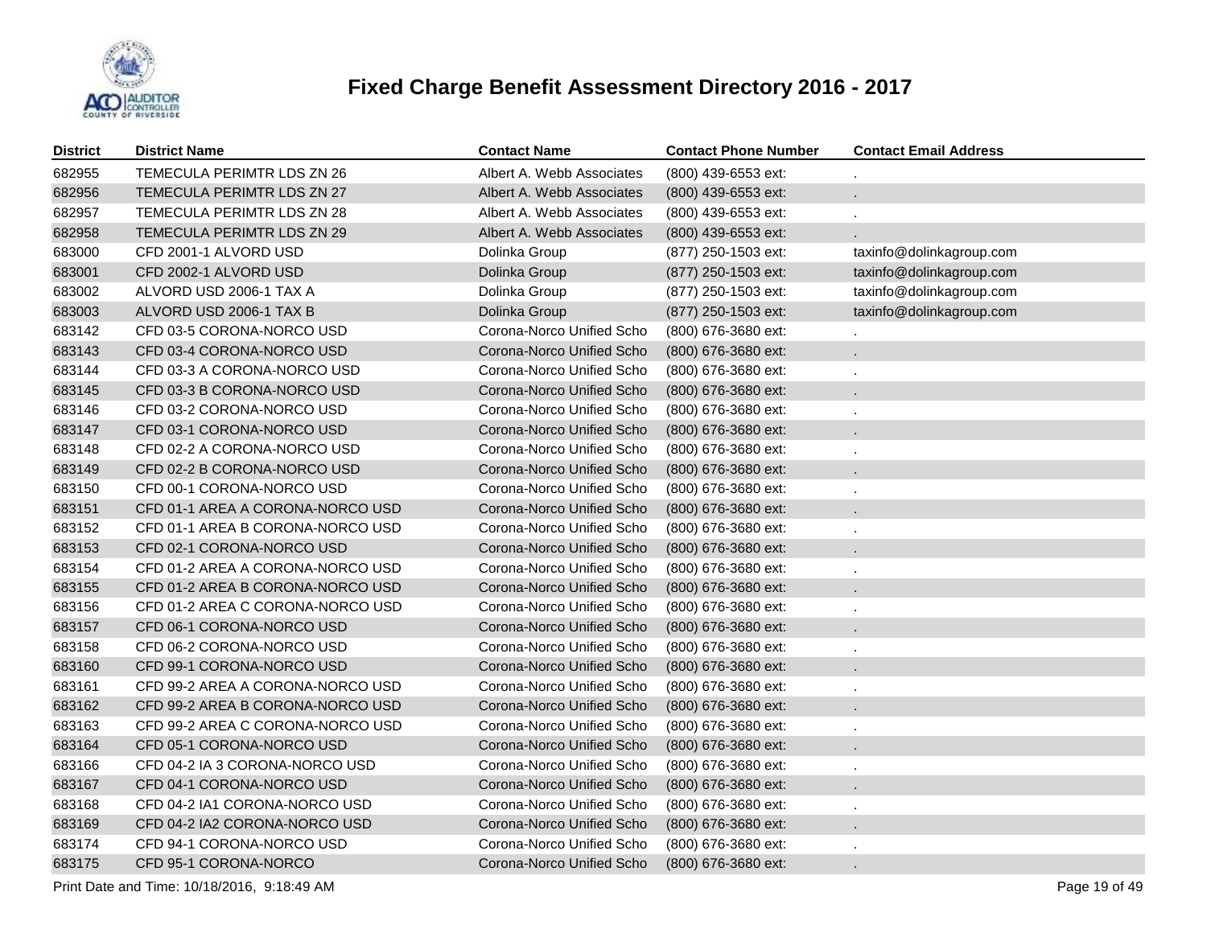# Fixed Charge Benefit Assessment Directory 2016 - 2017

| District | District Name | Contact Name | Contact Phone Number | Contact Email Address |
|---|---|---|---|---|
| 682955 | TEMECULA PERIMTR LDS ZN 26 | Albert A. Webb Associates | (800) 439-6553 ext: | . |
| 682956 | TEMECULA PERIMTR LDS ZN 27 | Albert A. Webb Associates | (800) 439-6553 ext: | . |
| 682957 | TEMECULA PERIMTR LDS ZN 28 | Albert A. Webb Associates | (800) 439-6553 ext: | . |
| 682958 | TEMECULA PERIMTR LDS ZN 29 | Albert A. Webb Associates | (800) 439-6553 ext: | . |
| 683000 | CFD 2001-1 ALVORD USD | Dolinka Group | (877) 250-1503 ext: | taxinfo@dolinkagroup.com |
| 683001 | CFD 2002-1 ALVORD USD | Dolinka Group | (877) 250-1503 ext: | taxinfo@dolinkagroup.com |
| 683002 | ALVORD USD 2006-1 TAX A | Dolinka Group | (877) 250-1503 ext: | taxinfo@dolinkagroup.com |
| 683003 | ALVORD USD 2006-1 TAX B | Dolinka Group | (877) 250-1503 ext: | taxinfo@dolinkagroup.com |
| 683142 | CFD 03-5 CORONA-NORCO USD | Corona-Norco Unified Scho | (800) 676-3680 ext: | . |
| 683143 | CFD 03-4 CORONA-NORCO USD | Corona-Norco Unified Scho | (800) 676-3680 ext: | . |
| 683144 | CFD 03-3 A CORONA-NORCO USD | Corona-Norco Unified Scho | (800) 676-3680 ext: | . |
| 683145 | CFD 03-3 B CORONA-NORCO USD | Corona-Norco Unified Scho | (800) 676-3680 ext: | . |
| 683146 | CFD 03-2 CORONA-NORCO USD | Corona-Norco Unified Scho | (800) 676-3680 ext: | . |
| 683147 | CFD 03-1 CORONA-NORCO USD | Corona-Norco Unified Scho | (800) 676-3680 ext: | . |
| 683148 | CFD 02-2 A CORONA-NORCO USD | Corona-Norco Unified Scho | (800) 676-3680 ext: | . |
| 683149 | CFD 02-2 B CORONA-NORCO USD | Corona-Norco Unified Scho | (800) 676-3680 ext: | . |
| 683150 | CFD 00-1 CORONA-NORCO USD | Corona-Norco Unified Scho | (800) 676-3680 ext: | . |
| 683151 | CFD 01-1 AREA A CORONA-NORCO USD | Corona-Norco Unified Scho | (800) 676-3680 ext: | . |
| 683152 | CFD 01-1 AREA B CORONA-NORCO USD | Corona-Norco Unified Scho | (800) 676-3680 ext: | . |
| 683153 | CFD 02-1 CORONA-NORCO USD | Corona-Norco Unified Scho | (800) 676-3680 ext: | . |
| 683154 | CFD 01-2 AREA A CORONA-NORCO USD | Corona-Norco Unified Scho | (800) 676-3680 ext: | . |
| 683155 | CFD 01-2 AREA B CORONA-NORCO USD | Corona-Norco Unified Scho | (800) 676-3680 ext: | . |
| 683156 | CFD 01-2 AREA C CORONA-NORCO USD | Corona-Norco Unified Scho | (800) 676-3680 ext: | . |
| 683157 | CFD 06-1 CORONA-NORCO USD | Corona-Norco Unified Scho | (800) 676-3680 ext: | . |
| 683158 | CFD 06-2 CORONA-NORCO USD | Corona-Norco Unified Scho | (800) 676-3680 ext: | . |
| 683160 | CFD 99-1 CORONA-NORCO USD | Corona-Norco Unified Scho | (800) 676-3680 ext: | . |
| 683161 | CFD 99-2 AREA A CORONA-NORCO USD | Corona-Norco Unified Scho | (800) 676-3680 ext: | . |
| 683162 | CFD 99-2 AREA B CORONA-NORCO USD | Corona-Norco Unified Scho | (800) 676-3680 ext: | . |
| 683163 | CFD 99-2 AREA C CORONA-NORCO USD | Corona-Norco Unified Scho | (800) 676-3680 ext: | . |
| 683164 | CFD 05-1 CORONA-NORCO USD | Corona-Norco Unified Scho | (800) 676-3680 ext: | . |
| 683166 | CFD 04-2 IA 3 CORONA-NORCO USD | Corona-Norco Unified Scho | (800) 676-3680 ext: | . |
| 683167 | CFD 04-1 CORONA-NORCO USD | Corona-Norco Unified Scho | (800) 676-3680 ext: | . |
| 683168 | CFD 04-2 IA1 CORONA-NORCO USD | Corona-Norco Unified Scho | (800) 676-3680 ext: | . |
| 683169 | CFD 04-2 IA2 CORONA-NORCO USD | Corona-Norco Unified Scho | (800) 676-3680 ext: | . |
| 683174 | CFD 94-1 CORONA-NORCO USD | Corona-Norco Unified Scho | (800) 676-3680 ext: | . |
| 683175 | CFD 95-1 CORONA-NORCO | Corona-Norco Unified Scho | (800) 676-3680 ext: | . |

Print Date and Time: 10/18/2016, 9:18:49 AM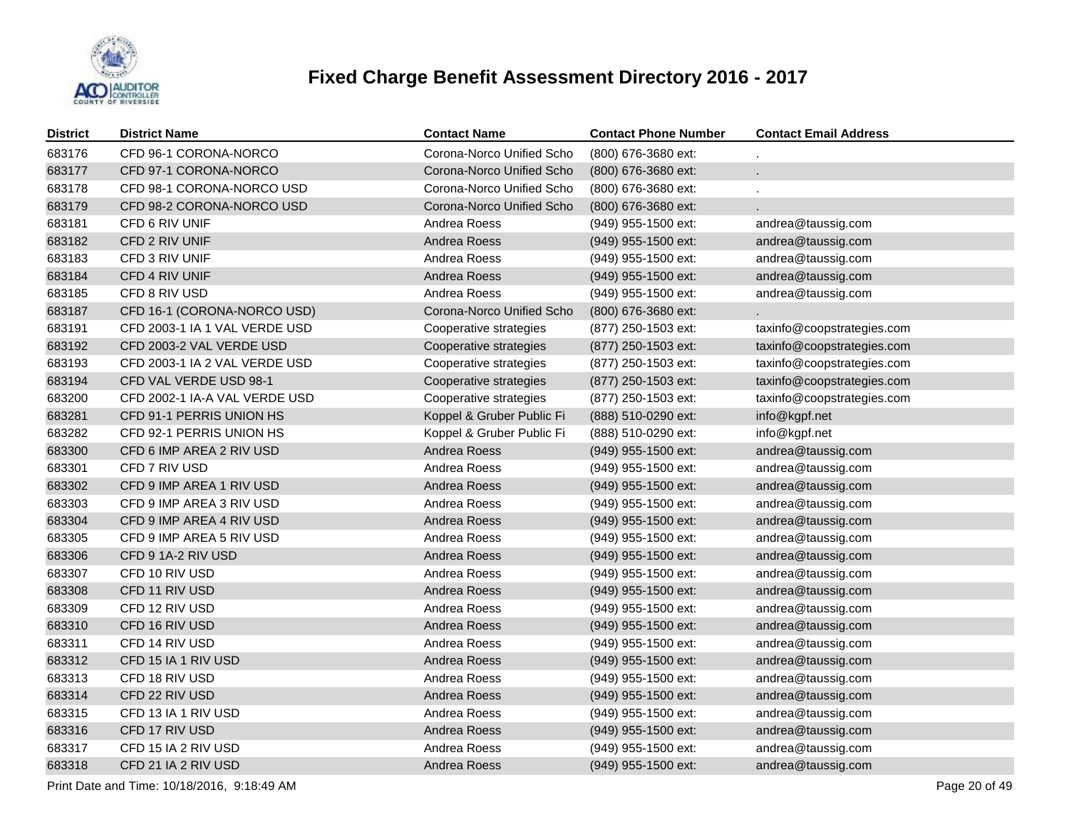# Fixed Charge Benefit Assessment Directory 2016 - 2017

| District | District Name | Contact Name | Contact Phone Number | Contact Email Address |
|---|---|---|---|---|
| 683176 | CFD 96-1 CORONA-NORCO | Corona-Norco Unified Scho | (800) 676-3680 ext: | . |
| 683177 | CFD 97-1 CORONA-NORCO | Corona-Norco Unified Scho | (800) 676-3680 ext: | . |
| 683178 | CFD 98-1 CORONA-NORCO USD | Corona-Norco Unified Scho | (800) 676-3680 ext: | . |
| 683179 | CFD 98-2 CORONA-NORCO USD | Corona-Norco Unified Scho | (800) 676-3680 ext: | . |
| 683181 | CFD 6 RIV UNIF | Andrea Roess | (949) 955-1500 ext: | andrea@taussig.com |
| 683182 | CFD 2 RIV UNIF | Andrea Roess | (949) 955-1500 ext: | andrea@taussig.com |
| 683183 | CFD 3 RIV UNIF | Andrea Roess | (949) 955-1500 ext: | andrea@taussig.com |
| 683184 | CFD 4 RIV UNIF | Andrea Roess | (949) 955-1500 ext: | andrea@taussig.com |
| 683185 | CFD 8 RIV USD | Andrea Roess | (949) 955-1500 ext: | andrea@taussig.com |
| 683187 | CFD 16-1 (CORONA-NORCO USD) | Corona-Norco Unified Scho | (800) 676-3680 ext: | . |
| 683191 | CFD 2003-1 IA 1 VAL VERDE USD | Cooperative strategies | (877) 250-1503 ext: | taxinfo@coopstrategies.com |
| 683192 | CFD 2003-2 VAL VERDE USD | Cooperative strategies | (877) 250-1503 ext: | taxinfo@coopstrategies.com |
| 683193 | CFD 2003-1 IA 2 VAL VERDE USD | Cooperative strategies | (877) 250-1503 ext: | taxinfo@coopstrategies.com |
| 683194 | CFD VAL VERDE USD 98-1 | Cooperative strategies | (877) 250-1503 ext: | taxinfo@coopstrategies.com |
| 683200 | CFD 2002-1 IA-A VAL VERDE USD | Cooperative strategies | (877) 250-1503 ext: | taxinfo@coopstrategies.com |
| 683281 | CFD 91-1 PERRIS UNION HS | Koppel & Gruber Public Fi | (888) 510-0290 ext: | info@kgpf.net |
| 683282 | CFD 92-1 PERRIS UNION HS | Koppel & Gruber Public Fi | (888) 510-0290 ext: | info@kgpf.net |
| 683300 | CFD 6 IMP AREA 2 RIV USD | Andrea Roess | (949) 955-1500 ext: | andrea@taussig.com |
| 683301 | CFD 7 RIV USD | Andrea Roess | (949) 955-1500 ext: | andrea@taussig.com |
| 683302 | CFD 9 IMP AREA 1 RIV USD | Andrea Roess | (949) 955-1500 ext: | andrea@taussig.com |
| 683303 | CFD 9 IMP AREA 3 RIV USD | Andrea Roess | (949) 955-1500 ext: | andrea@taussig.com |
| 683304 | CFD 9 IMP AREA 4 RIV USD | Andrea Roess | (949) 955-1500 ext: | andrea@taussig.com |
| 683305 | CFD 9 IMP AREA 5 RIV USD | Andrea Roess | (949) 955-1500 ext: | andrea@taussig.com |
| 683306 | CFD 9 1A-2 RIV USD | Andrea Roess | (949) 955-1500 ext: | andrea@taussig.com |
| 683307 | CFD 10 RIV USD | Andrea Roess | (949) 955-1500 ext: | andrea@taussig.com |
| 683308 | CFD 11 RIV USD | Andrea Roess | (949) 955-1500 ext: | andrea@taussig.com |
| 683309 | CFD 12 RIV USD | Andrea Roess | (949) 955-1500 ext: | andrea@taussig.com |
| 683310 | CFD 16 RIV USD | Andrea Roess | (949) 955-1500 ext: | andrea@taussig.com |
| 683311 | CFD 14 RIV USD | Andrea Roess | (949) 955-1500 ext: | andrea@taussig.com |
| 683312 | CFD 15 IA 1 RIV USD | Andrea Roess | (949) 955-1500 ext: | andrea@taussig.com |
| 683313 | CFD 18 RIV USD | Andrea Roess | (949) 955-1500 ext: | andrea@taussig.com |
| 683314 | CFD 22 RIV USD | Andrea Roess | (949) 955-1500 ext: | andrea@taussig.com |
| 683315 | CFD 13 IA 1 RIV USD | Andrea Roess | (949) 955-1500 ext: | andrea@taussig.com |
| 683316 | CFD 17 RIV USD | Andrea Roess | (949) 955-1500 ext: | andrea@taussig.com |
| 683317 | CFD 15 IA 2 RIV USD | Andrea Roess | (949) 955-1500 ext: | andrea@taussig.com |
| 683318 | CFD 21 IA 2 RIV USD | Andrea Roess | (949) 955-1500 ext: | andrea@taussig.com |

Print Date and Time: 10/18/2016, 9:18:49 AM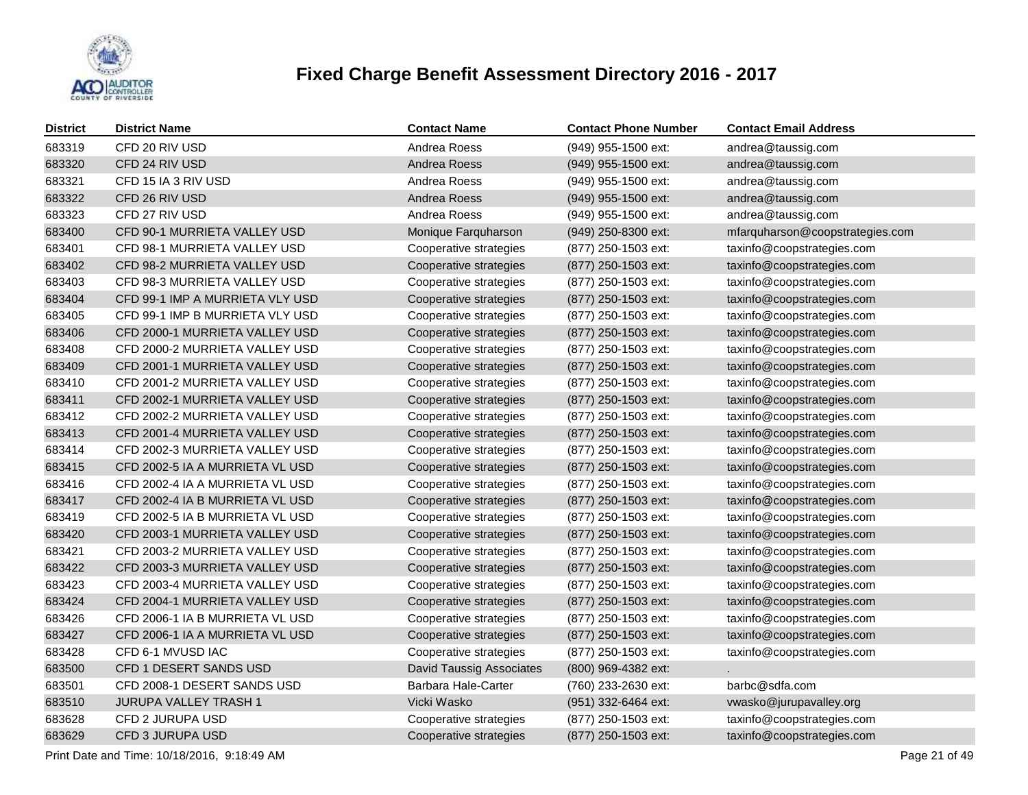# Fixed Charge Benefit Assessment Directory 2016 - 2017

| District | District Name | Contact Name | Contact Phone Number | Contact Email Address |
|---|---|---|---|---|
| 683319 | CFD 20 RIV USD | Andrea Roess | (949) 955-1500 ext: | andrea@taussig.com |
| 683320 | CFD 24 RIV USD | Andrea Roess | (949) 955-1500 ext: | andrea@taussig.com |
| 683321 | CFD 15 IA 3 RIV USD | Andrea Roess | (949) 955-1500 ext: | andrea@taussig.com |
| 683322 | CFD 26 RIV USD | Andrea Roess | (949) 955-1500 ext: | andrea@taussig.com |
| 683323 | CFD 27 RIV USD | Andrea Roess | (949) 955-1500 ext: | andrea@taussig.com |
| 683400 | CFD 90-1 MURRIETA VALLEY USD | Monique Farquharson | (949) 250-8300 ext: | mfarquharson@coopstrategies.com |
| 683401 | CFD 98-1 MURRIETA VALLEY USD | Cooperative strategies | (877) 250-1503 ext: | taxinfo@coopstrategies.com |
| 683402 | CFD 98-2 MURRIETA VALLEY USD | Cooperative strategies | (877) 250-1503 ext: | taxinfo@coopstrategies.com |
| 683403 | CFD 98-3 MURRIETA VALLEY USD | Cooperative strategies | (877) 250-1503 ext: | taxinfo@coopstrategies.com |
| 683404 | CFD 99-1 IMP A MURRIETA VLY USD | Cooperative strategies | (877) 250-1503 ext: | taxinfo@coopstrategies.com |
| 683405 | CFD 99-1 IMP B MURRIETA VLY USD | Cooperative strategies | (877) 250-1503 ext: | taxinfo@coopstrategies.com |
| 683406 | CFD 2000-1 MURRIETA VALLEY USD | Cooperative strategies | (877) 250-1503 ext: | taxinfo@coopstrategies.com |
| 683408 | CFD 2000-2 MURRIETA VALLEY USD | Cooperative strategies | (877) 250-1503 ext: | taxinfo@coopstrategies.com |
| 683409 | CFD 2001-1 MURRIETA VALLEY USD | Cooperative strategies | (877) 250-1503 ext: | taxinfo@coopstrategies.com |
| 683410 | CFD 2001-2 MURRIETA VALLEY USD | Cooperative strategies | (877) 250-1503 ext: | taxinfo@coopstrategies.com |
| 683411 | CFD 2002-1 MURRIETA VALLEY USD | Cooperative strategies | (877) 250-1503 ext: | taxinfo@coopstrategies.com |
| 683412 | CFD 2002-2 MURRIETA VALLEY USD | Cooperative strategies | (877) 250-1503 ext: | taxinfo@coopstrategies.com |
| 683413 | CFD 2001-4 MURRIETA VALLEY USD | Cooperative strategies | (877) 250-1503 ext: | taxinfo@coopstrategies.com |
| 683414 | CFD 2002-3 MURRIETA VALLEY USD | Cooperative strategies | (877) 250-1503 ext: | taxinfo@coopstrategies.com |
| 683415 | CFD 2002-5 IA A MURRIETA VL USD | Cooperative strategies | (877) 250-1503 ext: | taxinfo@coopstrategies.com |
| 683416 | CFD 2002-4 IA A MURRIETA VL USD | Cooperative strategies | (877) 250-1503 ext: | taxinfo@coopstrategies.com |
| 683417 | CFD 2002-4 IA B MURRIETA VL USD | Cooperative strategies | (877) 250-1503 ext: | taxinfo@coopstrategies.com |
| 683419 | CFD 2002-5 IA B MURRIETA VL USD | Cooperative strategies | (877) 250-1503 ext: | taxinfo@coopstrategies.com |
| 683420 | CFD 2003-1 MURRIETA VALLEY USD | Cooperative strategies | (877) 250-1503 ext: | taxinfo@coopstrategies.com |
| 683421 | CFD 2003-2 MURRIETA VALLEY USD | Cooperative strategies | (877) 250-1503 ext: | taxinfo@coopstrategies.com |
| 683422 | CFD 2003-3 MURRIETA VALLEY USD | Cooperative strategies | (877) 250-1503 ext: | taxinfo@coopstrategies.com |
| 683423 | CFD 2003-4 MURRIETA VALLEY USD | Cooperative strategies | (877) 250-1503 ext: | taxinfo@coopstrategies.com |
| 683424 | CFD 2004-1 MURRIETA VALLEY USD | Cooperative strategies | (877) 250-1503 ext: | taxinfo@coopstrategies.com |
| 683426 | CFD 2006-1 IA B MURRIETA VL USD | Cooperative strategies | (877) 250-1503 ext: | taxinfo@coopstrategies.com |
| 683427 | CFD 2006-1 IA A MURRIETA VL USD | Cooperative strategies | (877) 250-1503 ext: | taxinfo@coopstrategies.com |
| 683428 | CFD 6-1 MVUSD IAC | Cooperative strategies | (877) 250-1503 ext: | taxinfo@coopstrategies.com |
| 683500 | CFD 1 DESERT SANDS USD | David Taussig Associates | (800) 969-4382 ext: | . |
| 683501 | CFD 2008-1 DESERT SANDS USD | Barbara Hale-Carter | (760) 233-2630 ext: | barbc@sdfa.com |
| 683510 | JURUPA VALLEY TRASH 1 | Vicki Wasko | (951) 332-6464 ext: | vwasko@jurupavalley.org |
| 683628 | CFD 2 JURUPA USD | Cooperative strategies | (877) 250-1503 ext: | taxinfo@coopstrategies.com |
| 683629 | CFD 3 JURUPA USD | Cooperative strategies | (877) 250-1503 ext: | taxinfo@coopstrategies.com |

Print Date and Time: 10/18/2016, 9:18:49 AM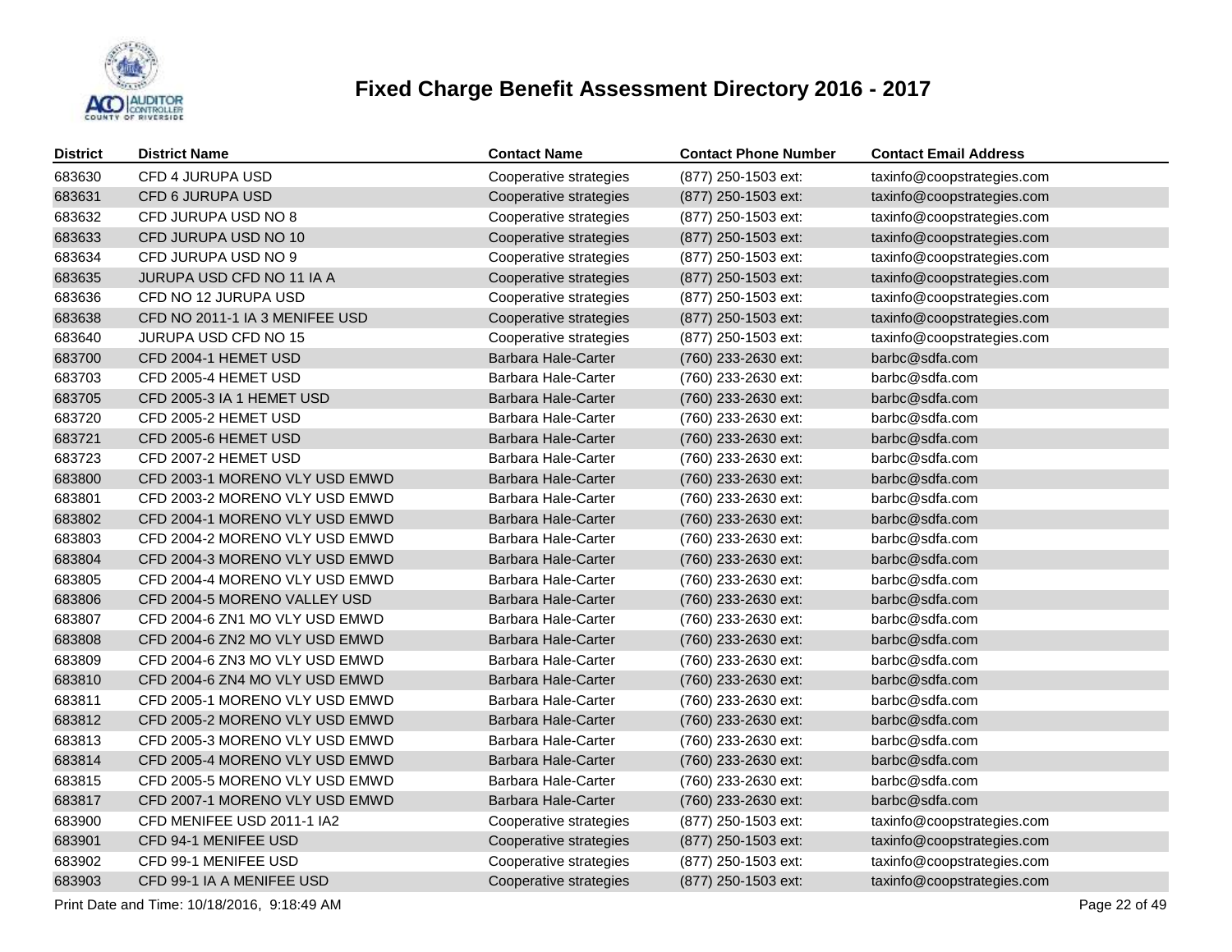# Fixed Charge Benefit Assessment Directory 2016 - 2017

| District | District Name | Contact Name | Contact Phone Number | Contact Email Address |
|---|---|---|---|---|
| 683630 | CFD 4 JURUPA USD | Cooperative strategies | (877) 250-1503 ext: | taxinfo@coopstrategies.com |
| 683631 | CFD 6 JURUPA USD | Cooperative strategies | (877) 250-1503 ext: | taxinfo@coopstrategies.com |
| 683632 | CFD JURUPA USD NO 8 | Cooperative strategies | (877) 250-1503 ext: | taxinfo@coopstrategies.com |
| 683633 | CFD JURUPA USD NO 10 | Cooperative strategies | (877) 250-1503 ext: | taxinfo@coopstrategies.com |
| 683634 | CFD JURUPA USD NO 9 | Cooperative strategies | (877) 250-1503 ext: | taxinfo@coopstrategies.com |
| 683635 | JURUPA USD CFD NO 11 IA A | Cooperative strategies | (877) 250-1503 ext: | taxinfo@coopstrategies.com |
| 683636 | CFD NO 12 JURUPA USD | Cooperative strategies | (877) 250-1503 ext: | taxinfo@coopstrategies.com |
| 683638 | CFD NO 2011-1 IA 3 MENIFEE USD | Cooperative strategies | (877) 250-1503 ext: | taxinfo@coopstrategies.com |
| 683640 | JURUPA USD CFD NO 15 | Cooperative strategies | (877) 250-1503 ext: | taxinfo@coopstrategies.com |
| 683700 | CFD 2004-1 HEMET USD | Barbara Hale-Carter | (760) 233-2630 ext: | barbc@sdfa.com |
| 683703 | CFD 2005-4 HEMET USD | Barbara Hale-Carter | (760) 233-2630 ext: | barbc@sdfa.com |
| 683705 | CFD 2005-3 IA 1 HEMET USD | Barbara Hale-Carter | (760) 233-2630 ext: | barbc@sdfa.com |
| 683720 | CFD 2005-2 HEMET USD | Barbara Hale-Carter | (760) 233-2630 ext: | barbc@sdfa.com |
| 683721 | CFD 2005-6 HEMET USD | Barbara Hale-Carter | (760) 233-2630 ext: | barbc@sdfa.com |
| 683723 | CFD 2007-2 HEMET USD | Barbara Hale-Carter | (760) 233-2630 ext: | barbc@sdfa.com |
| 683800 | CFD 2003-1 MORENO VLY USD EMWD | Barbara Hale-Carter | (760) 233-2630 ext: | barbc@sdfa.com |
| 683801 | CFD 2003-2 MORENO VLY USD EMWD | Barbara Hale-Carter | (760) 233-2630 ext: | barbc@sdfa.com |
| 683802 | CFD 2004-1 MORENO VLY USD EMWD | Barbara Hale-Carter | (760) 233-2630 ext: | barbc@sdfa.com |
| 683803 | CFD 2004-2 MORENO VLY USD EMWD | Barbara Hale-Carter | (760) 233-2630 ext: | barbc@sdfa.com |
| 683804 | CFD 2004-3 MORENO VLY USD EMWD | Barbara Hale-Carter | (760) 233-2630 ext: | barbc@sdfa.com |
| 683805 | CFD 2004-4 MORENO VLY USD EMWD | Barbara Hale-Carter | (760) 233-2630 ext: | barbc@sdfa.com |
| 683806 | CFD 2004-5 MORENO VALLEY USD | Barbara Hale-Carter | (760) 233-2630 ext: | barbc@sdfa.com |
| 683807 | CFD 2004-6 ZN1 MO VLY USD EMWD | Barbara Hale-Carter | (760) 233-2630 ext: | barbc@sdfa.com |
| 683808 | CFD 2004-6 ZN2 MO VLY USD EMWD | Barbara Hale-Carter | (760) 233-2630 ext: | barbc@sdfa.com |
| 683809 | CFD 2004-6 ZN3 MO VLY USD EMWD | Barbara Hale-Carter | (760) 233-2630 ext: | barbc@sdfa.com |
| 683810 | CFD 2004-6 ZN4 MO VLY USD EMWD | Barbara Hale-Carter | (760) 233-2630 ext: | barbc@sdfa.com |
| 683811 | CFD 2005-1 MORENO VLY USD EMWD | Barbara Hale-Carter | (760) 233-2630 ext: | barbc@sdfa.com |
| 683812 | CFD 2005-2 MORENO VLY USD EMWD | Barbara Hale-Carter | (760) 233-2630 ext: | barbc@sdfa.com |
| 683813 | CFD 2005-3 MORENO VLY USD EMWD | Barbara Hale-Carter | (760) 233-2630 ext: | barbc@sdfa.com |
| 683814 | CFD 2005-4 MORENO VLY USD EMWD | Barbara Hale-Carter | (760) 233-2630 ext: | barbc@sdfa.com |
| 683815 | CFD 2005-5 MORENO VLY USD EMWD | Barbara Hale-Carter | (760) 233-2630 ext: | barbc@sdfa.com |
| 683817 | CFD 2007-1 MORENO VLY USD EMWD | Barbara Hale-Carter | (760) 233-2630 ext: | barbc@sdfa.com |
| 683900 | CFD MENIFEE USD 2011-1 IA2 | Cooperative strategies | (877) 250-1503 ext: | taxinfo@coopstrategies.com |
| 683901 | CFD 94-1 MENIFEE USD | Cooperative strategies | (877) 250-1503 ext: | taxinfo@coopstrategies.com |
| 683902 | CFD 99-1 MENIFEE USD | Cooperative strategies | (877) 250-1503 ext: | taxinfo@coopstrategies.com |
| 683903 | CFD 99-1 IA A MENIFEE USD | Cooperative strategies | (877) 250-1503 ext: | taxinfo@coopstrategies.com |

Print Date and Time: 10/18/2016, 9:18:49 AM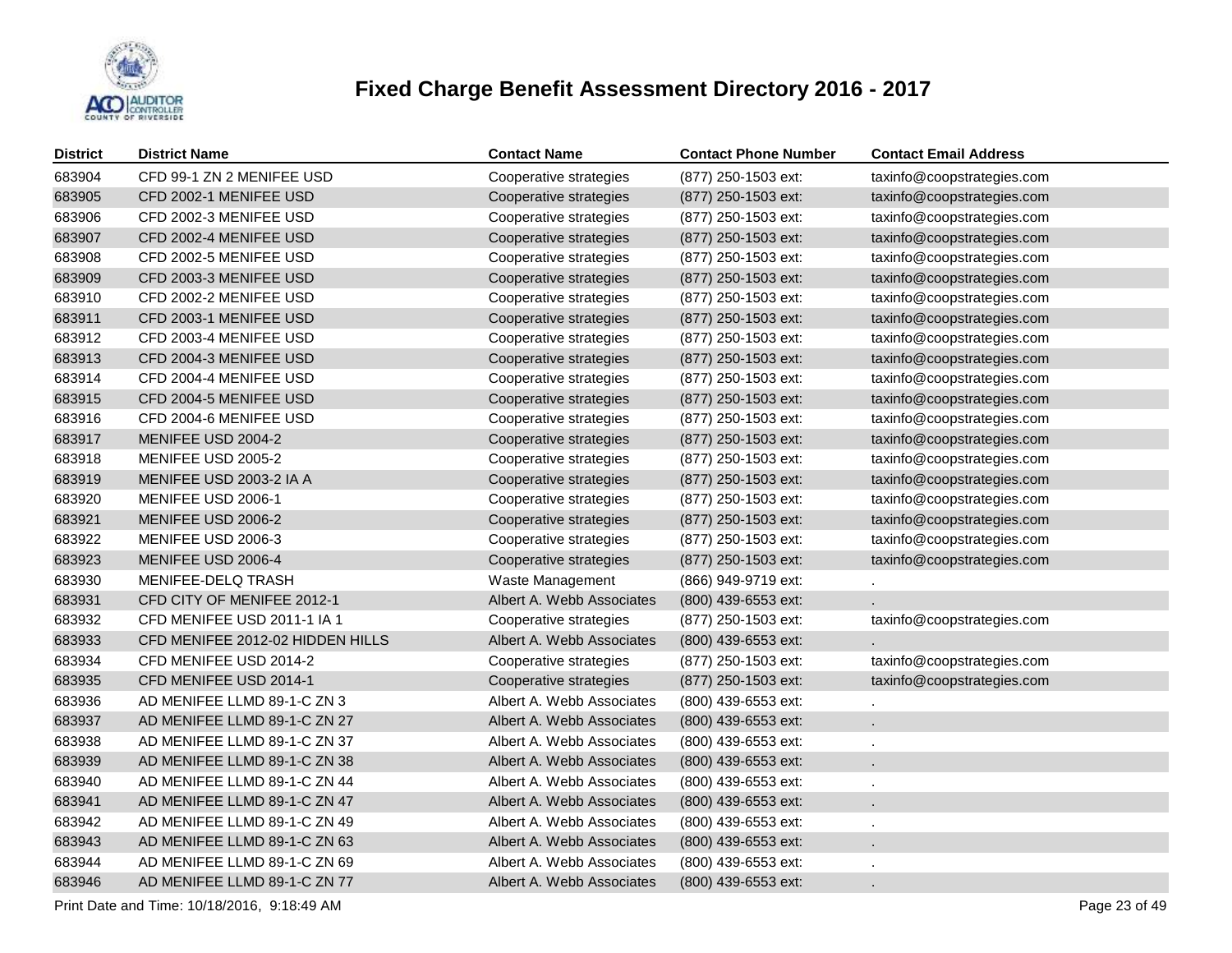# Fixed Charge Benefit Assessment Directory 2016 - 2017

| District | District Name | Contact Name | Contact Phone Number | Contact Email Address |
|---|---|---|---|---|
| 683904 | CFD 99-1 ZN 2 MENIFEE USD | Cooperative strategies | (877) 250-1503 ext: | taxinfo@coopstrategies.com |
| 683905 | CFD 2002-1 MENIFEE USD | Cooperative strategies | (877) 250-1503 ext: | taxinfo@coopstrategies.com |
| 683906 | CFD 2002-3 MENIFEE USD | Cooperative strategies | (877) 250-1503 ext: | taxinfo@coopstrategies.com |
| 683907 | CFD 2002-4 MENIFEE USD | Cooperative strategies | (877) 250-1503 ext: | taxinfo@coopstrategies.com |
| 683908 | CFD 2002-5 MENIFEE USD | Cooperative strategies | (877) 250-1503 ext: | taxinfo@coopstrategies.com |
| 683909 | CFD 2003-3 MENIFEE USD | Cooperative strategies | (877) 250-1503 ext: | taxinfo@coopstrategies.com |
| 683910 | CFD 2002-2 MENIFEE USD | Cooperative strategies | (877) 250-1503 ext: | taxinfo@coopstrategies.com |
| 683911 | CFD 2003-1 MENIFEE USD | Cooperative strategies | (877) 250-1503 ext: | taxinfo@coopstrategies.com |
| 683912 | CFD 2003-4 MENIFEE USD | Cooperative strategies | (877) 250-1503 ext: | taxinfo@coopstrategies.com |
| 683913 | CFD 2004-3 MENIFEE USD | Cooperative strategies | (877) 250-1503 ext: | taxinfo@coopstrategies.com |
| 683914 | CFD 2004-4 MENIFEE USD | Cooperative strategies | (877) 250-1503 ext: | taxinfo@coopstrategies.com |
| 683915 | CFD 2004-5 MENIFEE USD | Cooperative strategies | (877) 250-1503 ext: | taxinfo@coopstrategies.com |
| 683916 | CFD 2004-6 MENIFEE USD | Cooperative strategies | (877) 250-1503 ext: | taxinfo@coopstrategies.com |
| 683917 | MENIFEE USD 2004-2 | Cooperative strategies | (877) 250-1503 ext: | taxinfo@coopstrategies.com |
| 683918 | MENIFEE USD 2005-2 | Cooperative strategies | (877) 250-1503 ext: | taxinfo@coopstrategies.com |
| 683919 | MENIFEE USD 2003-2 IA A | Cooperative strategies | (877) 250-1503 ext: | taxinfo@coopstrategies.com |
| 683920 | MENIFEE USD 2006-1 | Cooperative strategies | (877) 250-1503 ext: | taxinfo@coopstrategies.com |
| 683921 | MENIFEE USD 2006-2 | Cooperative strategies | (877) 250-1503 ext: | taxinfo@coopstrategies.com |
| 683922 | MENIFEE USD 2006-3 | Cooperative strategies | (877) 250-1503 ext: | taxinfo@coopstrategies.com |
| 683923 | MENIFEE USD 2006-4 | Cooperative strategies | (877) 250-1503 ext: | taxinfo@coopstrategies.com |
| 683930 | MENIFEE-DELQ TRASH | Waste Management | (866) 949-9719 ext: | . |
| 683931 | CFD CITY OF MENIFEE 2012-1 | Albert A. Webb Associates | (800) 439-6553 ext: | . |
| 683932 | CFD MENIFEE USD 2011-1 IA 1 | Cooperative strategies | (877) 250-1503 ext: | taxinfo@coopstrategies.com |
| 683933 | CFD MENIFEE 2012-02 HIDDEN HILLS | Albert A. Webb Associates | (800) 439-6553 ext: | . |
| 683934 | CFD MENIFEE USD 2014-2 | Cooperative strategies | (877) 250-1503 ext: | taxinfo@coopstrategies.com |
| 683935 | CFD MENIFEE USD 2014-1 | Cooperative strategies | (877) 250-1503 ext: | taxinfo@coopstrategies.com |
| 683936 | AD MENIFEE LLMD 89-1-C ZN 3 | Albert A. Webb Associates | (800) 439-6553 ext: | . |
| 683937 | AD MENIFEE LLMD 89-1-C ZN 27 | Albert A. Webb Associates | (800) 439-6553 ext: | . |
| 683938 | AD MENIFEE LLMD 89-1-C ZN 37 | Albert A. Webb Associates | (800) 439-6553 ext: | . |
| 683939 | AD MENIFEE LLMD 89-1-C ZN 38 | Albert A. Webb Associates | (800) 439-6553 ext: | . |
| 683940 | AD MENIFEE LLMD 89-1-C ZN 44 | Albert A. Webb Associates | (800) 439-6553 ext: | . |
| 683941 | AD MENIFEE LLMD 89-1-C ZN 47 | Albert A. Webb Associates | (800) 439-6553 ext: | . |
| 683942 | AD MENIFEE LLMD 89-1-C ZN 49 | Albert A. Webb Associates | (800) 439-6553 ext: | . |
| 683943 | AD MENIFEE LLMD 89-1-C ZN 63 | Albert A. Webb Associates | (800) 439-6553 ext: | . |
| 683944 | AD MENIFEE LLMD 89-1-C ZN 69 | Albert A. Webb Associates | (800) 439-6553 ext: | . |
| 683946 | AD MENIFEE LLMD 89-1-C ZN 77 | Albert A. Webb Associates | (800) 439-6553 ext: | . |

Print Date and Time: 10/18/2016, 9:18:49 AM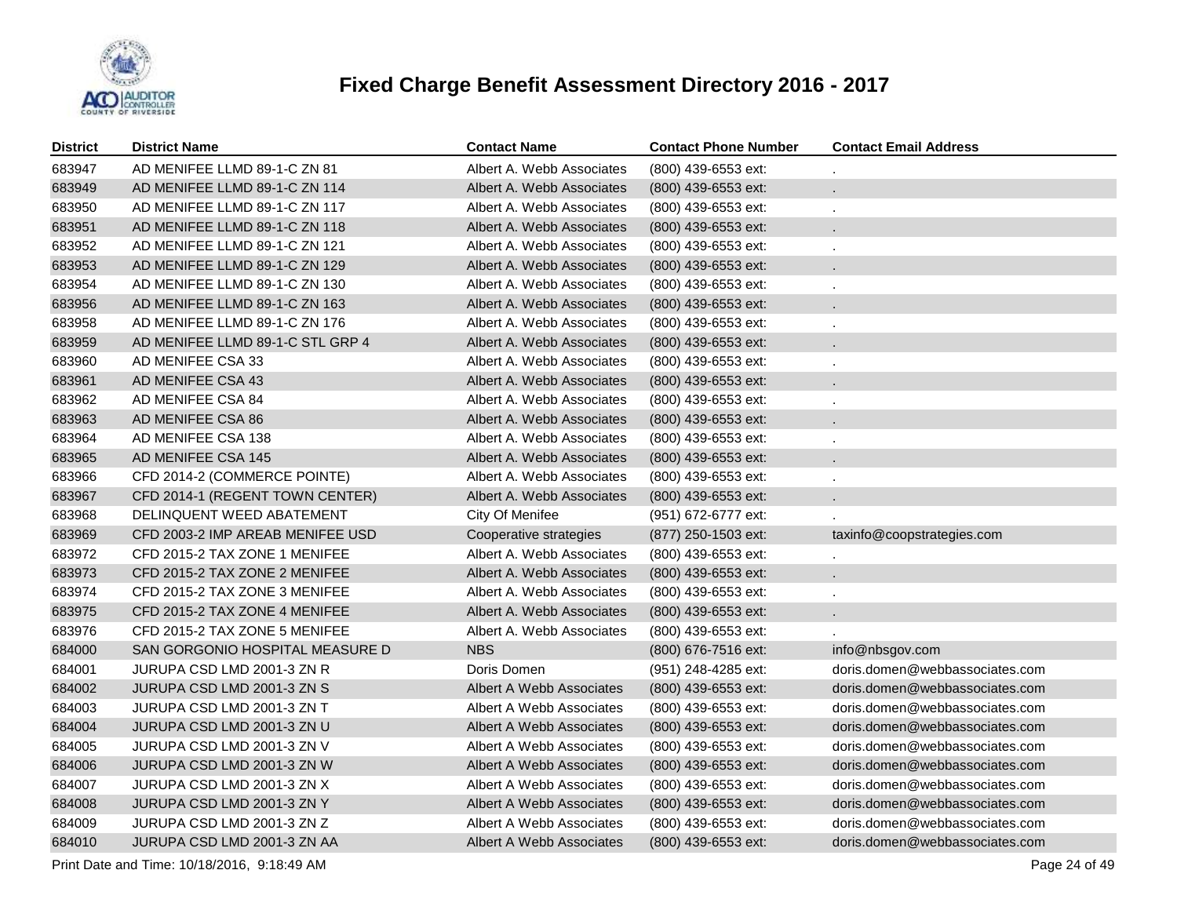# Fixed Charge Benefit Assessment Directory 2016 - 2017

| District | District Name | Contact Name | Contact Phone Number | Contact Email Address |
|---|---|---|---|---|
| 683947 | AD MENIFEE LLMD 89-1-C ZN 81 | Albert A. Webb Associates | (800) 439-6553 ext: | . |
| 683949 | AD MENIFEE LLMD 89-1-C ZN 114 | Albert A. Webb Associates | (800) 439-6553 ext: | . |
| 683950 | AD MENIFEE LLMD 89-1-C ZN 117 | Albert A. Webb Associates | (800) 439-6553 ext: | . |
| 683951 | AD MENIFEE LLMD 89-1-C ZN 118 | Albert A. Webb Associates | (800) 439-6553 ext: | . |
| 683952 | AD MENIFEE LLMD 89-1-C ZN 121 | Albert A. Webb Associates | (800) 439-6553 ext: | . |
| 683953 | AD MENIFEE LLMD 89-1-C ZN 129 | Albert A. Webb Associates | (800) 439-6553 ext: | . |
| 683954 | AD MENIFEE LLMD 89-1-C ZN 130 | Albert A. Webb Associates | (800) 439-6553 ext: | . |
| 683956 | AD MENIFEE LLMD 89-1-C ZN 163 | Albert A. Webb Associates | (800) 439-6553 ext: | . |
| 683958 | AD MENIFEE LLMD 89-1-C ZN 176 | Albert A. Webb Associates | (800) 439-6553 ext: | . |
| 683959 | AD MENIFEE LLMD 89-1-C STL GRP 4 | Albert A. Webb Associates | (800) 439-6553 ext: | . |
| 683960 | AD MENIFEE CSA 33 | Albert A. Webb Associates | (800) 439-6553 ext: | . |
| 683961 | AD MENIFEE CSA 43 | Albert A. Webb Associates | (800) 439-6553 ext: | . |
| 683962 | AD MENIFEE CSA 84 | Albert A. Webb Associates | (800) 439-6553 ext: | . |
| 683963 | AD MENIFEE CSA 86 | Albert A. Webb Associates | (800) 439-6553 ext: | . |
| 683964 | AD MENIFEE CSA 138 | Albert A. Webb Associates | (800) 439-6553 ext: | . |
| 683965 | AD MENIFEE CSA 145 | Albert A. Webb Associates | (800) 439-6553 ext: | . |
| 683966 | CFD 2014-2 (COMMERCE POINTE) | Albert A. Webb Associates | (800) 439-6553 ext: | . |
| 683967 | CFD 2014-1 (REGENT TOWN CENTER) | Albert A. Webb Associates | (800) 439-6553 ext: | . |
| 683968 | DELINQUENT WEED ABATEMENT | City Of Menifee | (951) 672-6777 ext: | . |
| 683969 | CFD 2003-2 IMP AREAB MENIFEE USD | Cooperative strategies | (877) 250-1503 ext: | taxinfo@coopstrategies.com |
| 683972 | CFD 2015-2 TAX ZONE 1 MENIFEE | Albert A. Webb Associates | (800) 439-6553 ext: | . |
| 683973 | CFD 2015-2 TAX ZONE 2 MENIFEE | Albert A. Webb Associates | (800) 439-6553 ext: | . |
| 683974 | CFD 2015-2 TAX ZONE 3 MENIFEE | Albert A. Webb Associates | (800) 439-6553 ext: | . |
| 683975 | CFD 2015-2 TAX ZONE 4 MENIFEE | Albert A. Webb Associates | (800) 439-6553 ext: | . |
| 683976 | CFD 2015-2 TAX ZONE 5 MENIFEE | Albert A. Webb Associates | (800) 439-6553 ext: | . |
| 684000 | SAN GORGONIO HOSPITAL MEASURE D | NBS | (800) 676-7516 ext: | info@nbsgov.com |
| 684001 | JURUPA CSD LMD 2001-3 ZN R | Doris Domen | (951) 248-4285 ext: | doris.domen@webbassociates.com |
| 684002 | JURUPA CSD LMD 2001-3 ZN S | Albert A Webb Associates | (800) 439-6553 ext: | doris.domen@webbassociates.com |
| 684003 | JURUPA CSD LMD 2001-3 ZN T | Albert A Webb Associates | (800) 439-6553 ext: | doris.domen@webbassociates.com |
| 684004 | JURUPA CSD LMD 2001-3 ZN U | Albert A Webb Associates | (800) 439-6553 ext: | doris.domen@webbassociates.com |
| 684005 | JURUPA CSD LMD 2001-3 ZN V | Albert A Webb Associates | (800) 439-6553 ext: | doris.domen@webbassociates.com |
| 684006 | JURUPA CSD LMD 2001-3 ZN W | Albert A Webb Associates | (800) 439-6553 ext: | doris.domen@webbassociates.com |
| 684007 | JURUPA CSD LMD 2001-3 ZN X | Albert A Webb Associates | (800) 439-6553 ext: | doris.domen@webbassociates.com |
| 684008 | JURUPA CSD LMD 2001-3 ZN Y | Albert A Webb Associates | (800) 439-6553 ext: | doris.domen@webbassociates.com |
| 684009 | JURUPA CSD LMD 2001-3 ZN Z | Albert A Webb Associates | (800) 439-6553 ext: | doris.domen@webbassociates.com |
| 684010 | JURUPA CSD LMD 2001-3 ZN AA | Albert A Webb Associates | (800) 439-6553 ext: | doris.domen@webbassociates.com |

Print Date and Time: 10/18/2016, 9:18:49 AM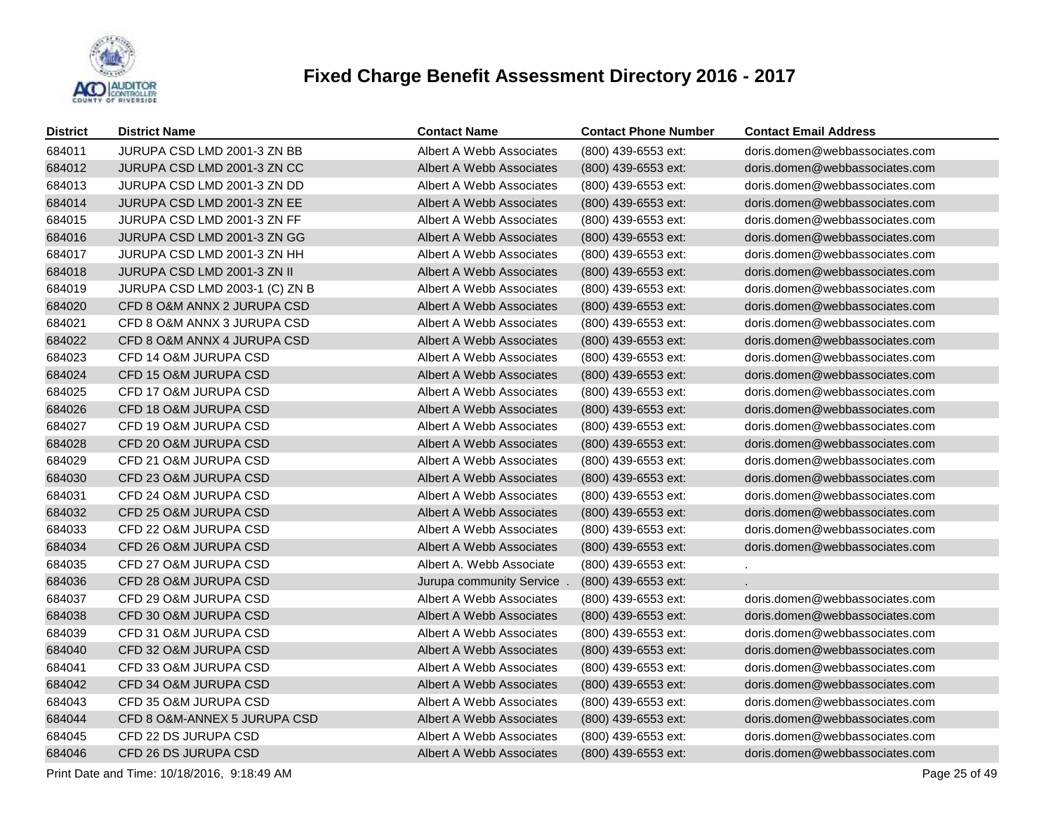# Fixed Charge Benefit Assessment Directory 2016 - 2017

| District | District Name | Contact Name | Contact Phone Number | Contact Email Address |
|---|---|---|---|---|
| 684011 | JURUPA CSD LMD 2001-3 ZN BB | Albert A Webb Associates | (800) 439-6553 ext: | doris.domen@webbassociates.com |
| 684012 | JURUPA CSD LMD 2001-3 ZN CC | Albert A Webb Associates | (800) 439-6553 ext: | doris.domen@webbassociates.com |
| 684013 | JURUPA CSD LMD 2001-3 ZN DD | Albert A Webb Associates | (800) 439-6553 ext: | doris.domen@webbassociates.com |
| 684014 | JURUPA CSD LMD 2001-3 ZN EE | Albert A Webb Associates | (800) 439-6553 ext: | doris.domen@webbassociates.com |
| 684015 | JURUPA CSD LMD 2001-3 ZN FF | Albert A Webb Associates | (800) 439-6553 ext: | doris.domen@webbassociates.com |
| 684016 | JURUPA CSD LMD 2001-3 ZN GG | Albert A Webb Associates | (800) 439-6553 ext: | doris.domen@webbassociates.com |
| 684017 | JURUPA CSD LMD 2001-3 ZN HH | Albert A Webb Associates | (800) 439-6553 ext: | doris.domen@webbassociates.com |
| 684018 | JURUPA CSD LMD 2001-3 ZN II | Albert A Webb Associates | (800) 439-6553 ext: | doris.domen@webbassociates.com |
| 684019 | JURUPA CSD LMD 2003-1 (C) ZN B | Albert A Webb Associates | (800) 439-6553 ext: | doris.domen@webbassociates.com |
| 684020 | CFD 8 O&M ANNX 2 JURUPA CSD | Albert A Webb Associates | (800) 439-6553 ext: | doris.domen@webbassociates.com |
| 684021 | CFD 8 O&M ANNX 3 JURUPA CSD | Albert A Webb Associates | (800) 439-6553 ext: | doris.domen@webbassociates.com |
| 684022 | CFD 8 O&M ANNX 4 JURUPA CSD | Albert A Webb Associates | (800) 439-6553 ext: | doris.domen@webbassociates.com |
| 684023 | CFD 14 O&M JURUPA CSD | Albert A Webb Associates | (800) 439-6553 ext: | doris.domen@webbassociates.com |
| 684024 | CFD 15 O&M JURUPA CSD | Albert A Webb Associates | (800) 439-6553 ext: | doris.domen@webbassociates.com |
| 684025 | CFD 17 O&M JURUPA CSD | Albert A Webb Associates | (800) 439-6553 ext: | doris.domen@webbassociates.com |
| 684026 | CFD 18 O&M JURUPA CSD | Albert A Webb Associates | (800) 439-6553 ext: | doris.domen@webbassociates.com |
| 684027 | CFD 19 O&M JURUPA CSD | Albert A Webb Associates | (800) 439-6553 ext: | doris.domen@webbassociates.com |
| 684028 | CFD 20 O&M JURUPA CSD | Albert A Webb Associates | (800) 439-6553 ext: | doris.domen@webbassociates.com |
| 684029 | CFD 21 O&M JURUPA CSD | Albert A Webb Associates | (800) 439-6553 ext: | doris.domen@webbassociates.com |
| 684030 | CFD 23 O&M JURUPA CSD | Albert A Webb Associates | (800) 439-6553 ext: | doris.domen@webbassociates.com |
| 684031 | CFD 24 O&M JURUPA CSD | Albert A Webb Associates | (800) 439-6553 ext: | doris.domen@webbassociates.com |
| 684032 | CFD 25 O&M JURUPA CSD | Albert A Webb Associates | (800) 439-6553 ext: | doris.domen@webbassociates.com |
| 684033 | CFD 22 O&M JURUPA CSD | Albert A Webb Associates | (800) 439-6553 ext: | doris.domen@webbassociates.com |
| 684034 | CFD 26 O&M JURUPA CSD | Albert A Webb Associates | (800) 439-6553 ext: | doris.domen@webbassociates.com |
| 684035 | CFD 27 O&M JURUPA CSD | Albert A. Webb Associate | (800) 439-6553 ext: | . |
| 684036 | CFD 28 O&M JURUPA CSD | Jurupa community Service . | (800) 439-6553 ext: | . |
| 684037 | CFD 29 O&M JURUPA CSD | Albert A Webb Associates | (800) 439-6553 ext: | doris.domen@webbassociates.com |
| 684038 | CFD 30 O&M JURUPA CSD | Albert A Webb Associates | (800) 439-6553 ext: | doris.domen@webbassociates.com |
| 684039 | CFD 31 O&M JURUPA CSD | Albert A Webb Associates | (800) 439-6553 ext: | doris.domen@webbassociates.com |
| 684040 | CFD 32 O&M JURUPA CSD | Albert A Webb Associates | (800) 439-6553 ext: | doris.domen@webbassociates.com |
| 684041 | CFD 33 O&M JURUPA CSD | Albert A Webb Associates | (800) 439-6553 ext: | doris.domen@webbassociates.com |
| 684042 | CFD 34 O&M JURUPA CSD | Albert A Webb Associates | (800) 439-6553 ext: | doris.domen@webbassociates.com |
| 684043 | CFD 35 O&M JURUPA CSD | Albert A Webb Associates | (800) 439-6553 ext: | doris.domen@webbassociates.com |
| 684044 | CFD 8 O&M-ANNEX 5 JURUPA CSD | Albert A Webb Associates | (800) 439-6553 ext: | doris.domen@webbassociates.com |
| 684045 | CFD 22 DS JURUPA CSD | Albert A Webb Associates | (800) 439-6553 ext: | doris.domen@webbassociates.com |
| 684046 | CFD 26 DS JURUPA CSD | Albert A Webb Associates | (800) 439-6553 ext: | doris.domen@webbassociates.com |

Print Date and Time: 10/18/2016, 9:18:49 AM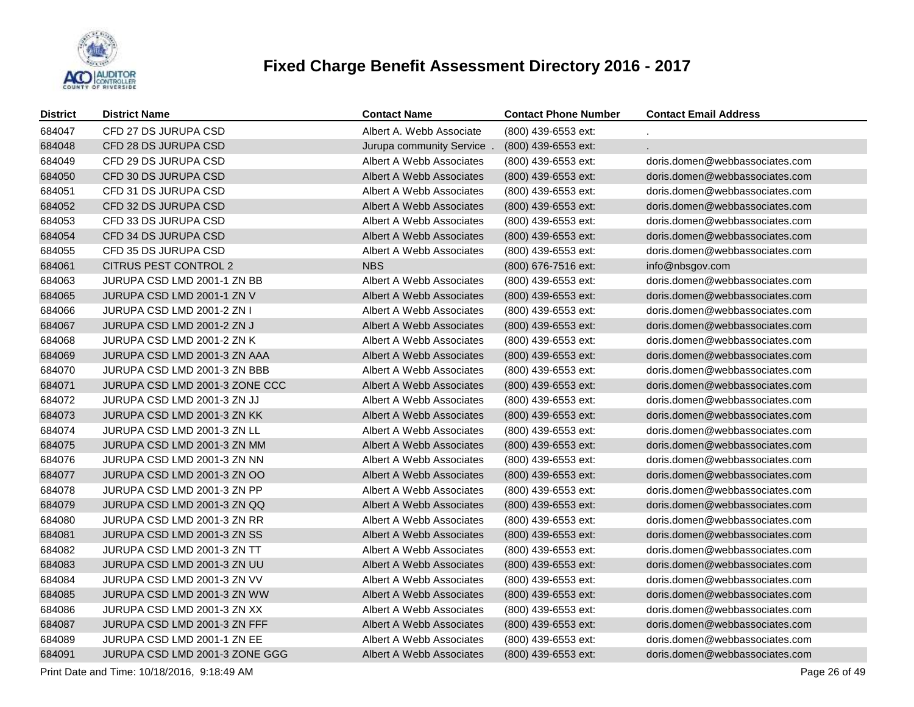# Fixed Charge Benefit Assessment Directory 2016 - 2017

| District | District Name | Contact Name | Contact Phone Number | Contact Email Address |
|---|---|---|---|---|
| 684047 | CFD 27 DS JURUPA CSD | Albert A. Webb Associate | (800) 439-6553 ext: | . |
| 684048 | CFD 28 DS JURUPA CSD | Jurupa community Service . | (800) 439-6553 ext: | . |
| 684049 | CFD 29 DS JURUPA CSD | Albert A Webb Associates | (800) 439-6553 ext: | doris.domen@webbassociates.com |
| 684050 | CFD 30 DS JURUPA CSD | Albert A Webb Associates | (800) 439-6553 ext: | doris.domen@webbassociates.com |
| 684051 | CFD 31 DS JURUPA CSD | Albert A Webb Associates | (800) 439-6553 ext: | doris.domen@webbassociates.com |
| 684052 | CFD 32 DS JURUPA CSD | Albert A Webb Associates | (800) 439-6553 ext: | doris.domen@webbassociates.com |
| 684053 | CFD 33 DS JURUPA CSD | Albert A Webb Associates | (800) 439-6553 ext: | doris.domen@webbassociates.com |
| 684054 | CFD 34 DS JURUPA CSD | Albert A Webb Associates | (800) 439-6553 ext: | doris.domen@webbassociates.com |
| 684055 | CFD 35 DS JURUPA CSD | Albert A Webb Associates | (800) 439-6553 ext: | doris.domen@webbassociates.com |
| 684061 | CITRUS PEST CONTROL 2 | NBS | (800) 676-7516 ext: | info@nbsgov.com |
| 684063 | JURUPA CSD LMD 2001-1 ZN BB | Albert A Webb Associates | (800) 439-6553 ext: | doris.domen@webbassociates.com |
| 684065 | JURUPA CSD LMD 2001-1 ZN V | Albert A Webb Associates | (800) 439-6553 ext: | doris.domen@webbassociates.com |
| 684066 | JURUPA CSD LMD 2001-2 ZN I | Albert A Webb Associates | (800) 439-6553 ext: | doris.domen@webbassociates.com |
| 684067 | JURUPA CSD LMD 2001-2 ZN J | Albert A Webb Associates | (800) 439-6553 ext: | doris.domen@webbassociates.com |
| 684068 | JURUPA CSD LMD 2001-2 ZN K | Albert A Webb Associates | (800) 439-6553 ext: | doris.domen@webbassociates.com |
| 684069 | JURUPA CSD LMD 2001-3 ZN AAA | Albert A Webb Associates | (800) 439-6553 ext: | doris.domen@webbassociates.com |
| 684070 | JURUPA CSD LMD 2001-3 ZN BBB | Albert A Webb Associates | (800) 439-6553 ext: | doris.domen@webbassociates.com |
| 684071 | JURUPA CSD LMD 2001-3 ZONE CCC | Albert A Webb Associates | (800) 439-6553 ext: | doris.domen@webbassociates.com |
| 684072 | JURUPA CSD LMD 2001-3 ZN JJ | Albert A Webb Associates | (800) 439-6553 ext: | doris.domen@webbassociates.com |
| 684073 | JURUPA CSD LMD 2001-3 ZN KK | Albert A Webb Associates | (800) 439-6553 ext: | doris.domen@webbassociates.com |
| 684074 | JURUPA CSD LMD 2001-3 ZN LL | Albert A Webb Associates | (800) 439-6553 ext: | doris.domen@webbassociates.com |
| 684075 | JURUPA CSD LMD 2001-3 ZN MM | Albert A Webb Associates | (800) 439-6553 ext: | doris.domen@webbassociates.com |
| 684076 | JURUPA CSD LMD 2001-3 ZN NN | Albert A Webb Associates | (800) 439-6553 ext: | doris.domen@webbassociates.com |
| 684077 | JURUPA CSD LMD 2001-3 ZN OO | Albert A Webb Associates | (800) 439-6553 ext: | doris.domen@webbassociates.com |
| 684078 | JURUPA CSD LMD 2001-3 ZN PP | Albert A Webb Associates | (800) 439-6553 ext: | doris.domen@webbassociates.com |
| 684079 | JURUPA CSD LMD 2001-3 ZN QQ | Albert A Webb Associates | (800) 439-6553 ext: | doris.domen@webbassociates.com |
| 684080 | JURUPA CSD LMD 2001-3 ZN RR | Albert A Webb Associates | (800) 439-6553 ext: | doris.domen@webbassociates.com |
| 684081 | JURUPA CSD LMD 2001-3 ZN SS | Albert A Webb Associates | (800) 439-6553 ext: | doris.domen@webbassociates.com |
| 684082 | JURUPA CSD LMD 2001-3 ZN TT | Albert A Webb Associates | (800) 439-6553 ext: | doris.domen@webbassociates.com |
| 684083 | JURUPA CSD LMD 2001-3 ZN UU | Albert A Webb Associates | (800) 439-6553 ext: | doris.domen@webbassociates.com |
| 684084 | JURUPA CSD LMD 2001-3 ZN VV | Albert A Webb Associates | (800) 439-6553 ext: | doris.domen@webbassociates.com |
| 684085 | JURUPA CSD LMD 2001-3 ZN WW | Albert A Webb Associates | (800) 439-6553 ext: | doris.domen@webbassociates.com |
| 684086 | JURUPA CSD LMD 2001-3 ZN XX | Albert A Webb Associates | (800) 439-6553 ext: | doris.domen@webbassociates.com |
| 684087 | JURUPA CSD LMD 2001-3 ZN FFF | Albert A Webb Associates | (800) 439-6553 ext: | doris.domen@webbassociates.com |
| 684089 | JURUPA CSD LMD 2001-1 ZN EE | Albert A Webb Associates | (800) 439-6553 ext: | doris.domen@webbassociates.com |
| 684091 | JURUPA CSD LMD 2001-3 ZONE GGG | Albert A Webb Associates | (800) 439-6553 ext: | doris.domen@webbassociates.com |

Print Date and Time: 10/18/2016, 9:18:49 AM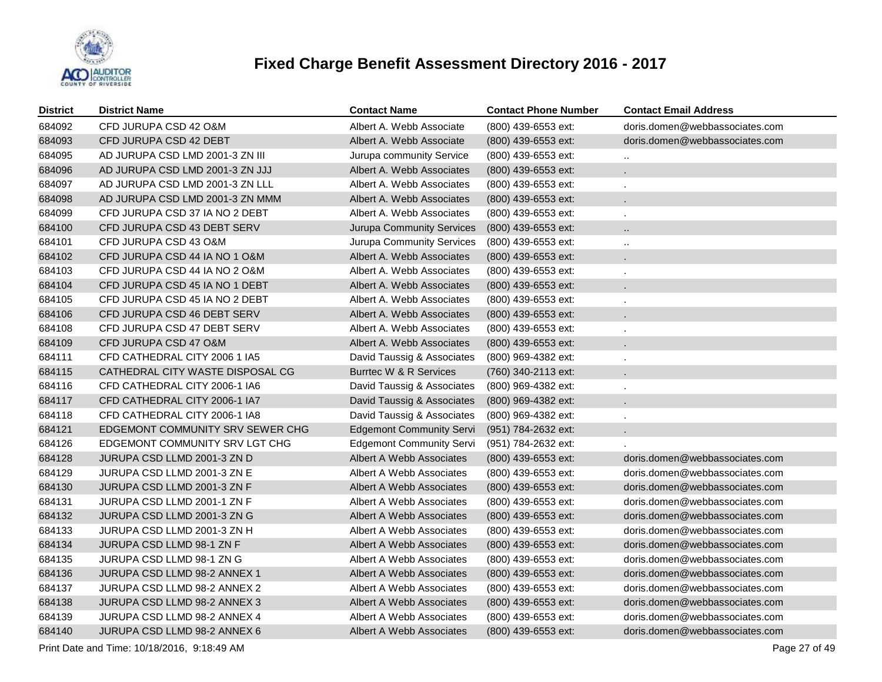# Fixed Charge Benefit Assessment Directory 2016 - 2017

| District | District Name | Contact Name | Contact Phone Number | Contact Email Address |
|---|---|---|---|---|
| 684092 | CFD JURUPA CSD 42 O&M | Albert A. Webb Associate | (800) 439-6553 ext: | doris.domen@webbassociates.com |
| 684093 | CFD JURUPA CSD 42 DEBT | Albert A. Webb Associate | (800) 439-6553 ext: | doris.domen@webbassociates.com |
| 684095 | AD JURUPA CSD LMD 2001-3 ZN III | Jurupa community Service | (800) 439-6553 ext: | .. |
| 684096 | AD JURUPA CSD LMD 2001-3 ZN JJJ | Albert A. Webb Associates | (800) 439-6553 ext: | . |
| 684097 | AD JURUPA CSD LMD 2001-3 ZN LLL | Albert A. Webb Associates | (800) 439-6553 ext: | . |
| 684098 | AD JURUPA CSD LMD 2001-3 ZN MMM | Albert A. Webb Associates | (800) 439-6553 ext: | . |
| 684099 | CFD JURUPA CSD 37 IA NO 2 DEBT | Albert A. Webb Associates | (800) 439-6553 ext: | . |
| 684100 | CFD JURUPA CSD 43 DEBT SERV | Jurupa Community Services | (800) 439-6553 ext: | .. |
| 684101 | CFD JURUPA CSD 43 O&M | Jurupa Community Services | (800) 439-6553 ext: | .. |
| 684102 | CFD JURUPA CSD 44 IA NO 1 O&M | Albert A. Webb Associates | (800) 439-6553 ext: | . |
| 684103 | CFD JURUPA CSD 44 IA NO 2 O&M | Albert A. Webb Associates | (800) 439-6553 ext: | . |
| 684104 | CFD JURUPA CSD 45 IA NO 1 DEBT | Albert A. Webb Associates | (800) 439-6553 ext: | . |
| 684105 | CFD JURUPA CSD 45 IA NO 2 DEBT | Albert A. Webb Associates | (800) 439-6553 ext: | . |
| 684106 | CFD JURUPA CSD 46 DEBT SERV | Albert A. Webb Associates | (800) 439-6553 ext: | . |
| 684108 | CFD JURUPA CSD 47 DEBT SERV | Albert A. Webb Associates | (800) 439-6553 ext: | . |
| 684109 | CFD JURUPA CSD 47 O&M | Albert A. Webb Associates | (800) 439-6553 ext: | . |
| 684111 | CFD CATHEDRAL CITY 2006 1 IA5 | David Taussig & Associates | (800) 969-4382 ext: | . |
| 684115 | CATHEDRAL CITY WASTE DISPOSAL CG | Burrtec W & R Services | (760) 340-2113 ext: | . |
| 684116 | CFD CATHEDRAL CITY 2006-1 IA6 | David Taussig & Associates | (800) 969-4382 ext: | . |
| 684117 | CFD CATHEDRAL CITY 2006-1 IA7 | David Taussig & Associates | (800) 969-4382 ext: | . |
| 684118 | CFD CATHEDRAL CITY 2006-1 IA8 | David Taussig & Associates | (800) 969-4382 ext: | . |
| 684121 | EDGEMONT COMMUNITY SRV SEWER CHG | Edgemont Community Servi | (951) 784-2632 ext: | . |
| 684126 | EDGEMONT COMMUNITY SRV LGT CHG | Edgemont Community Servi | (951) 784-2632 ext: | . |
| 684128 | JURUPA CSD LLMD 2001-3 ZN D | Albert A Webb Associates | (800) 439-6553 ext: | doris.domen@webbassociates.com |
| 684129 | JURUPA CSD LLMD 2001-3 ZN E | Albert A Webb Associates | (800) 439-6553 ext: | doris.domen@webbassociates.com |
| 684130 | JURUPA CSD LLMD 2001-3 ZN F | Albert A Webb Associates | (800) 439-6553 ext: | doris.domen@webbassociates.com |
| 684131 | JURUPA CSD LLMD 2001-1 ZN F | Albert A Webb Associates | (800) 439-6553 ext: | doris.domen@webbassociates.com |
| 684132 | JURUPA CSD LLMD 2001-3 ZN G | Albert A Webb Associates | (800) 439-6553 ext: | doris.domen@webbassociates.com |
| 684133 | JURUPA CSD LLMD 2001-3 ZN H | Albert A Webb Associates | (800) 439-6553 ext: | doris.domen@webbassociates.com |
| 684134 | JURUPA CSD LLMD 98-1 ZN F | Albert A Webb Associates | (800) 439-6553 ext: | doris.domen@webbassociates.com |
| 684135 | JURUPA CSD LLMD 98-1 ZN G | Albert A Webb Associates | (800) 439-6553 ext: | doris.domen@webbassociates.com |
| 684136 | JURUPA CSD LLMD 98-2 ANNEX 1 | Albert A Webb Associates | (800) 439-6553 ext: | doris.domen@webbassociates.com |
| 684137 | JURUPA CSD LLMD 98-2 ANNEX 2 | Albert A Webb Associates | (800) 439-6553 ext: | doris.domen@webbassociates.com |
| 684138 | JURUPA CSD LLMD 98-2 ANNEX 3 | Albert A Webb Associates | (800) 439-6553 ext: | doris.domen@webbassociates.com |
| 684139 | JURUPA CSD LLMD 98-2 ANNEX 4 | Albert A Webb Associates | (800) 439-6553 ext: | doris.domen@webbassociates.com |
| 684140 | JURUPA CSD LLMD 98-2 ANNEX 6 | Albert A Webb Associates | (800) 439-6553 ext: | doris.domen@webbassociates.com |

Print Date and Time: 10/18/2016, 9:18:49 AM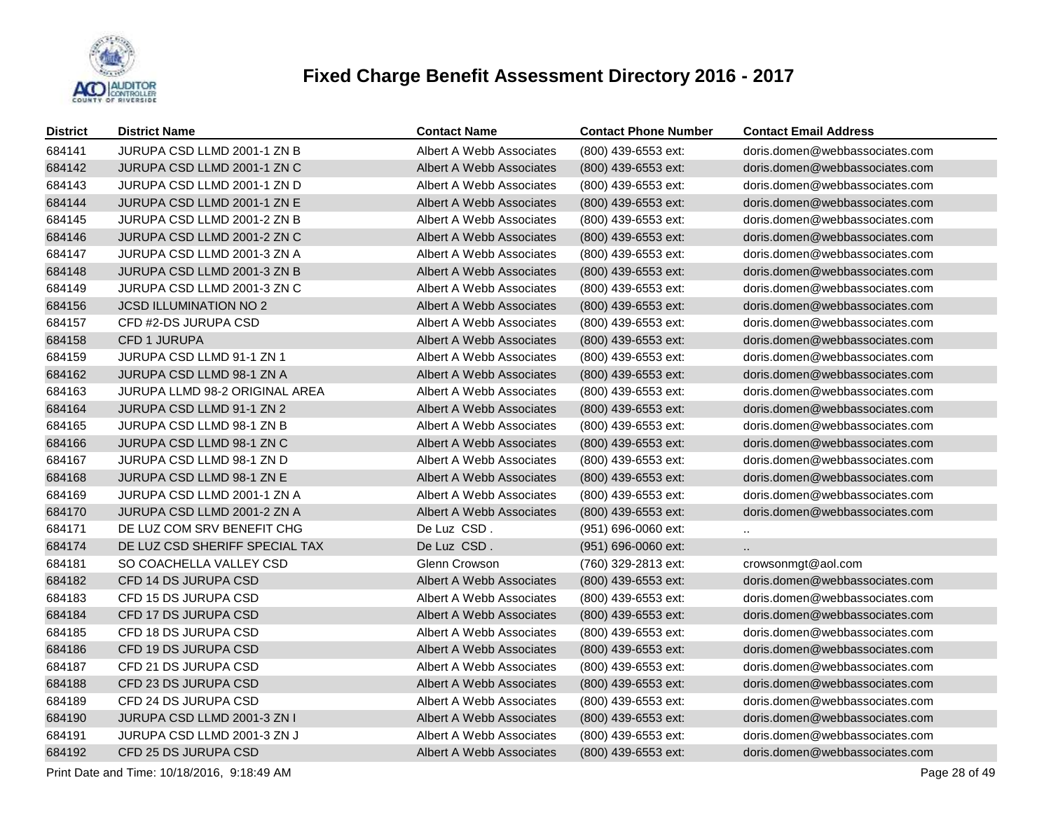# Fixed Charge Benefit Assessment Directory 2016 - 2017

| District | District Name | Contact Name | Contact Phone Number | Contact Email Address |
|---|---|---|---|---|
| 684141 | JURUPA CSD LLMD 2001-1 ZN B | Albert A Webb Associates | (800) 439-6553 ext: | doris.domen@webbassociates.com |
| 684142 | JURUPA CSD LLMD 2001-1 ZN C | Albert A Webb Associates | (800) 439-6553 ext: | doris.domen@webbassociates.com |
| 684143 | JURUPA CSD LLMD 2001-1 ZN D | Albert A Webb Associates | (800) 439-6553 ext: | doris.domen@webbassociates.com |
| 684144 | JURUPA CSD LLMD 2001-1 ZN E | Albert A Webb Associates | (800) 439-6553 ext: | doris.domen@webbassociates.com |
| 684145 | JURUPA CSD LLMD 2001-2 ZN B | Albert A Webb Associates | (800) 439-6553 ext: | doris.domen@webbassociates.com |
| 684146 | JURUPA CSD LLMD 2001-2 ZN C | Albert A Webb Associates | (800) 439-6553 ext: | doris.domen@webbassociates.com |
| 684147 | JURUPA CSD LLMD 2001-3 ZN A | Albert A Webb Associates | (800) 439-6553 ext: | doris.domen@webbassociates.com |
| 684148 | JURUPA CSD LLMD 2001-3 ZN B | Albert A Webb Associates | (800) 439-6553 ext: | doris.domen@webbassociates.com |
| 684149 | JURUPA CSD LLMD 2001-3 ZN C | Albert A Webb Associates | (800) 439-6553 ext: | doris.domen@webbassociates.com |
| 684156 | JCSD ILLUMINATION NO 2 | Albert A Webb Associates | (800) 439-6553 ext: | doris.domen@webbassociates.com |
| 684157 | CFD #2-DS JURUPA CSD | Albert A Webb Associates | (800) 439-6553 ext: | doris.domen@webbassociates.com |
| 684158 | CFD 1 JURUPA | Albert A Webb Associates | (800) 439-6553 ext: | doris.domen@webbassociates.com |
| 684159 | JURUPA CSD LLMD 91-1 ZN 1 | Albert A Webb Associates | (800) 439-6553 ext: | doris.domen@webbassociates.com |
| 684162 | JURUPA CSD LLMD 98-1 ZN A | Albert A Webb Associates | (800) 439-6553 ext: | doris.domen@webbassociates.com |
| 684163 | JURUPA LLMD 98-2 ORIGINAL AREA | Albert A Webb Associates | (800) 439-6553 ext: | doris.domen@webbassociates.com |
| 684164 | JURUPA CSD LLMD 91-1 ZN 2 | Albert A Webb Associates | (800) 439-6553 ext: | doris.domen@webbassociates.com |
| 684165 | JURUPA CSD LLMD 98-1 ZN B | Albert A Webb Associates | (800) 439-6553 ext: | doris.domen@webbassociates.com |
| 684166 | JURUPA CSD LLMD 98-1 ZN C | Albert A Webb Associates | (800) 439-6553 ext: | doris.domen@webbassociates.com |
| 684167 | JURUPA CSD LLMD 98-1 ZN D | Albert A Webb Associates | (800) 439-6553 ext: | doris.domen@webbassociates.com |
| 684168 | JURUPA CSD LLMD 98-1 ZN E | Albert A Webb Associates | (800) 439-6553 ext: | doris.domen@webbassociates.com |
| 684169 | JURUPA CSD LLMD 2001-1 ZN A | Albert A Webb Associates | (800) 439-6553 ext: | doris.domen@webbassociates.com |
| 684170 | JURUPA CSD LLMD 2001-2 ZN A | Albert A Webb Associates | (800) 439-6553 ext: | doris.domen@webbassociates.com |
| 684171 | DE LUZ COM SRV BENEFIT CHG | De Luz CSD . | (951) 696-0060 ext: | .. |
| 684174 | DE LUZ CSD SHERIFF SPECIAL TAX | De Luz CSD . | (951) 696-0060 ext: | .. |
| 684181 | SO COACHELLA VALLEY CSD | Glenn Crowson | (760) 329-2813 ext: | crowsonmgt@aol.com |
| 684182 | CFD 14 DS JURUPA CSD | Albert A Webb Associates | (800) 439-6553 ext: | doris.domen@webbassociates.com |
| 684183 | CFD 15 DS JURUPA CSD | Albert A Webb Associates | (800) 439-6553 ext: | doris.domen@webbassociates.com |
| 684184 | CFD 17 DS JURUPA CSD | Albert A Webb Associates | (800) 439-6553 ext: | doris.domen@webbassociates.com |
| 684185 | CFD 18 DS JURUPA CSD | Albert A Webb Associates | (800) 439-6553 ext: | doris.domen@webbassociates.com |
| 684186 | CFD 19 DS JURUPA CSD | Albert A Webb Associates | (800) 439-6553 ext: | doris.domen@webbassociates.com |
| 684187 | CFD 21 DS JURUPA CSD | Albert A Webb Associates | (800) 439-6553 ext: | doris.domen@webbassociates.com |
| 684188 | CFD 23 DS JURUPA CSD | Albert A Webb Associates | (800) 439-6553 ext: | doris.domen@webbassociates.com |
| 684189 | CFD 24 DS JURUPA CSD | Albert A Webb Associates | (800) 439-6553 ext: | doris.domen@webbassociates.com |
| 684190 | JURUPA CSD LLMD 2001-3 ZN I | Albert A Webb Associates | (800) 439-6553 ext: | doris.domen@webbassociates.com |
| 684191 | JURUPA CSD LLMD 2001-3 ZN J | Albert A Webb Associates | (800) 439-6553 ext: | doris.domen@webbassociates.com |
| 684192 | CFD 25 DS JURUPA CSD | Albert A Webb Associates | (800) 439-6553 ext: | doris.domen@webbassociates.com |

Print Date and Time: 10/18/2016, 9:18:49 AM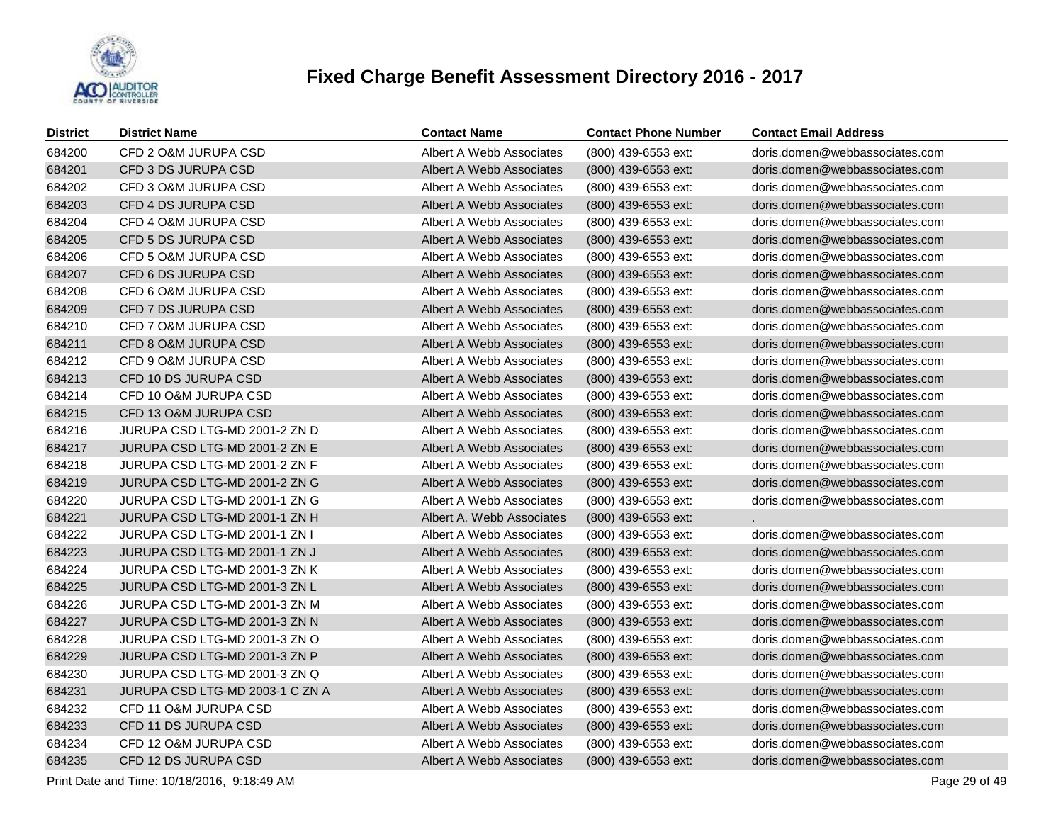# Fixed Charge Benefit Assessment Directory 2016 - 2017

| District | District Name | Contact Name | Contact Phone Number | Contact Email Address |
|---|---|---|---|---|
| 684200 | CFD 2 O&M JURUPA CSD | Albert A Webb Associates | (800) 439-6553 ext: | doris.domen@webbassociates.com |
| 684201 | CFD 3 DS JURUPA CSD | Albert A Webb Associates | (800) 439-6553 ext: | doris.domen@webbassociates.com |
| 684202 | CFD 3 O&M JURUPA CSD | Albert A Webb Associates | (800) 439-6553 ext: | doris.domen@webbassociates.com |
| 684203 | CFD 4 DS JURUPA CSD | Albert A Webb Associates | (800) 439-6553 ext: | doris.domen@webbassociates.com |
| 684204 | CFD 4 O&M JURUPA CSD | Albert A Webb Associates | (800) 439-6553 ext: | doris.domen@webbassociates.com |
| 684205 | CFD 5 DS JURUPA CSD | Albert A Webb Associates | (800) 439-6553 ext: | doris.domen@webbassociates.com |
| 684206 | CFD 5 O&M JURUPA CSD | Albert A Webb Associates | (800) 439-6553 ext: | doris.domen@webbassociates.com |
| 684207 | CFD 6 DS JURUPA CSD | Albert A Webb Associates | (800) 439-6553 ext: | doris.domen@webbassociates.com |
| 684208 | CFD 6 O&M JURUPA CSD | Albert A Webb Associates | (800) 439-6553 ext: | doris.domen@webbassociates.com |
| 684209 | CFD 7 DS JURUPA CSD | Albert A Webb Associates | (800) 439-6553 ext: | doris.domen@webbassociates.com |
| 684210 | CFD 7 O&M JURUPA CSD | Albert A Webb Associates | (800) 439-6553 ext: | doris.domen@webbassociates.com |
| 684211 | CFD 8 O&M JURUPA CSD | Albert A Webb Associates | (800) 439-6553 ext: | doris.domen@webbassociates.com |
| 684212 | CFD 9 O&M JURUPA CSD | Albert A Webb Associates | (800) 439-6553 ext: | doris.domen@webbassociates.com |
| 684213 | CFD 10 DS JURUPA CSD | Albert A Webb Associates | (800) 439-6553 ext: | doris.domen@webbassociates.com |
| 684214 | CFD 10 O&M JURUPA CSD | Albert A Webb Associates | (800) 439-6553 ext: | doris.domen@webbassociates.com |
| 684215 | CFD 13 O&M JURUPA CSD | Albert A Webb Associates | (800) 439-6553 ext: | doris.domen@webbassociates.com |
| 684216 | JURUPA CSD LTG-MD 2001-2 ZN D | Albert A Webb Associates | (800) 439-6553 ext: | doris.domen@webbassociates.com |
| 684217 | JURUPA CSD LTG-MD 2001-2 ZN E | Albert A Webb Associates | (800) 439-6553 ext: | doris.domen@webbassociates.com |
| 684218 | JURUPA CSD LTG-MD 2001-2 ZN F | Albert A Webb Associates | (800) 439-6553 ext: | doris.domen@webbassociates.com |
| 684219 | JURUPA CSD LTG-MD 2001-2 ZN G | Albert A Webb Associates | (800) 439-6553 ext: | doris.domen@webbassociates.com |
| 684220 | JURUPA CSD LTG-MD 2001-1 ZN G | Albert A Webb Associates | (800) 439-6553 ext: | doris.domen@webbassociates.com |
| 684221 | JURUPA CSD LTG-MD 2001-1 ZN H | Albert A. Webb Associates | (800) 439-6553 ext: | . |
| 684222 | JURUPA CSD LTG-MD 2001-1 ZN I | Albert A Webb Associates | (800) 439-6553 ext: | doris.domen@webbassociates.com |
| 684223 | JURUPA CSD LTG-MD 2001-1 ZN J | Albert A Webb Associates | (800) 439-6553 ext: | doris.domen@webbassociates.com |
| 684224 | JURUPA CSD LTG-MD 2001-3 ZN K | Albert A Webb Associates | (800) 439-6553 ext: | doris.domen@webbassociates.com |
| 684225 | JURUPA CSD LTG-MD 2001-3 ZN L | Albert A Webb Associates | (800) 439-6553 ext: | doris.domen@webbassociates.com |
| 684226 | JURUPA CSD LTG-MD 2001-3 ZN M | Albert A Webb Associates | (800) 439-6553 ext: | doris.domen@webbassociates.com |
| 684227 | JURUPA CSD LTG-MD 2001-3 ZN N | Albert A Webb Associates | (800) 439-6553 ext: | doris.domen@webbassociates.com |
| 684228 | JURUPA CSD LTG-MD 2001-3 ZN O | Albert A Webb Associates | (800) 439-6553 ext: | doris.domen@webbassociates.com |
| 684229 | JURUPA CSD LTG-MD 2001-3 ZN P | Albert A Webb Associates | (800) 439-6553 ext: | doris.domen@webbassociates.com |
| 684230 | JURUPA CSD LTG-MD 2001-3 ZN Q | Albert A Webb Associates | (800) 439-6553 ext: | doris.domen@webbassociates.com |
| 684231 | JURUPA CSD LTG-MD 2003-1 C ZN A | Albert A Webb Associates | (800) 439-6553 ext: | doris.domen@webbassociates.com |
| 684232 | CFD 11 O&M JURUPA CSD | Albert A Webb Associates | (800) 439-6553 ext: | doris.domen@webbassociates.com |
| 684233 | CFD 11 DS JURUPA CSD | Albert A Webb Associates | (800) 439-6553 ext: | doris.domen@webbassociates.com |
| 684234 | CFD 12 O&M JURUPA CSD | Albert A Webb Associates | (800) 439-6553 ext: | doris.domen@webbassociates.com |
| 684235 | CFD 12 DS JURUPA CSD | Albert A Webb Associates | (800) 439-6553 ext: | doris.domen@webbassociates.com |

Print Date and Time: 10/18/2016, 9:18:49 AM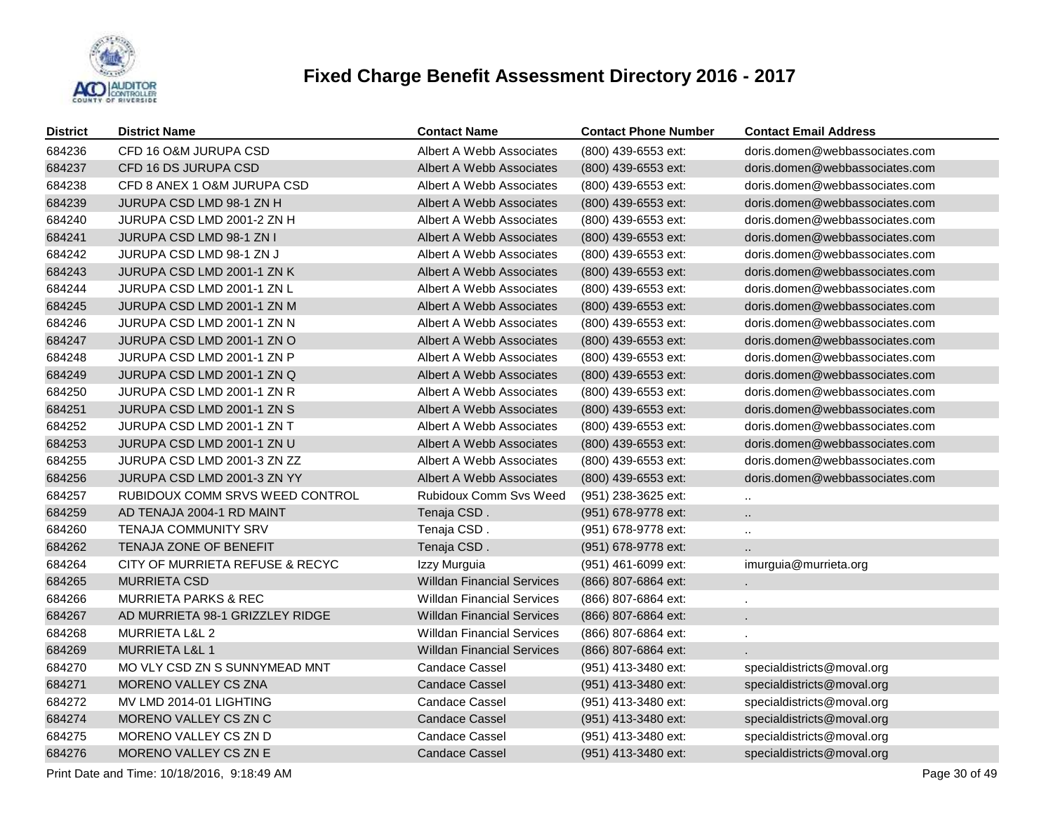# Fixed Charge Benefit Assessment Directory 2016 - 2017

| District | District Name | Contact Name | Contact Phone Number | Contact Email Address |
|---|---|---|---|---|
| 684236 | CFD 16 O&M JURUPA CSD | Albert A Webb Associates | (800) 439-6553 ext: | doris.domen@webbassociates.com |
| 684237 | CFD 16 DS JURUPA CSD | Albert A Webb Associates | (800) 439-6553 ext: | doris.domen@webbassociates.com |
| 684238 | CFD 8 ANEX 1 O&M JURUPA CSD | Albert A Webb Associates | (800) 439-6553 ext: | doris.domen@webbassociates.com |
| 684239 | JURUPA CSD LMD 98-1 ZN H | Albert A Webb Associates | (800) 439-6553 ext: | doris.domen@webbassociates.com |
| 684240 | JURUPA CSD LMD 2001-2 ZN H | Albert A Webb Associates | (800) 439-6553 ext: | doris.domen@webbassociates.com |
| 684241 | JURUPA CSD LMD 98-1 ZN I | Albert A Webb Associates | (800) 439-6553 ext: | doris.domen@webbassociates.com |
| 684242 | JURUPA CSD LMD 98-1 ZN J | Albert A Webb Associates | (800) 439-6553 ext: | doris.domen@webbassociates.com |
| 684243 | JURUPA CSD LMD 2001-1 ZN K | Albert A Webb Associates | (800) 439-6553 ext: | doris.domen@webbassociates.com |
| 684244 | JURUPA CSD LMD 2001-1 ZN L | Albert A Webb Associates | (800) 439-6553 ext: | doris.domen@webbassociates.com |
| 684245 | JURUPA CSD LMD 2001-1 ZN M | Albert A Webb Associates | (800) 439-6553 ext: | doris.domen@webbassociates.com |
| 684246 | JURUPA CSD LMD 2001-1 ZN N | Albert A Webb Associates | (800) 439-6553 ext: | doris.domen@webbassociates.com |
| 684247 | JURUPA CSD LMD 2001-1 ZN O | Albert A Webb Associates | (800) 439-6553 ext: | doris.domen@webbassociates.com |
| 684248 | JURUPA CSD LMD 2001-1 ZN P | Albert A Webb Associates | (800) 439-6553 ext: | doris.domen@webbassociates.com |
| 684249 | JURUPA CSD LMD 2001-1 ZN Q | Albert A Webb Associates | (800) 439-6553 ext: | doris.domen@webbassociates.com |
| 684250 | JURUPA CSD LMD 2001-1 ZN R | Albert A Webb Associates | (800) 439-6553 ext: | doris.domen@webbassociates.com |
| 684251 | JURUPA CSD LMD 2001-1 ZN S | Albert A Webb Associates | (800) 439-6553 ext: | doris.domen@webbassociates.com |
| 684252 | JURUPA CSD LMD 2001-1 ZN T | Albert A Webb Associates | (800) 439-6553 ext: | doris.domen@webbassociates.com |
| 684253 | JURUPA CSD LMD 2001-1 ZN U | Albert A Webb Associates | (800) 439-6553 ext: | doris.domen@webbassociates.com |
| 684255 | JURUPA CSD LMD 2001-3 ZN ZZ | Albert A Webb Associates | (800) 439-6553 ext: | doris.domen@webbassociates.com |
| 684256 | JURUPA CSD LMD 2001-3 ZN YY | Albert A Webb Associates | (800) 439-6553 ext: | doris.domen@webbassociates.com |
| 684257 | RUBIDOUX COMM SRVS WEED CONTROL | Rubidoux Comm Svs Weed | (951) 238-3625 ext: | .. |
| 684259 | AD TENAJA 2004-1 RD MAINT | Tenaja CSD . | (951) 678-9778 ext: | .. |
| 684260 | TENAJA COMMUNITY SRV | Tenaja CSD . | (951) 678-9778 ext: | .. |
| 684262 | TENAJA ZONE OF BENEFIT | Tenaja CSD . | (951) 678-9778 ext: | .. |
| 684264 | CITY OF MURRIETA REFUSE & RECYC | Izzy Murguia | (951) 461-6099 ext: | imurguia@murrieta.org |
| 684265 | MURRIETA CSD | Willdan Financial Services | (866) 807-6864 ext: | . |
| 684266 | MURRIETA PARKS & REC | Willdan Financial Services | (866) 807-6864 ext: | . |
| 684267 | AD MURRIETA 98-1 GRIZZLEY RIDGE | Willdan Financial Services | (866) 807-6864 ext: | . |
| 684268 | MURRIETA L&L 2 | Willdan Financial Services | (866) 807-6864 ext: | . |
| 684269 | MURRIETA L&L 1 | Willdan Financial Services | (866) 807-6864 ext: | . |
| 684270 | MO VLY CSD ZN S SUNNYMEAD MNT | Candace Cassel | (951) 413-3480 ext: | specialdistricts@moval.org |
| 684271 | MORENO VALLEY CS ZNA | Candace Cassel | (951) 413-3480 ext: | specialdistricts@moval.org |
| 684272 | MV LMD 2014-01 LIGHTING | Candace Cassel | (951) 413-3480 ext: | specialdistricts@moval.org |
| 684274 | MORENO VALLEY CS ZN C | Candace Cassel | (951) 413-3480 ext: | specialdistricts@moval.org |
| 684275 | MORENO VALLEY CS ZN D | Candace Cassel | (951) 413-3480 ext: | specialdistricts@moval.org |
| 684276 | MORENO VALLEY CS ZN E | Candace Cassel | (951) 413-3480 ext: | specialdistricts@moval.org |

Print Date and Time: 10/18/2016, 9:18:49 AM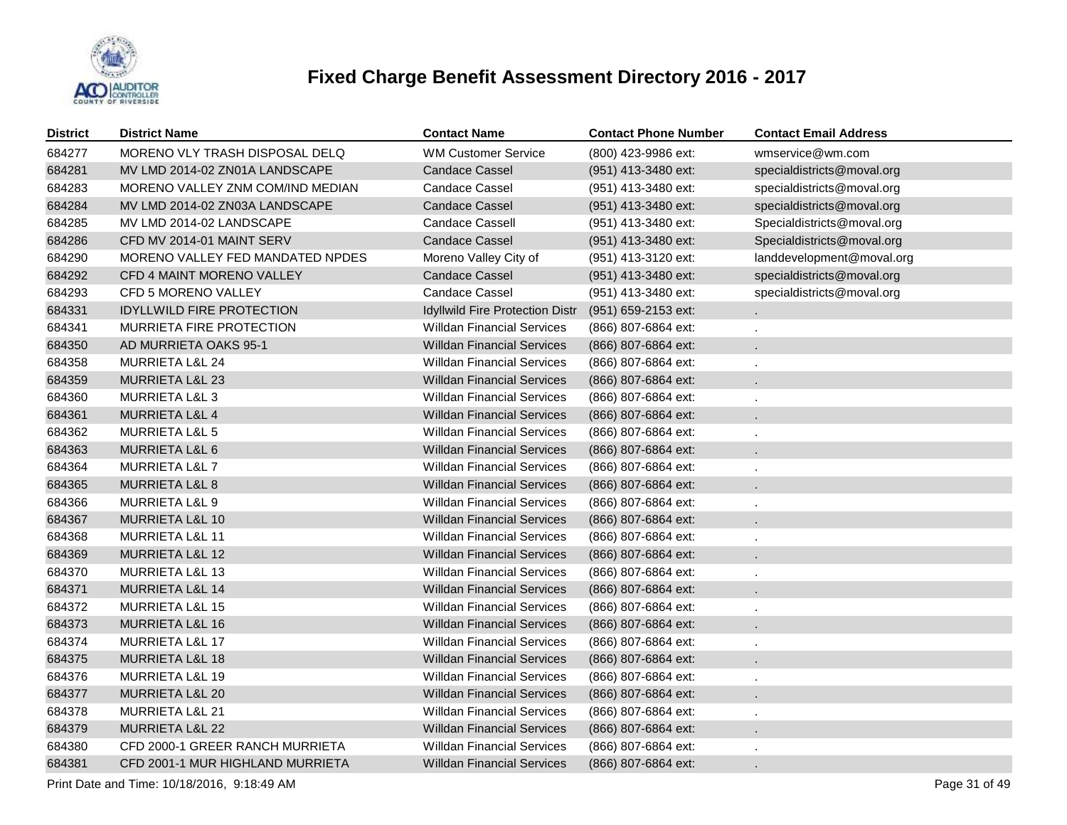# Fixed Charge Benefit Assessment Directory 2016 - 2017

| District | District Name | Contact Name | Contact Phone Number | Contact Email Address |
|---|---|---|---|---|
| 684277 | MORENO VLY TRASH DISPOSAL DELQ | WM Customer Service | (800) 423-9986 ext: | wmservice@wm.com |
| 684281 | MV LMD 2014-02 ZN01A LANDSCAPE | Candace Cassel | (951) 413-3480 ext: | specialdistricts@moval.org |
| 684283 | MORENO VALLEY ZNM COM/IND MEDIAN | Candace Cassel | (951) 413-3480 ext: | specialdistricts@moval.org |
| 684284 | MV LMD 2014-02 ZN03A LANDSCAPE | Candace Cassel | (951) 413-3480 ext: | specialdistricts@moval.org |
| 684285 | MV LMD 2014-02 LANDSCAPE | Candace Cassell | (951) 413-3480 ext: | Specialdistricts@moval.org |
| 684286 | CFD MV 2014-01 MAINT SERV | Candace Cassel | (951) 413-3480 ext: | Specialdistricts@moval.org |
| 684290 | MORENO VALLEY FED MANDATED NPDES | Moreno Valley City of | (951) 413-3120 ext: | landdevelopment@moval.org |
| 684292 | CFD 4 MAINT MORENO VALLEY | Candace Cassel | (951) 413-3480 ext: | specialdistricts@moval.org |
| 684293 | CFD 5 MORENO VALLEY | Candace Cassel | (951) 413-3480 ext: | specialdistricts@moval.org |
| 684331 | IDYLLWILD FIRE PROTECTION | Idyllwild Fire Protection Distr | (951) 659-2153 ext: | . |
| 684341 | MURRIETA FIRE PROTECTION | Willdan Financial Services | (866) 807-6864 ext: | . |
| 684350 | AD MURRIETA OAKS 95-1 | Willdan Financial Services | (866) 807-6864 ext: | . |
| 684358 | MURRIETA L&L 24 | Willdan Financial Services | (866) 807-6864 ext: | . |
| 684359 | MURRIETA L&L 23 | Willdan Financial Services | (866) 807-6864 ext: | . |
| 684360 | MURRIETA L&L 3 | Willdan Financial Services | (866) 807-6864 ext: | . |
| 684361 | MURRIETA L&L 4 | Willdan Financial Services | (866) 807-6864 ext: | . |
| 684362 | MURRIETA L&L 5 | Willdan Financial Services | (866) 807-6864 ext: | . |
| 684363 | MURRIETA L&L 6 | Willdan Financial Services | (866) 807-6864 ext: | . |
| 684364 | MURRIETA L&L 7 | Willdan Financial Services | (866) 807-6864 ext: | . |
| 684365 | MURRIETA L&L 8 | Willdan Financial Services | (866) 807-6864 ext: | . |
| 684366 | MURRIETA L&L 9 | Willdan Financial Services | (866) 807-6864 ext: | . |
| 684367 | MURRIETA L&L 10 | Willdan Financial Services | (866) 807-6864 ext: | . |
| 684368 | MURRIETA L&L 11 | Willdan Financial Services | (866) 807-6864 ext: | . |
| 684369 | MURRIETA L&L 12 | Willdan Financial Services | (866) 807-6864 ext: | . |
| 684370 | MURRIETA L&L 13 | Willdan Financial Services | (866) 807-6864 ext: | . |
| 684371 | MURRIETA L&L 14 | Willdan Financial Services | (866) 807-6864 ext: | . |
| 684372 | MURRIETA L&L 15 | Willdan Financial Services | (866) 807-6864 ext: | . |
| 684373 | MURRIETA L&L 16 | Willdan Financial Services | (866) 807-6864 ext: | . |
| 684374 | MURRIETA L&L 17 | Willdan Financial Services | (866) 807-6864 ext: | . |
| 684375 | MURRIETA L&L 18 | Willdan Financial Services | (866) 807-6864 ext: | . |
| 684376 | MURRIETA L&L 19 | Willdan Financial Services | (866) 807-6864 ext: | . |
| 684377 | MURRIETA L&L 20 | Willdan Financial Services | (866) 807-6864 ext: | . |
| 684378 | MURRIETA L&L 21 | Willdan Financial Services | (866) 807-6864 ext: | . |
| 684379 | MURRIETA L&L 22 | Willdan Financial Services | (866) 807-6864 ext: | . |
| 684380 | CFD 2000-1 GREER RANCH MURRIETA | Willdan Financial Services | (866) 807-6864 ext: | . |
| 684381 | CFD 2001-1 MUR HIGHLAND MURRIETA | Willdan Financial Services | (866) 807-6864 ext: | . |

Print Date and Time: 10/18/2016, 9:18:49 AM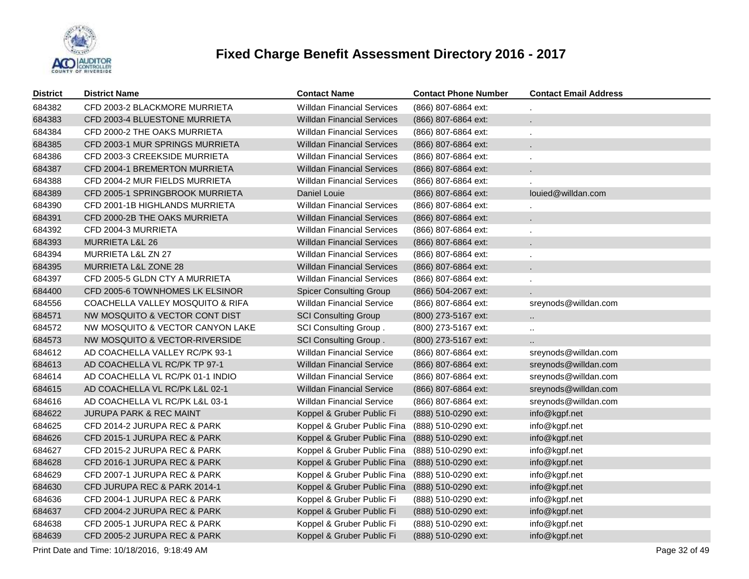# Fixed Charge Benefit Assessment Directory 2016 - 2017

| District | District Name | Contact Name | Contact Phone Number | Contact Email Address |
|---|---|---|---|---|
| 684382 | CFD 2003-2 BLACKMORE MURRIETA | Willdan Financial Services | (866) 807-6864 ext: | . |
| 684383 | CFD 2003-4 BLUESTONE MURRIETA | Willdan Financial Services | (866) 807-6864 ext: | . |
| 684384 | CFD 2000-2 THE OAKS MURRIETA | Willdan Financial Services | (866) 807-6864 ext: | . |
| 684385 | CFD 2003-1 MUR SPRINGS MURRIETA | Willdan Financial Services | (866) 807-6864 ext: | . |
| 684386 | CFD 2003-3 CREEKSIDE MURRIETA | Willdan Financial Services | (866) 807-6864 ext: | . |
| 684387 | CFD 2004-1 BREMERTON MURRIETA | Willdan Financial Services | (866) 807-6864 ext: | . |
| 684388 | CFD 2004-2 MUR FIELDS MURRIETA | Willdan Financial Services | (866) 807-6864 ext: | . |
| 684389 | CFD 2005-1 SPRINGBROOK MURRIETA | Daniel Louie | (866) 807-6864 ext: | louied@willdan.com |
| 684390 | CFD 2001-1B HIGHLANDS MURRIETA | Willdan Financial Services | (866) 807-6864 ext: | . |
| 684391 | CFD 2000-2B THE OAKS MURRIETA | Willdan Financial Services | (866) 807-6864 ext: | . |
| 684392 | CFD 2004-3 MURRIETA | Willdan Financial Services | (866) 807-6864 ext: | . |
| 684393 | MURRIETA L&L 26 | Willdan Financial Services | (866) 807-6864 ext: | . |
| 684394 | MURRIETA L&L ZN 27 | Willdan Financial Services | (866) 807-6864 ext: | . |
| 684395 | MURRIETA L&L ZONE 28 | Willdan Financial Services | (866) 807-6864 ext: | . |
| 684397 | CFD 2005-5 GLDN CTY A MURRIETA | Willdan Financial Services | (866) 807-6864 ext: | . |
| 684400 | CFD 2005-6 TOWNHOMES LK ELSINOR | Spicer Consulting Group | (866) 504-2067 ext: | . |
| 684556 | COACHELLA VALLEY MOSQUITO & RIFA | Willdan Financial Service | (866) 807-6864 ext: | sreynods@willdan.com |
| 684571 | NW MOSQUITO & VECTOR CONT DIST | SCI Consulting Group | (800) 273-5167 ext: | .. |
| 684572 | NW MOSQUITO & VECTOR CANYON LAKE | SCI Consulting Group . | (800) 273-5167 ext: | .. |
| 684573 | NW MOSQUITO & VECTOR-RIVERSIDE | SCI Consulting Group . | (800) 273-5167 ext: | .. |
| 684612 | AD COACHELLA VALLEY RC/PK 93-1 | Willdan Financial Service | (866) 807-6864 ext: | sreynods@willdan.com |
| 684613 | AD COACHELLA VL RC/PK TP 97-1 | Willdan Financial Service | (866) 807-6864 ext: | sreynods@willdan.com |
| 684614 | AD COACHELLA VL RC/PK 01-1 INDIO | Willdan Financial Service | (866) 807-6864 ext: | sreynods@willdan.com |
| 684615 | AD COACHELLA VL RC/PK L&L 02-1 | Willdan Financial Service | (866) 807-6864 ext: | sreynods@willdan.com |
| 684616 | AD COACHELLA VL RC/PK L&L 03-1 | Willdan Financial Service | (866) 807-6864 ext: | sreynods@willdan.com |
| 684622 | JURUPA PARK & REC MAINT | Koppel & Gruber Public Fi | (888) 510-0290 ext: | info@kgpf.net |
| 684625 | CFD 2014-2 JURUPA REC & PARK | Koppel & Gruber Public Fina | (888) 510-0290 ext: | info@kgpf.net |
| 684626 | CFD 2015-1 JURUPA REC & PARK | Koppel & Gruber Public Fina | (888) 510-0290 ext: | info@kgpf.net |
| 684627 | CFD 2015-2 JURUPA REC & PARK | Koppel & Gruber Public Fina | (888) 510-0290 ext: | info@kgpf.net |
| 684628 | CFD 2016-1 JURUPA REC & PARK | Koppel & Gruber Public Fina | (888) 510-0290 ext: | info@kgpf.net |
| 684629 | CFD 2007-1 JURUPA REC & PARK | Koppel & Gruber Public Fina | (888) 510-0290 ext: | info@kgpf.net |
| 684630 | CFD JURUPA REC & PARK 2014-1 | Koppel & Gruber Public Fina | (888) 510-0290 ext: | info@kgpf.net |
| 684636 | CFD 2004-1 JURUPA REC & PARK | Koppel & Gruber Public Fi | (888) 510-0290 ext: | info@kgpf.net |
| 684637 | CFD 2004-2 JURUPA REC & PARK | Koppel & Gruber Public Fi | (888) 510-0290 ext: | info@kgpf.net |
| 684638 | CFD 2005-1 JURUPA REC & PARK | Koppel & Gruber Public Fi | (888) 510-0290 ext: | info@kgpf.net |
| 684639 | CFD 2005-2 JURUPA REC & PARK | Koppel & Gruber Public Fi | (888) 510-0290 ext: | info@kgpf.net |

Print Date and Time: 10/18/2016, 9:18:49 AM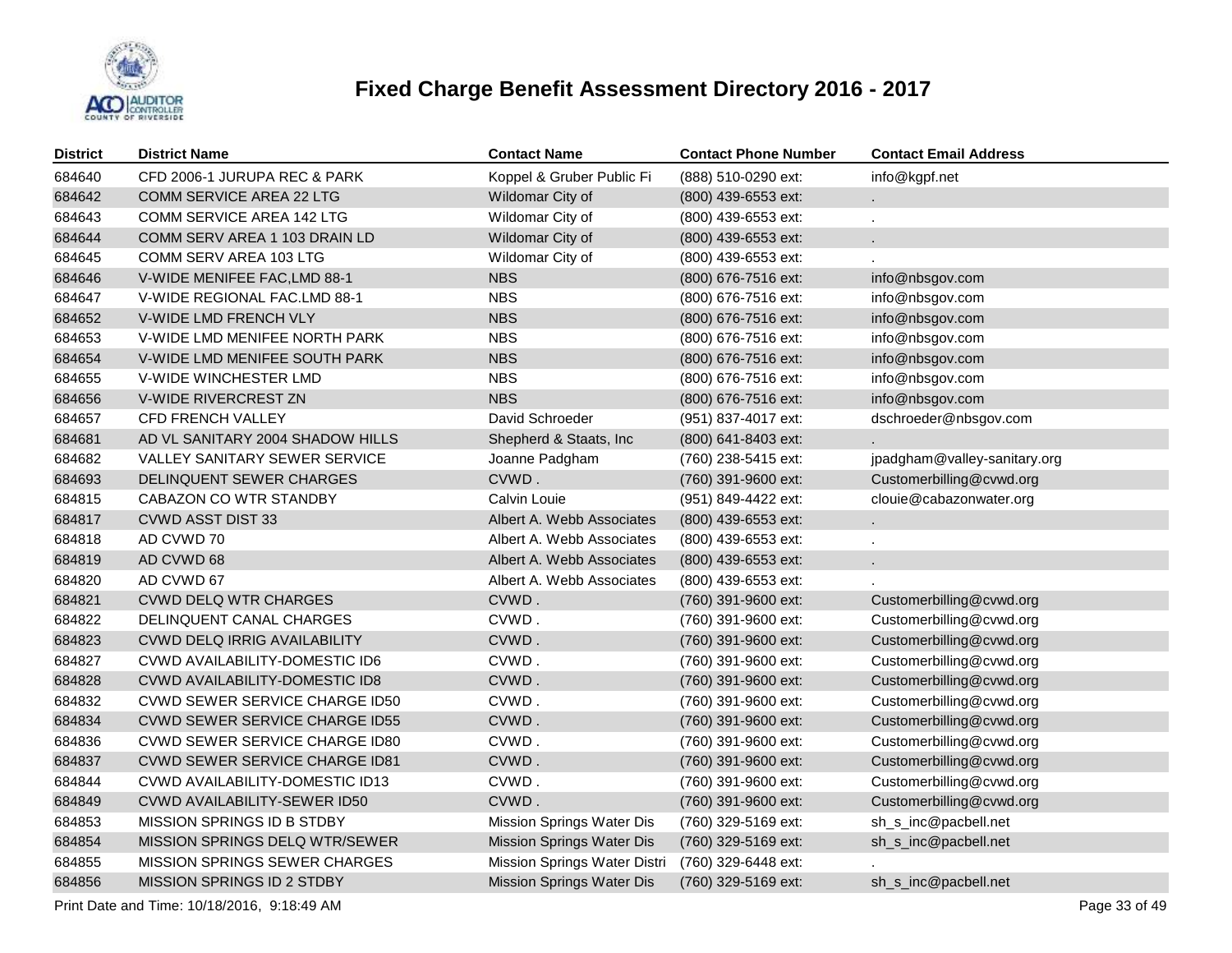# Fixed Charge Benefit Assessment Directory 2016 - 2017

| District | District Name | Contact Name | Contact Phone Number | Contact Email Address |
|---|---|---|---|---|
| 684640 | CFD 2006-1 JURUPA REC & PARK | Koppel & Gruber Public Fi | (888) 510-0290 ext: | info@kgpf.net |
| 684642 | COMM SERVICE AREA 22 LTG | Wildomar City of | (800) 439-6553 ext: | . |
| 684643 | COMM SERVICE AREA 142 LTG | Wildomar City of | (800) 439-6553 ext: | . |
| 684644 | COMM SERV AREA 1 103 DRAIN LD | Wildomar City of | (800) 439-6553 ext: | . |
| 684645 | COMM SERV AREA 103 LTG | Wildomar City of | (800) 439-6553 ext: | . |
| 684646 | V-WIDE MENIFEE FAC,LMD 88-1 | NBS | (800) 676-7516 ext: | info@nbsgov.com |
| 684647 | V-WIDE REGIONAL FAC.LMD 88-1 | NBS | (800) 676-7516 ext: | info@nbsgov.com |
| 684652 | V-WIDE LMD FRENCH VLY | NBS | (800) 676-7516 ext: | info@nbsgov.com |
| 684653 | V-WIDE LMD MENIFEE NORTH PARK | NBS | (800) 676-7516 ext: | info@nbsgov.com |
| 684654 | V-WIDE LMD MENIFEE SOUTH PARK | NBS | (800) 676-7516 ext: | info@nbsgov.com |
| 684655 | V-WIDE WINCHESTER LMD | NBS | (800) 676-7516 ext: | info@nbsgov.com |
| 684656 | V-WIDE RIVERCREST ZN | NBS | (800) 676-7516 ext: | info@nbsgov.com |
| 684657 | CFD FRENCH VALLEY | David Schroeder | (951) 837-4017 ext: | dschroeder@nbsgov.com |
| 684681 | AD VL SANITARY 2004 SHADOW HILLS | Shepherd & Staats, Inc | (800) 641-8403 ext: | . |
| 684682 | VALLEY SANITARY SEWER SERVICE | Joanne Padgham | (760) 238-5415 ext: | jpadgham@valley-sanitary.org |
| 684693 | DELINQUENT SEWER CHARGES | CVWD . | (760) 391-9600 ext: | Customerbilling@cvwd.org |
| 684815 | CABAZON CO WTR STANDBY | Calvin Louie | (951) 849-4422 ext: | clouie@cabazonwater.org |
| 684817 | CVWD ASST DIST 33 | Albert A. Webb Associates | (800) 439-6553 ext: | . |
| 684818 | AD CVWD 70 | Albert A. Webb Associates | (800) 439-6553 ext: | . |
| 684819 | AD CVWD 68 | Albert A. Webb Associates | (800) 439-6553 ext: | . |
| 684820 | AD CVWD 67 | Albert A. Webb Associates | (800) 439-6553 ext: | . |
| 684821 | CVWD DELQ WTR CHARGES | CVWD . | (760) 391-9600 ext: | Customerbilling@cvwd.org |
| 684822 | DELINQUENT CANAL CHARGES | CVWD . | (760) 391-9600 ext: | Customerbilling@cvwd.org |
| 684823 | CVWD DELQ IRRIG AVAILABILITY | CVWD . | (760) 391-9600 ext: | Customerbilling@cvwd.org |
| 684827 | CVWD AVAILABILITY-DOMESTIC ID6 | CVWD . | (760) 391-9600 ext: | Customerbilling@cvwd.org |
| 684828 | CVWD AVAILABILITY-DOMESTIC ID8 | CVWD . | (760) 391-9600 ext: | Customerbilling@cvwd.org |
| 684832 | CVWD SEWER SERVICE CHARGE ID50 | CVWD . | (760) 391-9600 ext: | Customerbilling@cvwd.org |
| 684834 | CVWD SEWER SERVICE CHARGE ID55 | CVWD . | (760) 391-9600 ext: | Customerbilling@cvwd.org |
| 684836 | CVWD SEWER SERVICE CHARGE ID80 | CVWD . | (760) 391-9600 ext: | Customerbilling@cvwd.org |
| 684837 | CVWD SEWER SERVICE CHARGE ID81 | CVWD . | (760) 391-9600 ext: | Customerbilling@cvwd.org |
| 684844 | CVWD AVAILABILITY-DOMESTIC ID13 | CVWD . | (760) 391-9600 ext: | Customerbilling@cvwd.org |
| 684849 | CVWD AVAILABILITY-SEWER ID50 | CVWD . | (760) 391-9600 ext: | Customerbilling@cvwd.org |
| 684853 | MISSION SPRINGS ID B STDBY | Mission Springs Water Dis | (760) 329-5169 ext: | sh_s_inc@pacbell.net |
| 684854 | MISSION SPRINGS DELQ WTR/SEWER | Mission Springs Water Dis | (760) 329-5169 ext: | sh_s_inc@pacbell.net |
| 684855 | MISSION SPRINGS SEWER CHARGES | Mission Springs Water Distri | (760) 329-6448 ext: | . |
| 684856 | MISSION SPRINGS ID 2 STDBY | Mission Springs Water Dis | (760) 329-5169 ext: | sh_s_inc@pacbell.net |

Print Date and Time: 10/18/2016, 9:18:49 AM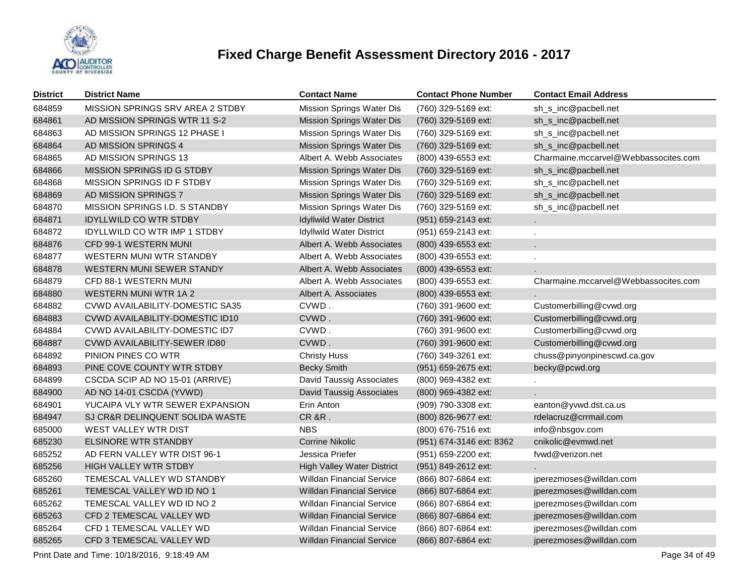# Fixed Charge Benefit Assessment Directory 2016 - 2017

| District | District Name | Contact Name | Contact Phone Number | Contact Email Address |
|---|---|---|---|---|
| 684859 | MISSION SPRINGS SRV AREA 2 STDBY | Mission Springs Water Dis | (760) 329-5169 ext: | sh_s_inc@pacbell.net |
| 684861 | AD MISSION SPRINGS WTR 11 S-2 | Mission Springs Water Dis | (760) 329-5169 ext: | sh_s_inc@pacbell.net |
| 684863 | AD MISSION SPRINGS 12 PHASE I | Mission Springs Water Dis | (760) 329-5169 ext: | sh_s_inc@pacbell.net |
| 684864 | AD MISSION SPRINGS 4 | Mission Springs Water Dis | (760) 329-5169 ext: | sh_s_inc@pacbell.net |
| 684865 | AD MISSION SPRINGS 13 | Albert A. Webb Associates | (800) 439-6553 ext: | Charmaine.mccarvel@Webbassocites.com |
| 684866 | MISSION SPRINGS ID G STDBY | Mission Springs Water Dis | (760) 329-5169 ext: | sh_s_inc@pacbell.net |
| 684868 | MISSION SPRINGS ID F STDBY | Mission Springs Water Dis | (760) 329-5169 ext: | sh_s_inc@pacbell.net |
| 684869 | AD MISSION SPRINGS 7 | Mission Springs Water Dis | (760) 329-5169 ext: | sh_s_inc@pacbell.net |
| 684870 | MISSION SPRINGS I.D. S STANDBY | Mission Springs Water Dis | (760) 329-5169 ext: | sh_s_inc@pacbell.net |
| 684871 | IDYLLWILD CO WTR STDBY | Idyllwild Water District | (951) 659-2143 ext: | . |
| 684872 | IDYLLWILD CO WTR IMP 1 STDBY | Idyllwild Water District | (951) 659-2143 ext: | . |
| 684876 | CFD 99-1 WESTERN MUNI | Albert A. Webb Associates | (800) 439-6553 ext: | . |
| 684877 | WESTERN MUNI WTR STANDBY | Albert A. Webb Associates | (800) 439-6553 ext: | . |
| 684878 | WESTERN MUNI SEWER STANDY | Albert A. Webb Associates | (800) 439-6553 ext: | . |
| 684879 | CFD 88-1 WESTERN MUNI | Albert A. Webb Associates | (800) 439-6553 ext: | Charmaine.mccarvel@Webbassocites.com |
| 684880 | WESTERN MUNI WTR 1A 2 | Albert A. Associates | (800) 439-6553 ext: | . |
| 684882 | CVWD AVAILABILITY-DOMESTIC SA35 | CVWD . | (760) 391-9600 ext: | Customerbilling@cvwd.org |
| 684883 | CVWD AVAILABILITY-DOMESTIC ID10 | CVWD . | (760) 391-9600 ext: | Customerbilling@cvwd.org |
| 684884 | CVWD AVAILABILITY-DOMESTIC ID7 | CVWD . | (760) 391-9600 ext: | Customerbilling@cvwd.org |
| 684887 | CVWD AVAILABILITY-SEWER ID80 | CVWD . | (760) 391-9600 ext: | Customerbilling@cvwd.org |
| 684892 | PINION PINES CO WTR | Christy Huss | (760) 349-3261 ext: | chuss@pinyonpinescwd.ca.gov |
| 684893 | PINE COVE COUNTY WTR STDBY | Becky Smith | (951) 659-2675 ext: | becky@pcwd.org |
| 684899 | CSCDA SCIP AD NO 15-01 (ARRIVE) | David Taussig Associates | (800) 969-4382 ext: | . |
| 684900 | AD NO 14-01 CSCDA (YVWD) | David Taussig Associates | (800) 969-4382 ext: | . |
| 684901 | YUCAIPA VLY WTR SEWER EXPANSION | Erin Anton | (909) 790-3308 ext: | eanton@yvwd.dst.ca.us |
| 684947 | SJ CR&R DELINQUENT SOLIDA WASTE | CR &R . | (800) 826-9677 ext: | rdelacruz@crrmail.com |
| 685000 | WEST VALLEY WTR DIST | NBS | (800) 676-7516 ext: | info@nbsgov.com |
| 685230 | ELSINORE WTR STANDBY | Corrine Nikolic | (951) 674-3146 ext: 8362 | cnikolic@evmwd.net |
| 685252 | AD FERN VALLEY WTR DIST 96-1 | Jessica Priefer | (951) 659-2200 ext: | fvwd@verizon.net |
| 685256 | HIGH VALLEY WTR STDBY | High Valley Water District | (951) 849-2612 ext: | . |
| 685260 | TEMESCAL VALLEY WD STANDBY | Willdan Financial Service | (866) 807-6864 ext: | jperezmoses@willdan.com |
| 685261 | TEMESCAL VALLEY WD ID NO 1 | Willdan Financial Service | (866) 807-6864 ext: | jperezmoses@willdan.com |
| 685262 | TEMESCAL VALLEY WD ID NO 2 | Willdan Financial Service | (866) 807-6864 ext: | jperezmoses@willdan.com |
| 685263 | CFD 2 TEMESCAL VALLEY WD | Willdan Financial Service | (866) 807-6864 ext: | jperezmoses@willdan.com |
| 685264 | CFD 1 TEMESCAL VALLEY WD | Willdan Financial Service | (866) 807-6864 ext: | jperezmoses@willdan.com |
| 685265 | CFD 3 TEMESCAL VALLEY WD | Willdan Financial Service | (866) 807-6864 ext: | jperezmoses@willdan.com |

Print Date and Time: 10/18/2016, 9:18:49 AM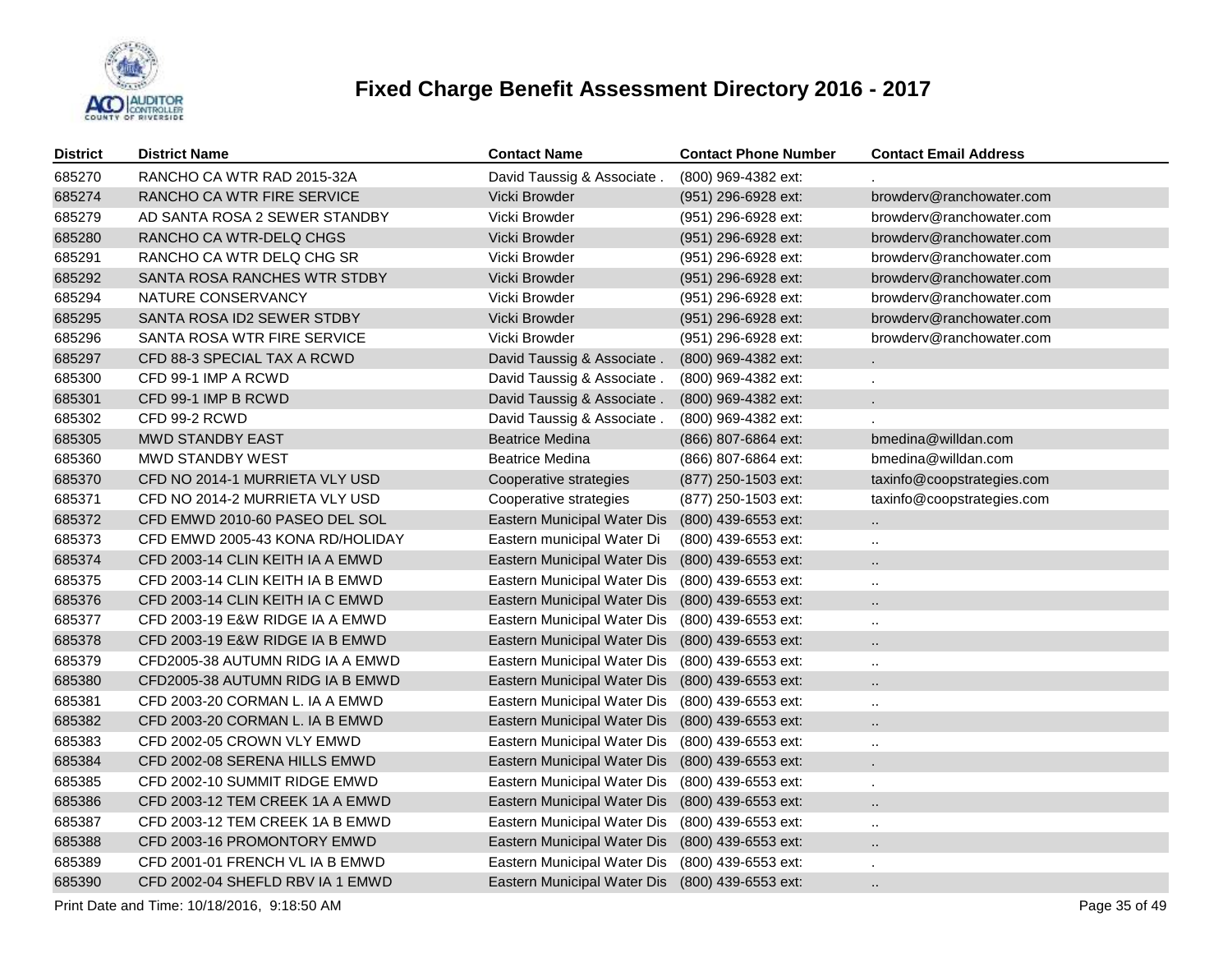# Fixed Charge Benefit Assessment Directory 2016 - 2017

| District | District Name | Contact Name | Contact Phone Number | Contact Email Address |
|---|---|---|---|---|
| 685270 | RANCHO CA WTR RAD 2015-32A | David Taussig & Associate . | (800) 969-4382 ext: | . |
| 685274 | RANCHO CA WTR FIRE SERVICE | Vicki Browder | (951) 296-6928 ext: | browderv@ranchowater.com |
| 685279 | AD SANTA ROSA 2 SEWER STANDBY | Vicki Browder | (951) 296-6928 ext: | browderv@ranchowater.com |
| 685280 | RANCHO CA WTR-DELQ CHGS | Vicki Browder | (951) 296-6928 ext: | browderv@ranchowater.com |
| 685291 | RANCHO CA WTR DELQ CHG SR | Vicki Browder | (951) 296-6928 ext: | browderv@ranchowater.com |
| 685292 | SANTA ROSA RANCHES WTR STDBY | Vicki Browder | (951) 296-6928 ext: | browderv@ranchowater.com |
| 685294 | NATURE CONSERVANCY | Vicki Browder | (951) 296-6928 ext: | browderv@ranchowater.com |
| 685295 | SANTA ROSA ID2 SEWER STDBY | Vicki Browder | (951) 296-6928 ext: | browderv@ranchowater.com |
| 685296 | SANTA ROSA WTR FIRE SERVICE | Vicki Browder | (951) 296-6928 ext: | browderv@ranchowater.com |
| 685297 | CFD 88-3 SPECIAL TAX A RCWD | David Taussig & Associate . | (800) 969-4382 ext: | . |
| 685300 | CFD 99-1 IMP A RCWD | David Taussig & Associate . | (800) 969-4382 ext: | . |
| 685301 | CFD 99-1 IMP B RCWD | David Taussig & Associate . | (800) 969-4382 ext: | . |
| 685302 | CFD 99-2 RCWD | David Taussig & Associate . | (800) 969-4382 ext: | . |
| 685305 | MWD STANDBY EAST | Beatrice Medina | (866) 807-6864 ext: | bmedina@willdan.com |
| 685360 | MWD STANDBY WEST | Beatrice Medina | (866) 807-6864 ext: | bmedina@willdan.com |
| 685370 | CFD NO 2014-1 MURRIETA VLY USD | Cooperative strategies | (877) 250-1503 ext: | taxinfo@coopstrategies.com |
| 685371 | CFD NO 2014-2 MURRIETA VLY USD | Cooperative strategies | (877) 250-1503 ext: | taxinfo@coopstrategies.com |
| 685372 | CFD EMWD 2010-60 PASEO DEL SOL | Eastern Municipal Water Dis | (800) 439-6553 ext: | .. |
| 685373 | CFD EMWD 2005-43 KONA RD/HOLIDAY | Eastern municipal Water Di | (800) 439-6553 ext: | .. |
| 685374 | CFD 2003-14 CLIN KEITH IA A EMWD | Eastern Municipal Water Dis | (800) 439-6553 ext: | .. |
| 685375 | CFD 2003-14 CLIN KEITH IA B EMWD | Eastern Municipal Water Dis | (800) 439-6553 ext: | .. |
| 685376 | CFD 2003-14 CLIN KEITH IA C EMWD | Eastern Municipal Water Dis | (800) 439-6553 ext: | .. |
| 685377 | CFD 2003-19 E&W RIDGE IA A EMWD | Eastern Municipal Water Dis | (800) 439-6553 ext: | .. |
| 685378 | CFD 2003-19 E&W RIDGE IA B EMWD | Eastern Municipal Water Dis | (800) 439-6553 ext: | .. |
| 685379 | CFD2005-38 AUTUMN RIDG IA A EMWD | Eastern Municipal Water Dis | (800) 439-6553 ext: | .. |
| 685380 | CFD2005-38 AUTUMN RIDG IA B EMWD | Eastern Municipal Water Dis | (800) 439-6553 ext: | .. |
| 685381 | CFD 2003-20 CORMAN L. IA A EMWD | Eastern Municipal Water Dis | (800) 439-6553 ext: | .. |
| 685382 | CFD 2003-20 CORMAN L. IA B EMWD | Eastern Municipal Water Dis | (800) 439-6553 ext: | .. |
| 685383 | CFD 2002-05 CROWN VLY EMWD | Eastern Municipal Water Dis | (800) 439-6553 ext: | .. |
| 685384 | CFD 2002-08 SERENA HILLS EMWD | Eastern Municipal Water Dis | (800) 439-6553 ext: | . |
| 685385 | CFD 2002-10 SUMMIT RIDGE EMWD | Eastern Municipal Water Dis | (800) 439-6553 ext: | . |
| 685386 | CFD 2003-12 TEM CREEK 1A A EMWD | Eastern Municipal Water Dis | (800) 439-6553 ext: | .. |
| 685387 | CFD 2003-12 TEM CREEK 1A B EMWD | Eastern Municipal Water Dis | (800) 439-6553 ext: | .. |
| 685388 | CFD 2003-16 PROMONTORY EMWD | Eastern Municipal Water Dis | (800) 439-6553 ext: | .. |
| 685389 | CFD 2001-01 FRENCH VL IA B EMWD | Eastern Municipal Water Dis | (800) 439-6553 ext: | . |
| 685390 | CFD 2002-04 SHEFLD RBV IA 1 EMWD | Eastern Municipal Water Dis | (800) 439-6553 ext: | .. |

Print Date and Time: 10/18/2016, 9:18:50 AM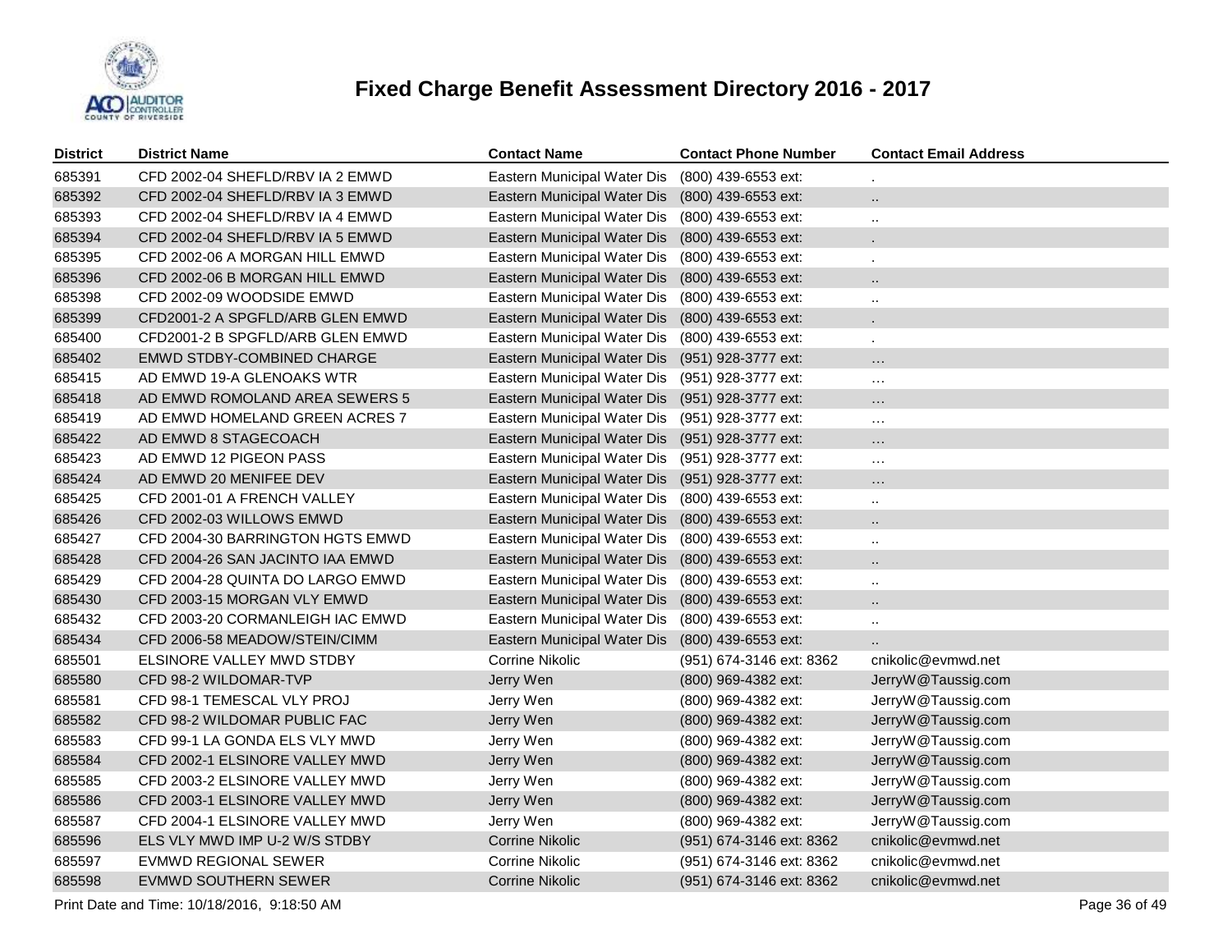# Fixed Charge Benefit Assessment Directory 2016 - 2017

| District | District Name | Contact Name | Contact Phone Number | Contact Email Address |
|---|---|---|---|---|
| 685391 | CFD 2002-04 SHEFLD/RBV IA 2 EMWD | Eastern Municipal Water Dis | (800) 439-6553 ext: | . |
| 685392 | CFD 2002-04 SHEFLD/RBV IA 3 EMWD | Eastern Municipal Water Dis | (800) 439-6553 ext: | .. |
| 685393 | CFD 2002-04 SHEFLD/RBV IA 4 EMWD | Eastern Municipal Water Dis | (800) 439-6553 ext: | .. |
| 685394 | CFD 2002-04 SHEFLD/RBV IA 5 EMWD | Eastern Municipal Water Dis | (800) 439-6553 ext: | . |
| 685395 | CFD 2002-06 A MORGAN HILL EMWD | Eastern Municipal Water Dis | (800) 439-6553 ext: | . |
| 685396 | CFD 2002-06 B MORGAN HILL EMWD | Eastern Municipal Water Dis | (800) 439-6553 ext: | .. |
| 685398 | CFD 2002-09 WOODSIDE EMWD | Eastern Municipal Water Dis | (800) 439-6553 ext: | .. |
| 685399 | CFD2001-2 A SPGFLD/ARB GLEN EMWD | Eastern Municipal Water Dis | (800) 439-6553 ext: | . |
| 685400 | CFD2001-2 B SPGFLD/ARB GLEN EMWD | Eastern Municipal Water Dis | (800) 439-6553 ext: | . |
| 685402 | EMWD STDBY-COMBINED CHARGE | Eastern Municipal Water Dis | (951) 928-3777 ext: | ... |
| 685415 | AD EMWD 19-A GLENOAKS WTR | Eastern Municipal Water Dis | (951) 928-3777 ext: | ... |
| 685418 | AD EMWD ROMOLAND AREA SEWERS 5 | Eastern Municipal Water Dis | (951) 928-3777 ext: | ... |
| 685419 | AD EMWD HOMELAND GREEN ACRES 7 | Eastern Municipal Water Dis | (951) 928-3777 ext: | ... |
| 685422 | AD EMWD 8 STAGECOACH | Eastern Municipal Water Dis | (951) 928-3777 ext: | ... |
| 685423 | AD EMWD 12 PIGEON PASS | Eastern Municipal Water Dis | (951) 928-3777 ext: | ... |
| 685424 | AD EMWD 20 MENIFEE DEV | Eastern Municipal Water Dis | (951) 928-3777 ext: | ... |
| 685425 | CFD 2001-01 A FRENCH VALLEY | Eastern Municipal Water Dis | (800) 439-6553 ext: | .. |
| 685426 | CFD 2002-03 WILLOWS EMWD | Eastern Municipal Water Dis | (800) 439-6553 ext: | .. |
| 685427 | CFD 2004-30 BARRINGTON HGTS EMWD | Eastern Municipal Water Dis | (800) 439-6553 ext: | .. |
| 685428 | CFD 2004-26 SAN JACINTO IAA EMWD | Eastern Municipal Water Dis | (800) 439-6553 ext: | .. |
| 685429 | CFD 2004-28 QUINTA DO LARGO EMWD | Eastern Municipal Water Dis | (800) 439-6553 ext: | .. |
| 685430 | CFD 2003-15 MORGAN VLY EMWD | Eastern Municipal Water Dis | (800) 439-6553 ext: | .. |
| 685432 | CFD 2003-20 CORMANLEIGH IAC EMWD | Eastern Municipal Water Dis | (800) 439-6553 ext: | .. |
| 685434 | CFD 2006-58 MEADOW/STEIN/CIMM | Eastern Municipal Water Dis | (800) 439-6553 ext: | .. |
| 685501 | ELSINORE VALLEY MWD STDBY | Corrine Nikolic | (951) 674-3146 ext: 8362 | cnikolic@evmwd.net |
| 685580 | CFD 98-2 WILDOMAR-TVP | Jerry Wen | (800) 969-4382 ext: | JerryW@Taussig.com |
| 685581 | CFD 98-1 TEMESCAL VLY PROJ | Jerry Wen | (800) 969-4382 ext: | JerryW@Taussig.com |
| 685582 | CFD 98-2 WILDOMAR PUBLIC FAC | Jerry Wen | (800) 969-4382 ext: | JerryW@Taussig.com |
| 685583 | CFD 99-1 LA GONDA ELS VLY MWD | Jerry Wen | (800) 969-4382 ext: | JerryW@Taussig.com |
| 685584 | CFD 2002-1 ELSINORE VALLEY MWD | Jerry Wen | (800) 969-4382 ext: | JerryW@Taussig.com |
| 685585 | CFD 2003-2 ELSINORE VALLEY MWD | Jerry Wen | (800) 969-4382 ext: | JerryW@Taussig.com |
| 685586 | CFD 2003-1 ELSINORE VALLEY MWD | Jerry Wen | (800) 969-4382 ext: | JerryW@Taussig.com |
| 685587 | CFD 2004-1 ELSINORE VALLEY MWD | Jerry Wen | (800) 969-4382 ext: | JerryW@Taussig.com |
| 685596 | ELS VLY MWD IMP U-2 W/S STDBY | Corrine Nikolic | (951) 674-3146 ext: 8362 | cnikolic@evmwd.net |
| 685597 | EVMWD REGIONAL SEWER | Corrine Nikolic | (951) 674-3146 ext: 8362 | cnikolic@evmwd.net |
| 685598 | EVMWD SOUTHERN SEWER | Corrine Nikolic | (951) 674-3146 ext: 8362 | cnikolic@evmwd.net |

Print Date and Time: 10/18/2016, 9:18:50 AM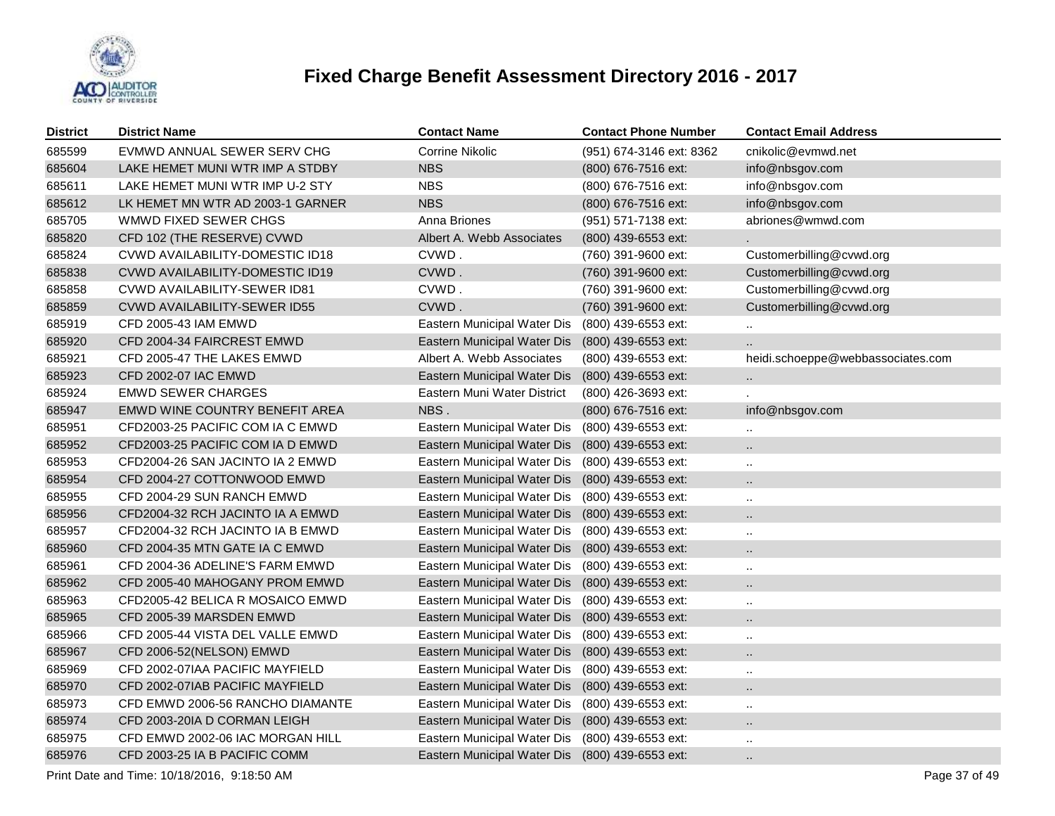# Fixed Charge Benefit Assessment Directory 2016 - 2017

| District | District Name | Contact Name | Contact Phone Number | Contact Email Address |
|---|---|---|---|---|
| 685599 | EVMWD ANNUAL SEWER SERV CHG | Corrine Nikolic | (951) 674-3146 ext: 8362 | cnikolic@evmwd.net |
| 685604 | LAKE HEMET MUNI WTR IMP A STDBY | NBS | (800) 676-7516 ext: | info@nbsgov.com |
| 685611 | LAKE HEMET MUNI WTR IMP U-2 STY | NBS | (800) 676-7516 ext: | info@nbsgov.com |
| 685612 | LK HEMET MN WTR AD 2003-1 GARNER | NBS | (800) 676-7516 ext: | info@nbsgov.com |
| 685705 | WMWD FIXED SEWER CHGS | Anna Briones | (951) 571-7138 ext: | abriones@wmwd.com |
| 685820 | CFD 102 (THE RESERVE) CVWD | Albert A. Webb Associates | (800) 439-6553 ext: | . |
| 685824 | CVWD AVAILABILITY-DOMESTIC ID18 | CVWD . | (760) 391-9600 ext: | Customerbilling@cvwd.org |
| 685838 | CVWD AVAILABILITY-DOMESTIC ID19 | CVWD . | (760) 391-9600 ext: | Customerbilling@cvwd.org |
| 685858 | CVWD AVAILABILITY-SEWER ID81 | CVWD . | (760) 391-9600 ext: | Customerbilling@cvwd.org |
| 685859 | CVWD AVAILABILITY-SEWER ID55 | CVWD . | (760) 391-9600 ext: | Customerbilling@cvwd.org |
| 685919 | CFD 2005-43 IAM EMWD | Eastern Municipal Water Dis | (800) 439-6553 ext: | .. |
| 685920 | CFD 2004-34 FAIRCREST EMWD | Eastern Municipal Water Dis | (800) 439-6553 ext: | .. |
| 685921 | CFD 2005-47 THE LAKES EMWD | Albert A. Webb Associates | (800) 439-6553 ext: | heidi.schoeppe@webbassociates.com |
| 685923 | CFD 2002-07 IAC EMWD | Eastern Municipal Water Dis | (800) 439-6553 ext: | .. |
| 685924 | EMWD SEWER CHARGES | Eastern Muni Water District | (800) 426-3693 ext: | . |
| 685947 | EMWD WINE COUNTRY BENEFIT AREA | NBS . | (800) 676-7516 ext: | info@nbsgov.com |
| 685951 | CFD2003-25 PACIFIC COM IA C EMWD | Eastern Municipal Water Dis | (800) 439-6553 ext: | .. |
| 685952 | CFD2003-25 PACIFIC COM IA D EMWD | Eastern Municipal Water Dis | (800) 439-6553 ext: | .. |
| 685953 | CFD2004-26 SAN JACINTO IA 2 EMWD | Eastern Municipal Water Dis | (800) 439-6553 ext: | .. |
| 685954 | CFD 2004-27 COTTONWOOD EMWD | Eastern Municipal Water Dis | (800) 439-6553 ext: | .. |
| 685955 | CFD 2004-29 SUN RANCH EMWD | Eastern Municipal Water Dis | (800) 439-6553 ext: | .. |
| 685956 | CFD2004-32 RCH JACINTO IA A EMWD | Eastern Municipal Water Dis | (800) 439-6553 ext: | .. |
| 685957 | CFD2004-32 RCH JACINTO IA B EMWD | Eastern Municipal Water Dis | (800) 439-6553 ext: | .. |
| 685960 | CFD 2004-35 MTN GATE IA C EMWD | Eastern Municipal Water Dis | (800) 439-6553 ext: | .. |
| 685961 | CFD 2004-36 ADELINE'S FARM EMWD | Eastern Municipal Water Dis | (800) 439-6553 ext: | .. |
| 685962 | CFD 2005-40 MAHOGANY PROM EMWD | Eastern Municipal Water Dis | (800) 439-6553 ext: | .. |
| 685963 | CFD2005-42 BELICA R MOSAICO EMWD | Eastern Municipal Water Dis | (800) 439-6553 ext: | .. |
| 685965 | CFD 2005-39 MARSDEN EMWD | Eastern Municipal Water Dis | (800) 439-6553 ext: | .. |
| 685966 | CFD 2005-44 VISTA DEL VALLE EMWD | Eastern Municipal Water Dis | (800) 439-6553 ext: | .. |
| 685967 | CFD 2006-52(NELSON) EMWD | Eastern Municipal Water Dis | (800) 439-6553 ext: | .. |
| 685969 | CFD 2002-07IAA PACIFIC MAYFIELD | Eastern Municipal Water Dis | (800) 439-6553 ext: | .. |
| 685970 | CFD 2002-07IAB PACIFIC MAYFIELD | Eastern Municipal Water Dis | (800) 439-6553 ext: | .. |
| 685973 | CFD EMWD 2006-56 RANCHO DIAMANTE | Eastern Municipal Water Dis | (800) 439-6553 ext: | .. |
| 685974 | CFD 2003-20IA D CORMAN LEIGH | Eastern Municipal Water Dis | (800) 439-6553 ext: | .. |
| 685975 | CFD EMWD 2002-06 IAC MORGAN HILL | Eastern Municipal Water Dis | (800) 439-6553 ext: | .. |
| 685976 | CFD 2003-25 IA B PACIFIC COMM | Eastern Municipal Water Dis | (800) 439-6553 ext: | .. |

Print Date and Time: 10/18/2016, 9:18:50 AM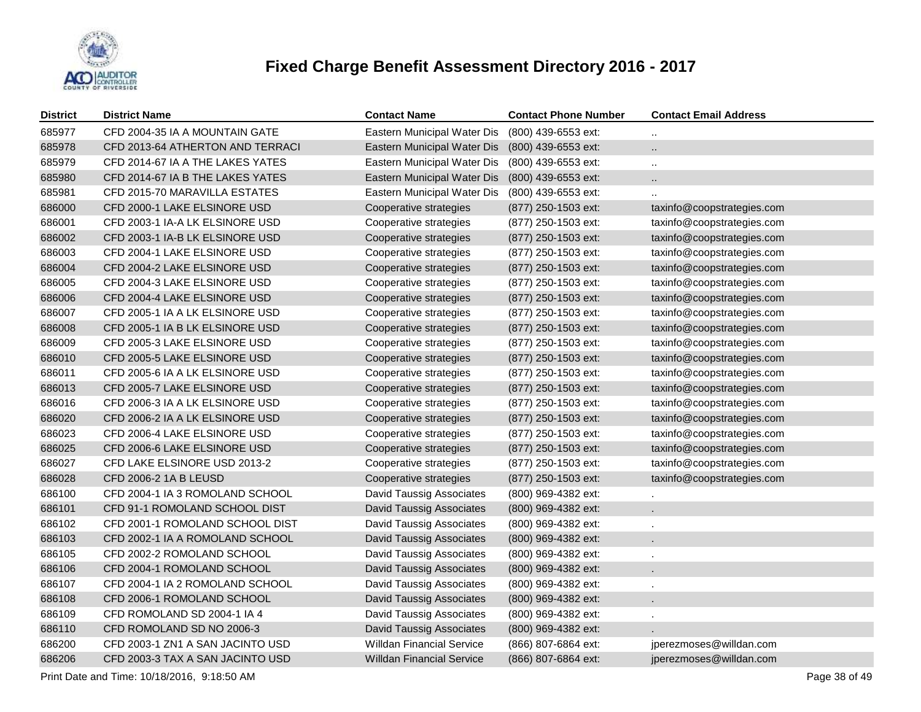# Fixed Charge Benefit Assessment Directory 2016 - 2017

| District | District Name | Contact Name | Contact Phone Number | Contact Email Address |
|---|---|---|---|---|
| 685977 | CFD 2004-35 IA A MOUNTAIN GATE | Eastern Municipal Water Dis | (800) 439-6553 ext: | .. |
| 685978 | CFD 2013-64 ATHERTON AND TERRACI | Eastern Municipal Water Dis | (800) 439-6553 ext: | .. |
| 685979 | CFD 2014-67 IA A THE LAKES YATES | Eastern Municipal Water Dis | (800) 439-6553 ext: | .. |
| 685980 | CFD 2014-67 IA B THE LAKES YATES | Eastern Municipal Water Dis | (800) 439-6553 ext: | .. |
| 685981 | CFD 2015-70 MARAVILLA ESTATES | Eastern Municipal Water Dis | (800) 439-6553 ext: | .. |
| 686000 | CFD 2000-1 LAKE ELSINORE USD | Cooperative strategies | (877) 250-1503 ext: | taxinfo@coopstrategies.com |
| 686001 | CFD 2003-1 IA-A LK ELSINORE USD | Cooperative strategies | (877) 250-1503 ext: | taxinfo@coopstrategies.com |
| 686002 | CFD 2003-1 IA-B LK ELSINORE USD | Cooperative strategies | (877) 250-1503 ext: | taxinfo@coopstrategies.com |
| 686003 | CFD 2004-1 LAKE ELSINORE USD | Cooperative strategies | (877) 250-1503 ext: | taxinfo@coopstrategies.com |
| 686004 | CFD 2004-2 LAKE ELSINORE USD | Cooperative strategies | (877) 250-1503 ext: | taxinfo@coopstrategies.com |
| 686005 | CFD 2004-3 LAKE ELSINORE USD | Cooperative strategies | (877) 250-1503 ext: | taxinfo@coopstrategies.com |
| 686006 | CFD 2004-4 LAKE ELSINORE USD | Cooperative strategies | (877) 250-1503 ext: | taxinfo@coopstrategies.com |
| 686007 | CFD 2005-1 IA A LK ELSINORE USD | Cooperative strategies | (877) 250-1503 ext: | taxinfo@coopstrategies.com |
| 686008 | CFD 2005-1 IA B LK ELSINORE USD | Cooperative strategies | (877) 250-1503 ext: | taxinfo@coopstrategies.com |
| 686009 | CFD 2005-3 LAKE ELSINORE USD | Cooperative strategies | (877) 250-1503 ext: | taxinfo@coopstrategies.com |
| 686010 | CFD 2005-5 LAKE ELSINORE USD | Cooperative strategies | (877) 250-1503 ext: | taxinfo@coopstrategies.com |
| 686011 | CFD 2005-6 IA A LK ELSINORE USD | Cooperative strategies | (877) 250-1503 ext: | taxinfo@coopstrategies.com |
| 686013 | CFD 2005-7 LAKE ELSINORE USD | Cooperative strategies | (877) 250-1503 ext: | taxinfo@coopstrategies.com |
| 686016 | CFD 2006-3 IA A LK ELSINORE USD | Cooperative strategies | (877) 250-1503 ext: | taxinfo@coopstrategies.com |
| 686020 | CFD 2006-2 IA A LK ELSINORE USD | Cooperative strategies | (877) 250-1503 ext: | taxinfo@coopstrategies.com |
| 686023 | CFD 2006-4 LAKE ELSINORE USD | Cooperative strategies | (877) 250-1503 ext: | taxinfo@coopstrategies.com |
| 686025 | CFD 2006-6 LAKE ELSINORE USD | Cooperative strategies | (877) 250-1503 ext: | taxinfo@coopstrategies.com |
| 686027 | CFD LAKE ELSINORE USD 2013-2 | Cooperative strategies | (877) 250-1503 ext: | taxinfo@coopstrategies.com |
| 686028 | CFD 2006-2 1A B LEUSD | Cooperative strategies | (877) 250-1503 ext: | taxinfo@coopstrategies.com |
| 686100 | CFD 2004-1 IA 3 ROMOLAND SCHOOL | David Taussig Associates | (800) 969-4382 ext: | . |
| 686101 | CFD 91-1 ROMOLAND SCHOOL DIST | David Taussig Associates | (800) 969-4382 ext: | . |
| 686102 | CFD 2001-1 ROMOLAND SCHOOL DIST | David Taussig Associates | (800) 969-4382 ext: | . |
| 686103 | CFD 2002-1 IA A ROMOLAND SCHOOL | David Taussig Associates | (800) 969-4382 ext: | . |
| 686105 | CFD 2002-2 ROMOLAND SCHOOL | David Taussig Associates | (800) 969-4382 ext: | . |
| 686106 | CFD 2004-1 ROMOLAND SCHOOL | David Taussig Associates | (800) 969-4382 ext: | . |
| 686107 | CFD 2004-1 IA 2 ROMOLAND SCHOOL | David Taussig Associates | (800) 969-4382 ext: | . |
| 686108 | CFD 2006-1 ROMOLAND SCHOOL | David Taussig Associates | (800) 969-4382 ext: | . |
| 686109 | CFD ROMOLAND SD 2004-1 IA 4 | David Taussig Associates | (800) 969-4382 ext: | . |
| 686110 | CFD ROMOLAND SD NO 2006-3 | David Taussig Associates | (800) 969-4382 ext: | . |
| 686200 | CFD 2003-1 ZN1 A SAN JACINTO USD | Willdan Financial Service | (866) 807-6864 ext: | jperezmoses@willdan.com |
| 686206 | CFD 2003-3 TAX A SAN JACINTO USD | Willdan Financial Service | (866) 807-6864 ext: | jperezmoses@willdan.com |

Print Date and Time: 10/18/2016, 9:18:50 AM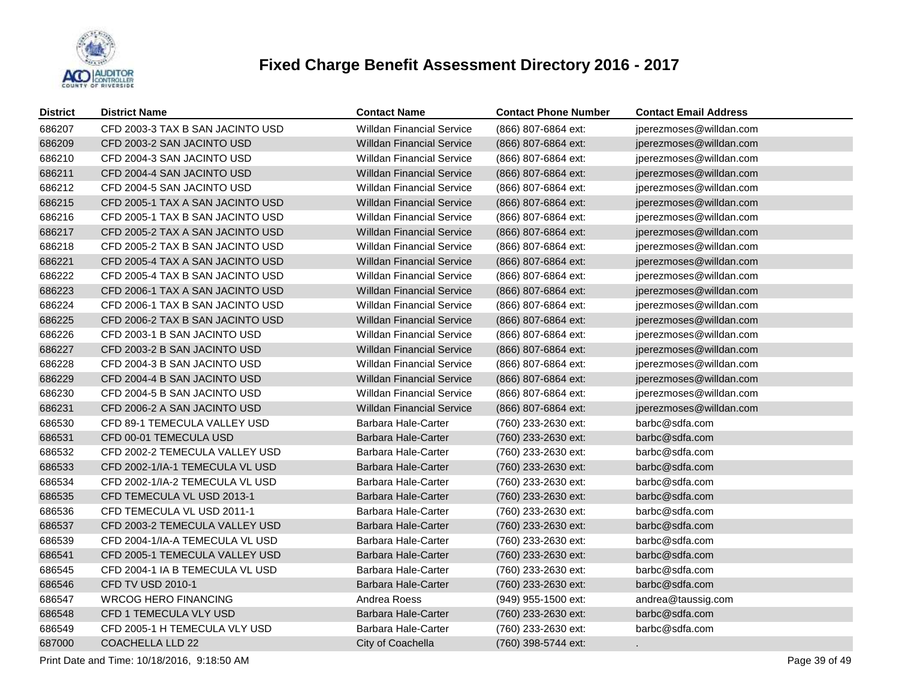# Fixed Charge Benefit Assessment Directory 2016 - 2017

| District | District Name | Contact Name | Contact Phone Number | Contact Email Address |
|---|---|---|---|---|
| 686207 | CFD 2003-3 TAX B SAN JACINTO USD | Willdan Financial Service | (866) 807-6864 ext: | jperezmoses@willdan.com |
| 686209 | CFD 2003-2 SAN JACINTO USD | Willdan Financial Service | (866) 807-6864 ext: | jperezmoses@willdan.com |
| 686210 | CFD 2004-3 SAN JACINTO USD | Willdan Financial Service | (866) 807-6864 ext: | jperezmoses@willdan.com |
| 686211 | CFD 2004-4 SAN JACINTO USD | Willdan Financial Service | (866) 807-6864 ext: | jperezmoses@willdan.com |
| 686212 | CFD 2004-5 SAN JACINTO USD | Willdan Financial Service | (866) 807-6864 ext: | jperezmoses@willdan.com |
| 686215 | CFD 2005-1 TAX A SAN JACINTO USD | Willdan Financial Service | (866) 807-6864 ext: | jperezmoses@willdan.com |
| 686216 | CFD 2005-1 TAX B SAN JACINTO USD | Willdan Financial Service | (866) 807-6864 ext: | jperezmoses@willdan.com |
| 686217 | CFD 2005-2 TAX A SAN JACINTO USD | Willdan Financial Service | (866) 807-6864 ext: | jperezmoses@willdan.com |
| 686218 | CFD 2005-2 TAX B SAN JACINTO USD | Willdan Financial Service | (866) 807-6864 ext: | jperezmoses@willdan.com |
| 686221 | CFD 2005-4 TAX A SAN JACINTO USD | Willdan Financial Service | (866) 807-6864 ext: | jperezmoses@willdan.com |
| 686222 | CFD 2005-4 TAX B SAN JACINTO USD | Willdan Financial Service | (866) 807-6864 ext: | jperezmoses@willdan.com |
| 686223 | CFD 2006-1 TAX A SAN JACINTO USD | Willdan Financial Service | (866) 807-6864 ext: | jperezmoses@willdan.com |
| 686224 | CFD 2006-1 TAX B SAN JACINTO USD | Willdan Financial Service | (866) 807-6864 ext: | jperezmoses@willdan.com |
| 686225 | CFD 2006-2 TAX B SAN JACINTO USD | Willdan Financial Service | (866) 807-6864 ext: | jperezmoses@willdan.com |
| 686226 | CFD 2003-1 B SAN JACINTO USD | Willdan Financial Service | (866) 807-6864 ext: | jperezmoses@willdan.com |
| 686227 | CFD 2003-2 B SAN JACINTO USD | Willdan Financial Service | (866) 807-6864 ext: | jperezmoses@willdan.com |
| 686228 | CFD 2004-3 B SAN JACINTO USD | Willdan Financial Service | (866) 807-6864 ext: | jperezmoses@willdan.com |
| 686229 | CFD 2004-4 B SAN JACINTO USD | Willdan Financial Service | (866) 807-6864 ext: | jperezmoses@willdan.com |
| 686230 | CFD 2004-5 B SAN JACINTO USD | Willdan Financial Service | (866) 807-6864 ext: | jperezmoses@willdan.com |
| 686231 | CFD 2006-2 A SAN JACINTO USD | Willdan Financial Service | (866) 807-6864 ext: | jperezmoses@willdan.com |
| 686530 | CFD 89-1 TEMECULA VALLEY USD | Barbara Hale-Carter | (760) 233-2630 ext: | barbc@sdfa.com |
| 686531 | CFD 00-01 TEMECULA USD | Barbara Hale-Carter | (760) 233-2630 ext: | barbc@sdfa.com |
| 686532 | CFD 2002-2 TEMECULA VALLEY USD | Barbara Hale-Carter | (760) 233-2630 ext: | barbc@sdfa.com |
| 686533 | CFD 2002-1/IA-1 TEMECULA VL USD | Barbara Hale-Carter | (760) 233-2630 ext: | barbc@sdfa.com |
| 686534 | CFD 2002-1/IA-2 TEMECULA VL USD | Barbara Hale-Carter | (760) 233-2630 ext: | barbc@sdfa.com |
| 686535 | CFD TEMECULA VL USD 2013-1 | Barbara Hale-Carter | (760) 233-2630 ext: | barbc@sdfa.com |
| 686536 | CFD TEMECULA VL USD 2011-1 | Barbara Hale-Carter | (760) 233-2630 ext: | barbc@sdfa.com |
| 686537 | CFD 2003-2 TEMECULA VALLEY USD | Barbara Hale-Carter | (760) 233-2630 ext: | barbc@sdfa.com |
| 686539 | CFD 2004-1/IA-A TEMECULA VL USD | Barbara Hale-Carter | (760) 233-2630 ext: | barbc@sdfa.com |
| 686541 | CFD 2005-1 TEMECULA VALLEY USD | Barbara Hale-Carter | (760) 233-2630 ext: | barbc@sdfa.com |
| 686545 | CFD 2004-1 IA B TEMECULA VL USD | Barbara Hale-Carter | (760) 233-2630 ext: | barbc@sdfa.com |
| 686546 | CFD TV USD 2010-1 | Barbara Hale-Carter | (760) 233-2630 ext: | barbc@sdfa.com |
| 686547 | WRCOG HERO FINANCING | Andrea Roess | (949) 955-1500 ext: | andrea@taussig.com |
| 686548 | CFD 1 TEMECULA VLY USD | Barbara Hale-Carter | (760) 233-2630 ext: | barbc@sdfa.com |
| 686549 | CFD 2005-1 H TEMECULA VLY USD | Barbara Hale-Carter | (760) 233-2630 ext: | barbc@sdfa.com |
| 687000 | COACHELLA LLD 22 | City of Coachella | (760) 398-5744 ext: | . |

Print Date and Time: 10/18/2016, 9:18:50 AM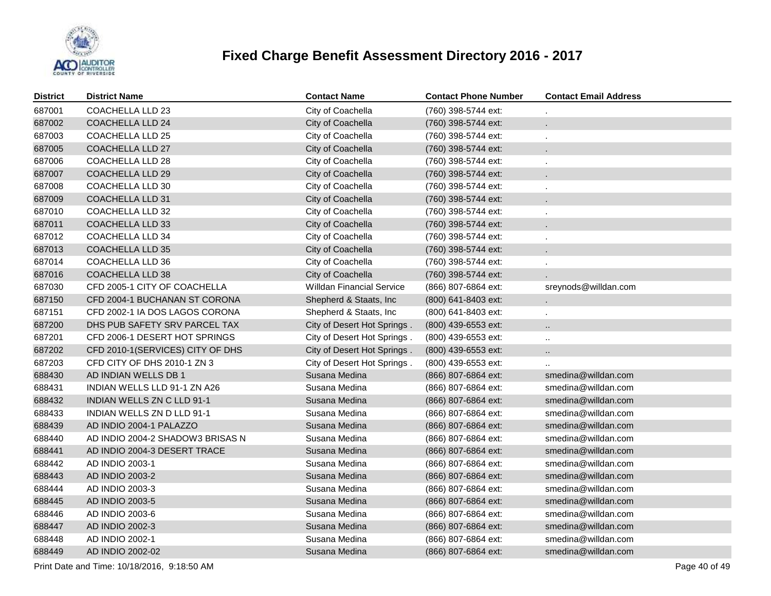# Fixed Charge Benefit Assessment Directory 2016 - 2017

| District | District Name | Contact Name | Contact Phone Number | Contact Email Address |
|---|---|---|---|---|
| 687001 | COACHELLA LLD 23 | City of Coachella | (760) 398-5744 ext: | . |
| 687002 | COACHELLA LLD 24 | City of Coachella | (760) 398-5744 ext: | . |
| 687003 | COACHELLA LLD 25 | City of Coachella | (760) 398-5744 ext: | . |
| 687005 | COACHELLA LLD 27 | City of Coachella | (760) 398-5744 ext: | . |
| 687006 | COACHELLA LLD 28 | City of Coachella | (760) 398-5744 ext: | . |
| 687007 | COACHELLA LLD 29 | City of Coachella | (760) 398-5744 ext: | . |
| 687008 | COACHELLA LLD 30 | City of Coachella | (760) 398-5744 ext: | . |
| 687009 | COACHELLA LLD 31 | City of Coachella | (760) 398-5744 ext: | . |
| 687010 | COACHELLA LLD 32 | City of Coachella | (760) 398-5744 ext: | . |
| 687011 | COACHELLA LLD 33 | City of Coachella | (760) 398-5744 ext: | . |
| 687012 | COACHELLA LLD 34 | City of Coachella | (760) 398-5744 ext: | . |
| 687013 | COACHELLA LLD 35 | City of Coachella | (760) 398-5744 ext: | . |
| 687014 | COACHELLA LLD 36 | City of Coachella | (760) 398-5744 ext: | . |
| 687016 | COACHELLA LLD 38 | City of Coachella | (760) 398-5744 ext: | . |
| 687030 | CFD 2005-1 CITY OF COACHELLA | Willdan Financial Service | (866) 807-6864 ext: | sreynods@willdan.com |
| 687150 | CFD 2004-1 BUCHANAN ST CORONA | Shepherd & Staats, Inc | (800) 641-8403 ext: | . |
| 687151 | CFD 2002-1 IA DOS LAGOS CORONA | Shepherd & Staats, Inc | (800) 641-8403 ext: | . |
| 687200 | DHS PUB SAFETY SRV PARCEL TAX | City of Desert Hot Springs . | (800) 439-6553 ext: | .. |
| 687201 | CFD 2006-1 DESERT HOT SPRINGS | City of Desert Hot Springs . | (800) 439-6553 ext: | .. |
| 687202 | CFD 2010-1(SERVICES) CITY OF DHS | City of Desert Hot Springs . | (800) 439-6553 ext: | .. |
| 687203 | CFD CITY OF DHS 2010-1 ZN 3 | City of Desert Hot Springs . | (800) 439-6553 ext: | .. |
| 688430 | AD INDIAN WELLS DB 1 | Susana Medina | (866) 807-6864 ext: | smedina@willdan.com |
| 688431 | INDIAN WELLS LLD 91-1 ZN A26 | Susana Medina | (866) 807-6864 ext: | smedina@willdan.com |
| 688432 | INDIAN WELLS ZN C LLD 91-1 | Susana Medina | (866) 807-6864 ext: | smedina@willdan.com |
| 688433 | INDIAN WELLS ZN D LLD 91-1 | Susana Medina | (866) 807-6864 ext: | smedina@willdan.com |
| 688439 | AD INDIO 2004-1 PALAZZO | Susana Medina | (866) 807-6864 ext: | smedina@willdan.com |
| 688440 | AD INDIO 2004-2 SHADOW3 BRISAS N | Susana Medina | (866) 807-6864 ext: | smedina@willdan.com |
| 688441 | AD INDIO 2004-3 DESERT TRACE | Susana Medina | (866) 807-6864 ext: | smedina@willdan.com |
| 688442 | AD INDIO 2003-1 | Susana Medina | (866) 807-6864 ext: | smedina@willdan.com |
| 688443 | AD INDIO 2003-2 | Susana Medina | (866) 807-6864 ext: | smedina@willdan.com |
| 688444 | AD INDIO 2003-3 | Susana Medina | (866) 807-6864 ext: | smedina@willdan.com |
| 688445 | AD INDIO 2003-5 | Susana Medina | (866) 807-6864 ext: | smedina@willdan.com |
| 688446 | AD INDIO 2003-6 | Susana Medina | (866) 807-6864 ext: | smedina@willdan.com |
| 688447 | AD INDIO 2002-3 | Susana Medina | (866) 807-6864 ext: | smedina@willdan.com |
| 688448 | AD INDIO 2002-1 | Susana Medina | (866) 807-6864 ext: | smedina@willdan.com |
| 688449 | AD INDIO 2002-02 | Susana Medina | (866) 807-6864 ext: | smedina@willdan.com |

Print Date and Time: 10/18/2016, 9:18:50 AM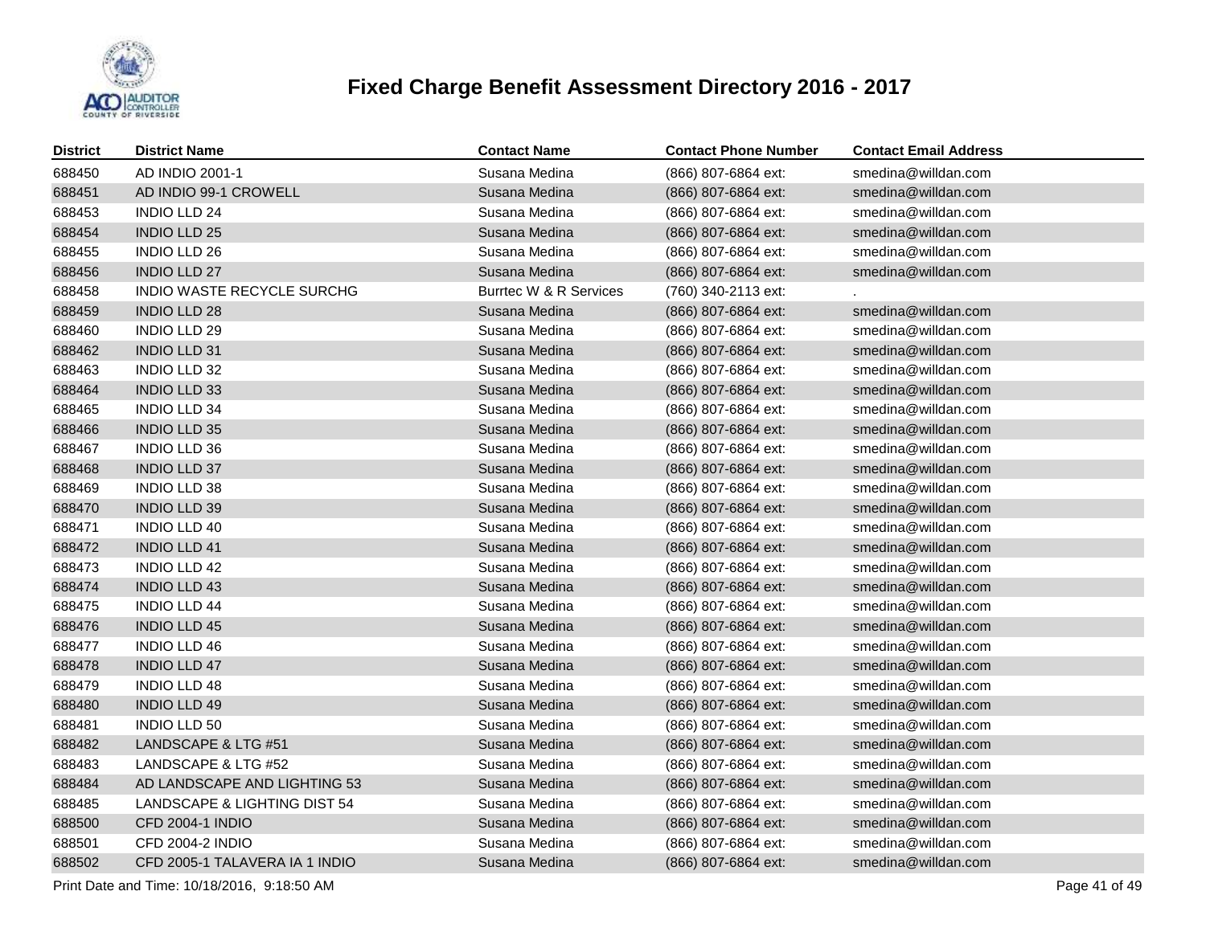# Fixed Charge Benefit Assessment Directory 2016 - 2017

| District | District Name | Contact Name | Contact Phone Number | Contact Email Address |
|---|---|---|---|---|
| 688450 | AD INDIO 2001-1 | Susana Medina | (866) 807-6864 ext: | smedina@willdan.com |
| 688451 | AD INDIO 99-1 CROWELL | Susana Medina | (866) 807-6864 ext: | smedina@willdan.com |
| 688453 | INDIO LLD 24 | Susana Medina | (866) 807-6864 ext: | smedina@willdan.com |
| 688454 | INDIO LLD 25 | Susana Medina | (866) 807-6864 ext: | smedina@willdan.com |
| 688455 | INDIO LLD 26 | Susana Medina | (866) 807-6864 ext: | smedina@willdan.com |
| 688456 | INDIO LLD 27 | Susana Medina | (866) 807-6864 ext: | smedina@willdan.com |
| 688458 | INDIO WASTE RECYCLE SURCHG | Burrtec W & R Services | (760) 340-2113 ext: | . |
| 688459 | INDIO LLD 28 | Susana Medina | (866) 807-6864 ext: | smedina@willdan.com |
| 688460 | INDIO LLD 29 | Susana Medina | (866) 807-6864 ext: | smedina@willdan.com |
| 688462 | INDIO LLD 31 | Susana Medina | (866) 807-6864 ext: | smedina@willdan.com |
| 688463 | INDIO LLD 32 | Susana Medina | (866) 807-6864 ext: | smedina@willdan.com |
| 688464 | INDIO LLD 33 | Susana Medina | (866) 807-6864 ext: | smedina@willdan.com |
| 688465 | INDIO LLD 34 | Susana Medina | (866) 807-6864 ext: | smedina@willdan.com |
| 688466 | INDIO LLD 35 | Susana Medina | (866) 807-6864 ext: | smedina@willdan.com |
| 688467 | INDIO LLD 36 | Susana Medina | (866) 807-6864 ext: | smedina@willdan.com |
| 688468 | INDIO LLD 37 | Susana Medina | (866) 807-6864 ext: | smedina@willdan.com |
| 688469 | INDIO LLD 38 | Susana Medina | (866) 807-6864 ext: | smedina@willdan.com |
| 688470 | INDIO LLD 39 | Susana Medina | (866) 807-6864 ext: | smedina@willdan.com |
| 688471 | INDIO LLD 40 | Susana Medina | (866) 807-6864 ext: | smedina@willdan.com |
| 688472 | INDIO LLD 41 | Susana Medina | (866) 807-6864 ext: | smedina@willdan.com |
| 688473 | INDIO LLD 42 | Susana Medina | (866) 807-6864 ext: | smedina@willdan.com |
| 688474 | INDIO LLD 43 | Susana Medina | (866) 807-6864 ext: | smedina@willdan.com |
| 688475 | INDIO LLD 44 | Susana Medina | (866) 807-6864 ext: | smedina@willdan.com |
| 688476 | INDIO LLD 45 | Susana Medina | (866) 807-6864 ext: | smedina@willdan.com |
| 688477 | INDIO LLD 46 | Susana Medina | (866) 807-6864 ext: | smedina@willdan.com |
| 688478 | INDIO LLD 47 | Susana Medina | (866) 807-6864 ext: | smedina@willdan.com |
| 688479 | INDIO LLD 48 | Susana Medina | (866) 807-6864 ext: | smedina@willdan.com |
| 688480 | INDIO LLD 49 | Susana Medina | (866) 807-6864 ext: | smedina@willdan.com |
| 688481 | INDIO LLD 50 | Susana Medina | (866) 807-6864 ext: | smedina@willdan.com |
| 688482 | LANDSCAPE & LTG #51 | Susana Medina | (866) 807-6864 ext: | smedina@willdan.com |
| 688483 | LANDSCAPE & LTG #52 | Susana Medina | (866) 807-6864 ext: | smedina@willdan.com |
| 688484 | AD LANDSCAPE AND LIGHTING 53 | Susana Medina | (866) 807-6864 ext: | smedina@willdan.com |
| 688485 | LANDSCAPE & LIGHTING DIST 54 | Susana Medina | (866) 807-6864 ext: | smedina@willdan.com |
| 688500 | CFD 2004-1 INDIO | Susana Medina | (866) 807-6864 ext: | smedina@willdan.com |
| 688501 | CFD 2004-2 INDIO | Susana Medina | (866) 807-6864 ext: | smedina@willdan.com |
| 688502 | CFD 2005-1 TALAVERA IA 1 INDIO | Susana Medina | (866) 807-6864 ext: | smedina@willdan.com |

Print Date and Time: 10/18/2016, 9:18:50 AM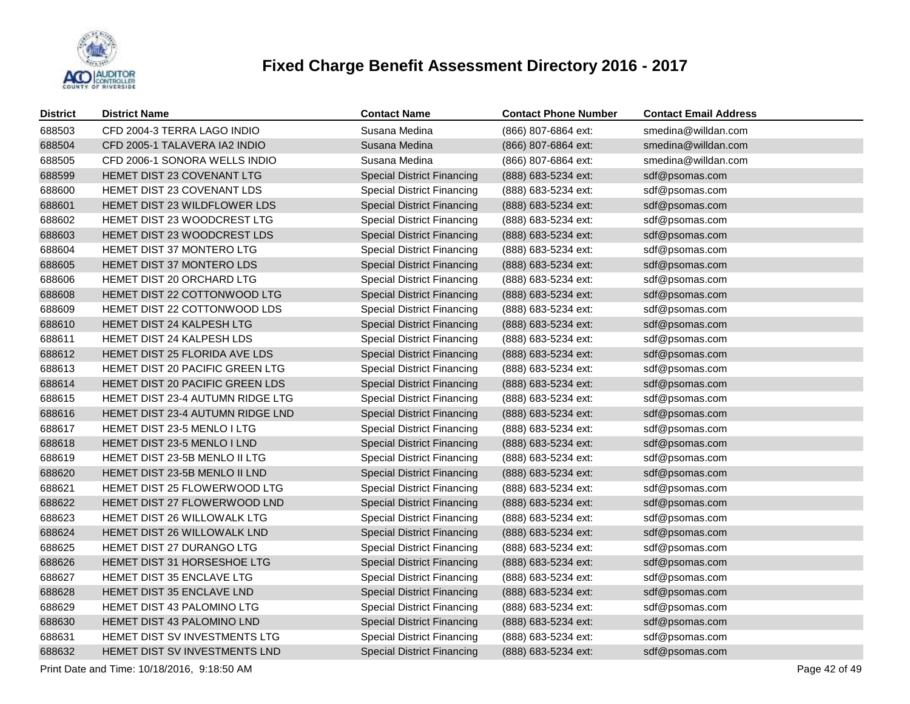# Fixed Charge Benefit Assessment Directory 2016 - 2017

| District | District Name | Contact Name | Contact Phone Number | Contact Email Address |
|---|---|---|---|---|
| 688503 | CFD 2004-3 TERRA LAGO INDIO | Susana Medina | (866) 807-6864 ext: | smedina@willdan.com |
| 688504 | CFD 2005-1 TALAVERA IA2 INDIO | Susana Medina | (866) 807-6864 ext: | smedina@willdan.com |
| 688505 | CFD 2006-1 SONORA WELLS INDIO | Susana Medina | (866) 807-6864 ext: | smedina@willdan.com |
| 688599 | HEMET DIST 23 COVENANT LTG | Special District Financing | (888) 683-5234 ext: | sdf@psomas.com |
| 688600 | HEMET DIST 23 COVENANT LDS | Special District Financing | (888) 683-5234 ext: | sdf@psomas.com |
| 688601 | HEMET DIST 23 WILDFLOWER LDS | Special District Financing | (888) 683-5234 ext: | sdf@psomas.com |
| 688602 | HEMET DIST 23 WOODCREST LTG | Special District Financing | (888) 683-5234 ext: | sdf@psomas.com |
| 688603 | HEMET DIST 23 WOODCREST LDS | Special District Financing | (888) 683-5234 ext: | sdf@psomas.com |
| 688604 | HEMET DIST 37 MONTERO LTG | Special District Financing | (888) 683-5234 ext: | sdf@psomas.com |
| 688605 | HEMET DIST 37 MONTERO LDS | Special District Financing | (888) 683-5234 ext: | sdf@psomas.com |
| 688606 | HEMET DIST 20 ORCHARD LTG | Special District Financing | (888) 683-5234 ext: | sdf@psomas.com |
| 688608 | HEMET DIST 22 COTTONWOOD LTG | Special District Financing | (888) 683-5234 ext: | sdf@psomas.com |
| 688609 | HEMET DIST 22 COTTONWOOD LDS | Special District Financing | (888) 683-5234 ext: | sdf@psomas.com |
| 688610 | HEMET DIST 24 KALPESH LTG | Special District Financing | (888) 683-5234 ext: | sdf@psomas.com |
| 688611 | HEMET DIST 24 KALPESH LDS | Special District Financing | (888) 683-5234 ext: | sdf@psomas.com |
| 688612 | HEMET DIST 25 FLORIDA AVE LDS | Special District Financing | (888) 683-5234 ext: | sdf@psomas.com |
| 688613 | HEMET DIST 20 PACIFIC GREEN LTG | Special District Financing | (888) 683-5234 ext: | sdf@psomas.com |
| 688614 | HEMET DIST 20 PACIFIC GREEN LDS | Special District Financing | (888) 683-5234 ext: | sdf@psomas.com |
| 688615 | HEMET DIST 23-4 AUTUMN RIDGE LTG | Special District Financing | (888) 683-5234 ext: | sdf@psomas.com |
| 688616 | HEMET DIST 23-4 AUTUMN RIDGE LND | Special District Financing | (888) 683-5234 ext: | sdf@psomas.com |
| 688617 | HEMET DIST 23-5 MENLO I LTG | Special District Financing | (888) 683-5234 ext: | sdf@psomas.com |
| 688618 | HEMET DIST 23-5 MENLO I LND | Special District Financing | (888) 683-5234 ext: | sdf@psomas.com |
| 688619 | HEMET DIST 23-5B MENLO II LTG | Special District Financing | (888) 683-5234 ext: | sdf@psomas.com |
| 688620 | HEMET DIST 23-5B MENLO II LND | Special District Financing | (888) 683-5234 ext: | sdf@psomas.com |
| 688621 | HEMET DIST 25 FLOWERWOOD LTG | Special District Financing | (888) 683-5234 ext: | sdf@psomas.com |
| 688622 | HEMET DIST 27 FLOWERWOOD LND | Special District Financing | (888) 683-5234 ext: | sdf@psomas.com |
| 688623 | HEMET DIST 26 WILLOWALK LTG | Special District Financing | (888) 683-5234 ext: | sdf@psomas.com |
| 688624 | HEMET DIST 26 WILLOWALK LND | Special District Financing | (888) 683-5234 ext: | sdf@psomas.com |
| 688625 | HEMET DIST 27 DURANGO LTG | Special District Financing | (888) 683-5234 ext: | sdf@psomas.com |
| 688626 | HEMET DIST 31 HORSESHOE LTG | Special District Financing | (888) 683-5234 ext: | sdf@psomas.com |
| 688627 | HEMET DIST 35 ENCLAVE LTG | Special District Financing | (888) 683-5234 ext: | sdf@psomas.com |
| 688628 | HEMET DIST 35 ENCLAVE LND | Special District Financing | (888) 683-5234 ext: | sdf@psomas.com |
| 688629 | HEMET DIST 43 PALOMINO LTG | Special District Financing | (888) 683-5234 ext: | sdf@psomas.com |
| 688630 | HEMET DIST 43 PALOMINO LND | Special District Financing | (888) 683-5234 ext: | sdf@psomas.com |
| 688631 | HEMET DIST SV INVESTMENTS LTG | Special District Financing | (888) 683-5234 ext: | sdf@psomas.com |
| 688632 | HEMET DIST SV INVESTMENTS LND | Special District Financing | (888) 683-5234 ext: | sdf@psomas.com |

Print Date and Time: 10/18/2016, 9:18:50 AM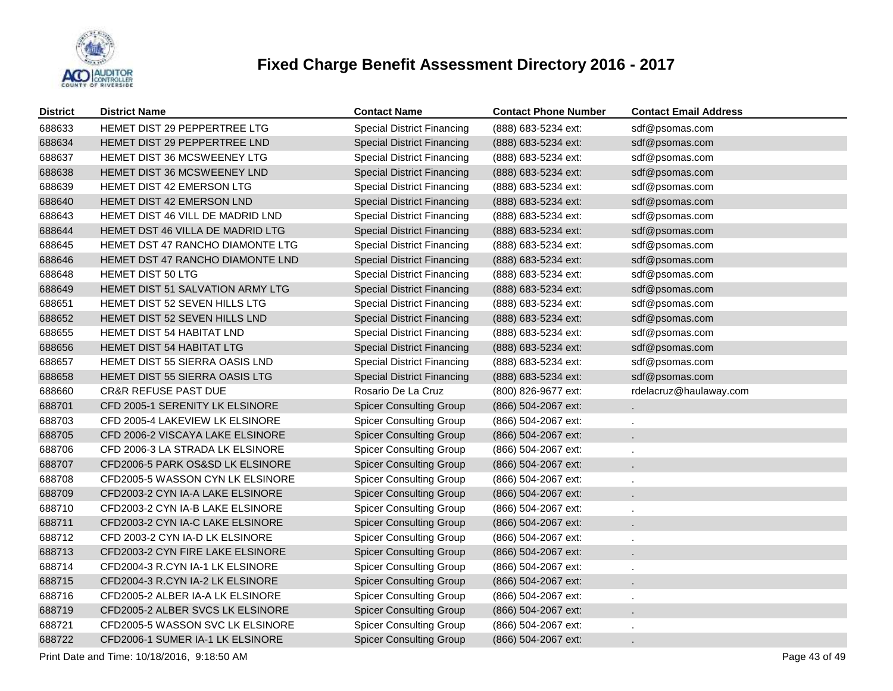# Fixed Charge Benefit Assessment Directory 2016 - 2017

| District | District Name | Contact Name | Contact Phone Number | Contact Email Address |
|---|---|---|---|---|
| 688633 | HEMET DIST 29 PEPPERTREE LTG | Special District Financing | (888) 683-5234 ext: | sdf@psomas.com |
| 688634 | HEMET DIST 29 PEPPERTREE LND | Special District Financing | (888) 683-5234 ext: | sdf@psomas.com |
| 688637 | HEMET DIST 36 MCSWEENEY LTG | Special District Financing | (888) 683-5234 ext: | sdf@psomas.com |
| 688638 | HEMET DIST 36 MCSWEENEY LND | Special District Financing | (888) 683-5234 ext: | sdf@psomas.com |
| 688639 | HEMET DIST 42 EMERSON LTG | Special District Financing | (888) 683-5234 ext: | sdf@psomas.com |
| 688640 | HEMET DIST 42 EMERSON LND | Special District Financing | (888) 683-5234 ext: | sdf@psomas.com |
| 688643 | HEMET DIST 46 VILL DE MADRID LND | Special District Financing | (888) 683-5234 ext: | sdf@psomas.com |
| 688644 | HEMET DST 46 VILLA DE MADRID LTG | Special District Financing | (888) 683-5234 ext: | sdf@psomas.com |
| 688645 | HEMET DST 47 RANCHO DIAMONTE LTG | Special District Financing | (888) 683-5234 ext: | sdf@psomas.com |
| 688646 | HEMET DST 47 RANCHO DIAMONTE LND | Special District Financing | (888) 683-5234 ext: | sdf@psomas.com |
| 688648 | HEMET DIST 50 LTG | Special District Financing | (888) 683-5234 ext: | sdf@psomas.com |
| 688649 | HEMET DIST 51 SALVATION ARMY LTG | Special District Financing | (888) 683-5234 ext: | sdf@psomas.com |
| 688651 | HEMET DIST 52 SEVEN HILLS LTG | Special District Financing | (888) 683-5234 ext: | sdf@psomas.com |
| 688652 | HEMET DIST 52 SEVEN HILLS LND | Special District Financing | (888) 683-5234 ext: | sdf@psomas.com |
| 688655 | HEMET DIST 54 HABITAT LND | Special District Financing | (888) 683-5234 ext: | sdf@psomas.com |
| 688656 | HEMET DIST 54 HABITAT LTG | Special District Financing | (888) 683-5234 ext: | sdf@psomas.com |
| 688657 | HEMET DIST 55 SIERRA OASIS LND | Special District Financing | (888) 683-5234 ext: | sdf@psomas.com |
| 688658 | HEMET DIST 55 SIERRA OASIS LTG | Special District Financing | (888) 683-5234 ext: | sdf@psomas.com |
| 688660 | CR&R REFUSE PAST DUE | Rosario De La Cruz | (800) 826-9677 ext: | rdelacruz@haulaway.com |
| 688701 | CFD 2005-1 SERENITY LK ELSINORE | Spicer Consulting Group | (866) 504-2067 ext: | . |
| 688703 | CFD 2005-4 LAKEVIEW LK ELSINORE | Spicer Consulting Group | (866) 504-2067 ext: | . |
| 688705 | CFD 2006-2 VISCAYA LAKE ELSINORE | Spicer Consulting Group | (866) 504-2067 ext: | . |
| 688706 | CFD 2006-3 LA STRADA LK ELSINORE | Spicer Consulting Group | (866) 504-2067 ext: | . |
| 688707 | CFD2006-5 PARK OS&SD LK ELSINORE | Spicer Consulting Group | (866) 504-2067 ext: | . |
| 688708 | CFD2005-5 WASSON CYN LK ELSINORE | Spicer Consulting Group | (866) 504-2067 ext: | . |
| 688709 | CFD2003-2 CYN IA-A LAKE ELSINORE | Spicer Consulting Group | (866) 504-2067 ext: | . |
| 688710 | CFD2003-2 CYN IA-B LAKE ELSINORE | Spicer Consulting Group | (866) 504-2067 ext: | . |
| 688711 | CFD2003-2 CYN IA-C LAKE ELSINORE | Spicer Consulting Group | (866) 504-2067 ext: | . |
| 688712 | CFD 2003-2 CYN IA-D LK ELSINORE | Spicer Consulting Group | (866) 504-2067 ext: | . |
| 688713 | CFD2003-2 CYN FIRE LAKE ELSINORE | Spicer Consulting Group | (866) 504-2067 ext: | . |
| 688714 | CFD2004-3 R.CYN IA-1 LK ELSINORE | Spicer Consulting Group | (866) 504-2067 ext: | . |
| 688715 | CFD2004-3 R.CYN IA-2 LK ELSINORE | Spicer Consulting Group | (866) 504-2067 ext: | . |
| 688716 | CFD2005-2 ALBER IA-A LK ELSINORE | Spicer Consulting Group | (866) 504-2067 ext: | . |
| 688719 | CFD2005-2 ALBER SVCS LK ELSINORE | Spicer Consulting Group | (866) 504-2067 ext: | . |
| 688721 | CFD2005-5 WASSON SVC LK ELSINORE | Spicer Consulting Group | (866) 504-2067 ext: | . |
| 688722 | CFD2006-1 SUMER IA-1 LK ELSINORE | Spicer Consulting Group | (866) 504-2067 ext: | . |

Print Date and Time: 10/18/2016, 9:18:50 AM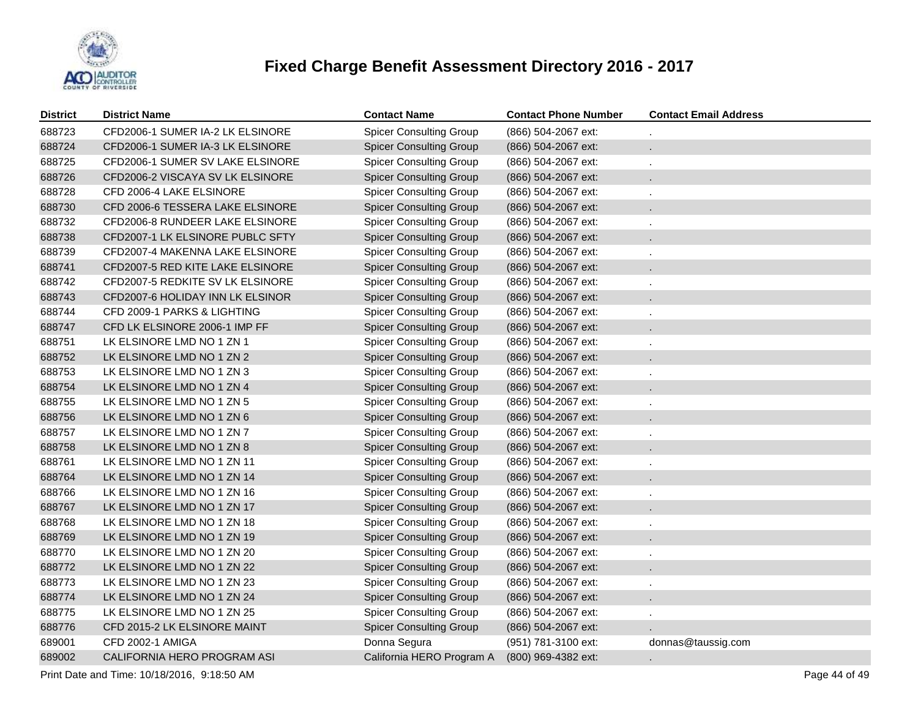# Fixed Charge Benefit Assessment Directory 2016 - 2017

| District | District Name | Contact Name | Contact Phone Number | Contact Email Address |
|---|---|---|---|---|
| 688723 | CFD2006-1 SUMER IA-2 LK ELSINORE | Spicer Consulting Group | (866) 504-2067 ext: | . |
| 688724 | CFD2006-1 SUMER IA-3 LK ELSINORE | Spicer Consulting Group | (866) 504-2067 ext: | . |
| 688725 | CFD2006-1 SUMER SV LAKE ELSINORE | Spicer Consulting Group | (866) 504-2067 ext: | . |
| 688726 | CFD2006-2 VISCAYA SV LK ELSINORE | Spicer Consulting Group | (866) 504-2067 ext: | . |
| 688728 | CFD 2006-4 LAKE ELSINORE | Spicer Consulting Group | (866) 504-2067 ext: | . |
| 688730 | CFD 2006-6 TESSERA LAKE ELSINORE | Spicer Consulting Group | (866) 504-2067 ext: | . |
| 688732 | CFD2006-8 RUNDEER LAKE ELSINORE | Spicer Consulting Group | (866) 504-2067 ext: | . |
| 688738 | CFD2007-1 LK ELSINORE PUBLC SFTY | Spicer Consulting Group | (866) 504-2067 ext: | . |
| 688739 | CFD2007-4 MAKENNA LAKE ELSINORE | Spicer Consulting Group | (866) 504-2067 ext: | . |
| 688741 | CFD2007-5 RED KITE LAKE ELSINORE | Spicer Consulting Group | (866) 504-2067 ext: | . |
| 688742 | CFD2007-5 REDKITE SV LK ELSINORE | Spicer Consulting Group | (866) 504-2067 ext: | . |
| 688743 | CFD2007-6 HOLIDAY INN LK ELSINOR | Spicer Consulting Group | (866) 504-2067 ext: | . |
| 688744 | CFD 2009-1 PARKS & LIGHTING | Spicer Consulting Group | (866) 504-2067 ext: | . |
| 688747 | CFD LK ELSINORE 2006-1 IMP FF | Spicer Consulting Group | (866) 504-2067 ext: | . |
| 688751 | LK ELSINORE LMD NO 1 ZN 1 | Spicer Consulting Group | (866) 504-2067 ext: | . |
| 688752 | LK ELSINORE LMD NO 1 ZN 2 | Spicer Consulting Group | (866) 504-2067 ext: | . |
| 688753 | LK ELSINORE LMD NO 1 ZN 3 | Spicer Consulting Group | (866) 504-2067 ext: | . |
| 688754 | LK ELSINORE LMD NO 1 ZN 4 | Spicer Consulting Group | (866) 504-2067 ext: | . |
| 688755 | LK ELSINORE LMD NO 1 ZN 5 | Spicer Consulting Group | (866) 504-2067 ext: | . |
| 688756 | LK ELSINORE LMD NO 1 ZN 6 | Spicer Consulting Group | (866) 504-2067 ext: | . |
| 688757 | LK ELSINORE LMD NO 1 ZN 7 | Spicer Consulting Group | (866) 504-2067 ext: | . |
| 688758 | LK ELSINORE LMD NO 1 ZN 8 | Spicer Consulting Group | (866) 504-2067 ext: | . |
| 688761 | LK ELSINORE LMD NO 1 ZN 11 | Spicer Consulting Group | (866) 504-2067 ext: | . |
| 688764 | LK ELSINORE LMD NO 1 ZN 14 | Spicer Consulting Group | (866) 504-2067 ext: | . |
| 688766 | LK ELSINORE LMD NO 1 ZN 16 | Spicer Consulting Group | (866) 504-2067 ext: | . |
| 688767 | LK ELSINORE LMD NO 1 ZN 17 | Spicer Consulting Group | (866) 504-2067 ext: | . |
| 688768 | LK ELSINORE LMD NO 1 ZN 18 | Spicer Consulting Group | (866) 504-2067 ext: | . |
| 688769 | LK ELSINORE LMD NO 1 ZN 19 | Spicer Consulting Group | (866) 504-2067 ext: | . |
| 688770 | LK ELSINORE LMD NO 1 ZN 20 | Spicer Consulting Group | (866) 504-2067 ext: | . |
| 688772 | LK ELSINORE LMD NO 1 ZN 22 | Spicer Consulting Group | (866) 504-2067 ext: | . |
| 688773 | LK ELSINORE LMD NO 1 ZN 23 | Spicer Consulting Group | (866) 504-2067 ext: | . |
| 688774 | LK ELSINORE LMD NO 1 ZN 24 | Spicer Consulting Group | (866) 504-2067 ext: | . |
| 688775 | LK ELSINORE LMD NO 1 ZN 25 | Spicer Consulting Group | (866) 504-2067 ext: | . |
| 688776 | CFD 2015-2 LK ELSINORE MAINT | Spicer Consulting Group | (866) 504-2067 ext: | . |
| 689001 | CFD 2002-1 AMIGA | Donna Segura | (951) 781-3100 ext: | donnas@taussig.com |
| 689002 | CALIFORNIA HERO PROGRAM ASI | California HERO Program A | (800) 969-4382 ext: | . |

Print Date and Time: 10/18/2016, 9:18:50 AM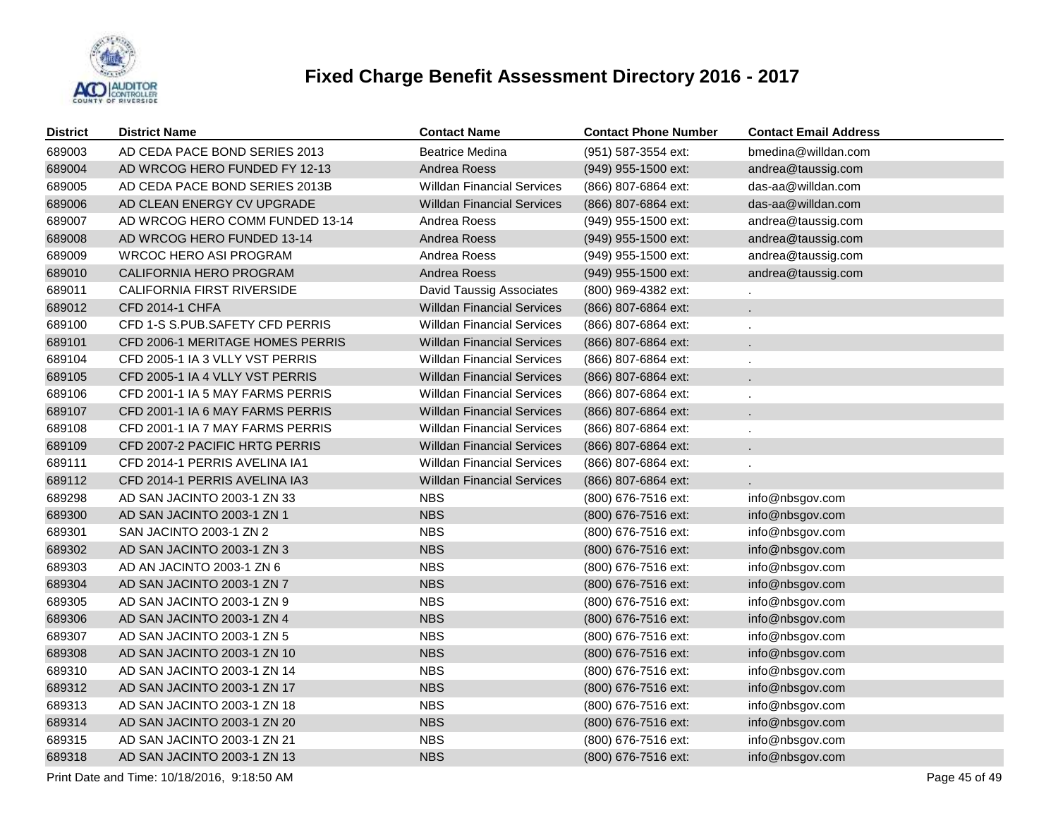# Fixed Charge Benefit Assessment Directory 2016 - 2017

| District | District Name | Contact Name | Contact Phone Number | Contact Email Address |
|---|---|---|---|---|
| 689003 | AD CEDA PACE BOND SERIES 2013 | Beatrice Medina | (951) 587-3554 ext: | bmedina@willdan.com |
| 689004 | AD WRCOG HERO FUNDED FY 12-13 | Andrea Roess | (949) 955-1500 ext: | andrea@taussig.com |
| 689005 | AD CEDA PACE BOND SERIES 2013B | Willdan Financial Services | (866) 807-6864 ext: | das-aa@willdan.com |
| 689006 | AD CLEAN ENERGY CV UPGRADE | Willdan Financial Services | (866) 807-6864 ext: | das-aa@willdan.com |
| 689007 | AD WRCOG HERO COMM FUNDED 13-14 | Andrea Roess | (949) 955-1500 ext: | andrea@taussig.com |
| 689008 | AD WRCOG HERO FUNDED 13-14 | Andrea Roess | (949) 955-1500 ext: | andrea@taussig.com |
| 689009 | WRCOC HERO ASI PROGRAM | Andrea Roess | (949) 955-1500 ext: | andrea@taussig.com |
| 689010 | CALIFORNIA HERO PROGRAM | Andrea Roess | (949) 955-1500 ext: | andrea@taussig.com |
| 689011 | CALIFORNIA FIRST RIVERSIDE | David Taussig Associates | (800) 969-4382 ext: | . |
| 689012 | CFD 2014-1 CHFA | Willdan Financial Services | (866) 807-6864 ext: | . |
| 689100 | CFD 1-S S.PUB.SAFETY CFD PERRIS | Willdan Financial Services | (866) 807-6864 ext: | . |
| 689101 | CFD 2006-1 MERITAGE HOMES PERRIS | Willdan Financial Services | (866) 807-6864 ext: | . |
| 689104 | CFD 2005-1 IA 3 VLLY VST PERRIS | Willdan Financial Services | (866) 807-6864 ext: | . |
| 689105 | CFD 2005-1 IA 4 VLLY VST PERRIS | Willdan Financial Services | (866) 807-6864 ext: | . |
| 689106 | CFD 2001-1 IA 5 MAY FARMS PERRIS | Willdan Financial Services | (866) 807-6864 ext: | . |
| 689107 | CFD 2001-1 IA 6 MAY FARMS PERRIS | Willdan Financial Services | (866) 807-6864 ext: | . |
| 689108 | CFD 2001-1 IA 7 MAY FARMS PERRIS | Willdan Financial Services | (866) 807-6864 ext: | . |
| 689109 | CFD 2007-2 PACIFIC HRTG PERRIS | Willdan Financial Services | (866) 807-6864 ext: | . |
| 689111 | CFD 2014-1 PERRIS AVELINA IA1 | Willdan Financial Services | (866) 807-6864 ext: | . |
| 689112 | CFD 2014-1 PERRIS AVELINA IA3 | Willdan Financial Services | (866) 807-6864 ext: | . |
| 689298 | AD SAN JACINTO 2003-1 ZN 33 | NBS | (800) 676-7516 ext: | info@nbsgov.com |
| 689300 | AD SAN JACINTO 2003-1 ZN 1 | NBS | (800) 676-7516 ext: | info@nbsgov.com |
| 689301 | SAN JACINTO 2003-1 ZN 2 | NBS | (800) 676-7516 ext: | info@nbsgov.com |
| 689302 | AD SAN JACINTO 2003-1 ZN 3 | NBS | (800) 676-7516 ext: | info@nbsgov.com |
| 689303 | AD AN JACINTO 2003-1 ZN 6 | NBS | (800) 676-7516 ext: | info@nbsgov.com |
| 689304 | AD SAN JACINTO 2003-1 ZN 7 | NBS | (800) 676-7516 ext: | info@nbsgov.com |
| 689305 | AD SAN JACINTO 2003-1 ZN 9 | NBS | (800) 676-7516 ext: | info@nbsgov.com |
| 689306 | AD SAN JACINTO 2003-1 ZN 4 | NBS | (800) 676-7516 ext: | info@nbsgov.com |
| 689307 | AD SAN JACINTO 2003-1 ZN 5 | NBS | (800) 676-7516 ext: | info@nbsgov.com |
| 689308 | AD SAN JACINTO 2003-1 ZN 10 | NBS | (800) 676-7516 ext: | info@nbsgov.com |
| 689310 | AD SAN JACINTO 2003-1 ZN 14 | NBS | (800) 676-7516 ext: | info@nbsgov.com |
| 689312 | AD SAN JACINTO 2003-1 ZN 17 | NBS | (800) 676-7516 ext: | info@nbsgov.com |
| 689313 | AD SAN JACINTO 2003-1 ZN 18 | NBS | (800) 676-7516 ext: | info@nbsgov.com |
| 689314 | AD SAN JACINTO 2003-1 ZN 20 | NBS | (800) 676-7516 ext: | info@nbsgov.com |
| 689315 | AD SAN JACINTO 2003-1 ZN 21 | NBS | (800) 676-7516 ext: | info@nbsgov.com |
| 689318 | AD SAN JACINTO 2003-1 ZN 13 | NBS | (800) 676-7516 ext: | info@nbsgov.com |

Print Date and Time: 10/18/2016, 9:18:50 AM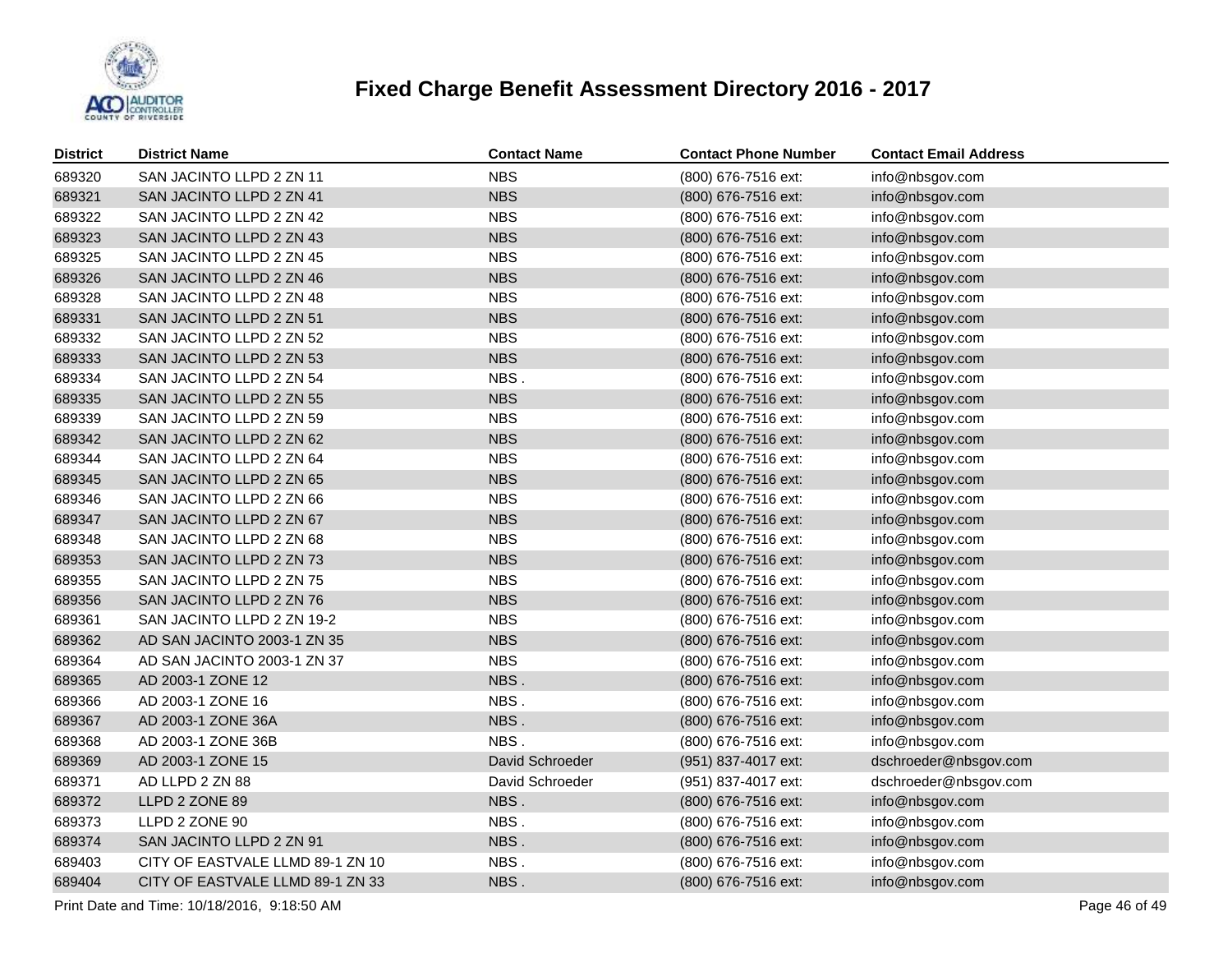# Fixed Charge Benefit Assessment Directory 2016 - 2017

| District | District Name | Contact Name | Contact Phone Number | Contact Email Address |
|---|---|---|---|---|
| 689320 | SAN JACINTO LLPD 2 ZN 11 | NBS | (800) 676-7516 ext: | info@nbsgov.com |
| 689321 | SAN JACINTO LLPD 2 ZN 41 | NBS | (800) 676-7516 ext: | info@nbsgov.com |
| 689322 | SAN JACINTO LLPD 2 ZN 42 | NBS | (800) 676-7516 ext: | info@nbsgov.com |
| 689323 | SAN JACINTO LLPD 2 ZN 43 | NBS | (800) 676-7516 ext: | info@nbsgov.com |
| 689325 | SAN JACINTO LLPD 2 ZN 45 | NBS | (800) 676-7516 ext: | info@nbsgov.com |
| 689326 | SAN JACINTO LLPD 2 ZN 46 | NBS | (800) 676-7516 ext: | info@nbsgov.com |
| 689328 | SAN JACINTO LLPD 2 ZN 48 | NBS | (800) 676-7516 ext: | info@nbsgov.com |
| 689331 | SAN JACINTO LLPD 2 ZN 51 | NBS | (800) 676-7516 ext: | info@nbsgov.com |
| 689332 | SAN JACINTO LLPD 2 ZN 52 | NBS | (800) 676-7516 ext: | info@nbsgov.com |
| 689333 | SAN JACINTO LLPD 2 ZN 53 | NBS | (800) 676-7516 ext: | info@nbsgov.com |
| 689334 | SAN JACINTO LLPD 2 ZN 54 | NBS . | (800) 676-7516 ext: | info@nbsgov.com |
| 689335 | SAN JACINTO LLPD 2 ZN 55 | NBS | (800) 676-7516 ext: | info@nbsgov.com |
| 689339 | SAN JACINTO LLPD 2 ZN 59 | NBS | (800) 676-7516 ext: | info@nbsgov.com |
| 689342 | SAN JACINTO LLPD 2 ZN 62 | NBS | (800) 676-7516 ext: | info@nbsgov.com |
| 689344 | SAN JACINTO LLPD 2 ZN 64 | NBS | (800) 676-7516 ext: | info@nbsgov.com |
| 689345 | SAN JACINTO LLPD 2 ZN 65 | NBS | (800) 676-7516 ext: | info@nbsgov.com |
| 689346 | SAN JACINTO LLPD 2 ZN 66 | NBS | (800) 676-7516 ext: | info@nbsgov.com |
| 689347 | SAN JACINTO LLPD 2 ZN 67 | NBS | (800) 676-7516 ext: | info@nbsgov.com |
| 689348 | SAN JACINTO LLPD 2 ZN 68 | NBS | (800) 676-7516 ext: | info@nbsgov.com |
| 689353 | SAN JACINTO LLPD 2 ZN 73 | NBS | (800) 676-7516 ext: | info@nbsgov.com |
| 689355 | SAN JACINTO LLPD 2 ZN 75 | NBS | (800) 676-7516 ext: | info@nbsgov.com |
| 689356 | SAN JACINTO LLPD 2 ZN 76 | NBS | (800) 676-7516 ext: | info@nbsgov.com |
| 689361 | SAN JACINTO LLPD 2 ZN 19-2 | NBS | (800) 676-7516 ext: | info@nbsgov.com |
| 689362 | AD SAN JACINTO 2003-1 ZN 35 | NBS | (800) 676-7516 ext: | info@nbsgov.com |
| 689364 | AD SAN JACINTO 2003-1 ZN 37 | NBS | (800) 676-7516 ext: | info@nbsgov.com |
| 689365 | AD 2003-1 ZONE 12 | NBS . | (800) 676-7516 ext: | info@nbsgov.com |
| 689366 | AD 2003-1 ZONE 16 | NBS . | (800) 676-7516 ext: | info@nbsgov.com |
| 689367 | AD 2003-1 ZONE 36A | NBS . | (800) 676-7516 ext: | info@nbsgov.com |
| 689368 | AD 2003-1 ZONE 36B | NBS . | (800) 676-7516 ext: | info@nbsgov.com |
| 689369 | AD 2003-1 ZONE 15 | David Schroeder | (951) 837-4017 ext: | dschroeder@nbsgov.com |
| 689371 | AD LLPD 2 ZN 88 | David Schroeder | (951) 837-4017 ext: | dschroeder@nbsgov.com |
| 689372 | LLPD 2 ZONE 89 | NBS . | (800) 676-7516 ext: | info@nbsgov.com |
| 689373 | LLPD 2 ZONE 90 | NBS . | (800) 676-7516 ext: | info@nbsgov.com |
| 689374 | SAN JACINTO LLPD 2 ZN 91 | NBS . | (800) 676-7516 ext: | info@nbsgov.com |
| 689403 | CITY OF EASTVALE LLMD 89-1 ZN 10 | NBS . | (800) 676-7516 ext: | info@nbsgov.com |
| 689404 | CITY OF EASTVALE LLMD 89-1 ZN 33 | NBS . | (800) 676-7516 ext: | info@nbsgov.com |

Print Date and Time: 10/18/2016, 9:18:50 AM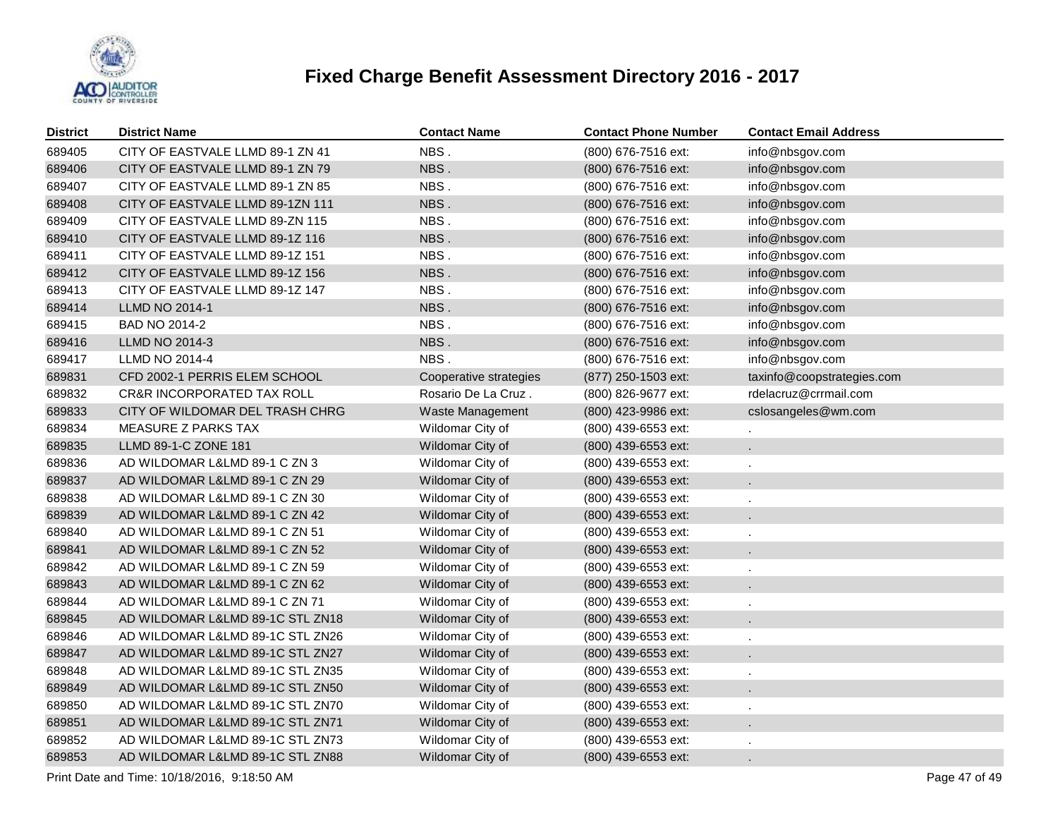# Fixed Charge Benefit Assessment Directory 2016 - 2017

| District | District Name | Contact Name | Contact Phone Number | Contact Email Address |
|---|---|---|---|---|
| 689405 | CITY OF EASTVALE LLMD 89-1 ZN 41 | NBS . | (800) 676-7516 ext: | info@nbsgov.com |
| 689406 | CITY OF EASTVALE LLMD 89-1 ZN 79 | NBS . | (800) 676-7516 ext: | info@nbsgov.com |
| 689407 | CITY OF EASTVALE LLMD 89-1 ZN 85 | NBS . | (800) 676-7516 ext: | info@nbsgov.com |
| 689408 | CITY OF EASTVALE LLMD 89-1ZN 111 | NBS . | (800) 676-7516 ext: | info@nbsgov.com |
| 689409 | CITY OF EASTVALE LLMD 89-ZN 115 | NBS . | (800) 676-7516 ext: | info@nbsgov.com |
| 689410 | CITY OF EASTVALE LLMD 89-1Z 116 | NBS . | (800) 676-7516 ext: | info@nbsgov.com |
| 689411 | CITY OF EASTVALE LLMD 89-1Z 151 | NBS . | (800) 676-7516 ext: | info@nbsgov.com |
| 689412 | CITY OF EASTVALE LLMD 89-1Z 156 | NBS . | (800) 676-7516 ext: | info@nbsgov.com |
| 689413 | CITY OF EASTVALE LLMD 89-1Z 147 | NBS . | (800) 676-7516 ext: | info@nbsgov.com |
| 689414 | LLMD NO 2014-1 | NBS . | (800) 676-7516 ext: | info@nbsgov.com |
| 689415 | BAD NO 2014-2 | NBS . | (800) 676-7516 ext: | info@nbsgov.com |
| 689416 | LLMD NO 2014-3 | NBS . | (800) 676-7516 ext: | info@nbsgov.com |
| 689417 | LLMD NO 2014-4 | NBS . | (800) 676-7516 ext: | info@nbsgov.com |
| 689831 | CFD 2002-1 PERRIS ELEM SCHOOL | Cooperative strategies | (877) 250-1503 ext: | taxinfo@coopstrategies.com |
| 689832 | CR&R INCORPORATED TAX ROLL | Rosario De La Cruz . | (800) 826-9677 ext: | rdelacruz@crrmail.com |
| 689833 | CITY OF WILDOMAR DEL TRASH CHRG | Waste Management | (800) 423-9986 ext: | cslosangeles@wm.com |
| 689834 | MEASURE Z PARKS TAX | Wildomar City of | (800) 439-6553 ext: | . |
| 689835 | LLMD 89-1-C ZONE 181 | Wildomar City of | (800) 439-6553 ext: | . |
| 689836 | AD WILDOMAR L&LMD 89-1 C ZN 3 | Wildomar City of | (800) 439-6553 ext: | . |
| 689837 | AD WILDOMAR L&LMD 89-1 C ZN 29 | Wildomar City of | (800) 439-6553 ext: | . |
| 689838 | AD WILDOMAR L&LMD 89-1 C ZN 30 | Wildomar City of | (800) 439-6553 ext: | . |
| 689839 | AD WILDOMAR L&LMD 89-1 C ZN 42 | Wildomar City of | (800) 439-6553 ext: | . |
| 689840 | AD WILDOMAR L&LMD 89-1 C ZN 51 | Wildomar City of | (800) 439-6553 ext: | . |
| 689841 | AD WILDOMAR L&LMD 89-1 C ZN 52 | Wildomar City of | (800) 439-6553 ext: | . |
| 689842 | AD WILDOMAR L&LMD 89-1 C ZN 59 | Wildomar City of | (800) 439-6553 ext: | . |
| 689843 | AD WILDOMAR L&LMD 89-1 C ZN 62 | Wildomar City of | (800) 439-6553 ext: | . |
| 689844 | AD WILDOMAR L&LMD 89-1 C ZN 71 | Wildomar City of | (800) 439-6553 ext: | . |
| 689845 | AD WILDOMAR L&LMD 89-1C STL ZN18 | Wildomar City of | (800) 439-6553 ext: | . |
| 689846 | AD WILDOMAR L&LMD 89-1C STL ZN26 | Wildomar City of | (800) 439-6553 ext: | . |
| 689847 | AD WILDOMAR L&LMD 89-1C STL ZN27 | Wildomar City of | (800) 439-6553 ext: | . |
| 689848 | AD WILDOMAR L&LMD 89-1C STL ZN35 | Wildomar City of | (800) 439-6553 ext: | . |
| 689849 | AD WILDOMAR L&LMD 89-1C STL ZN50 | Wildomar City of | (800) 439-6553 ext: | . |
| 689850 | AD WILDOMAR L&LMD 89-1C STL ZN70 | Wildomar City of | (800) 439-6553 ext: | . |
| 689851 | AD WILDOMAR L&LMD 89-1C STL ZN71 | Wildomar City of | (800) 439-6553 ext: | . |
| 689852 | AD WILDOMAR L&LMD 89-1C STL ZN73 | Wildomar City of | (800) 439-6553 ext: | . |
| 689853 | AD WILDOMAR L&LMD 89-1C STL ZN88 | Wildomar City of | (800) 439-6553 ext: | . |

Print Date and Time: 10/18/2016, 9:18:50 AM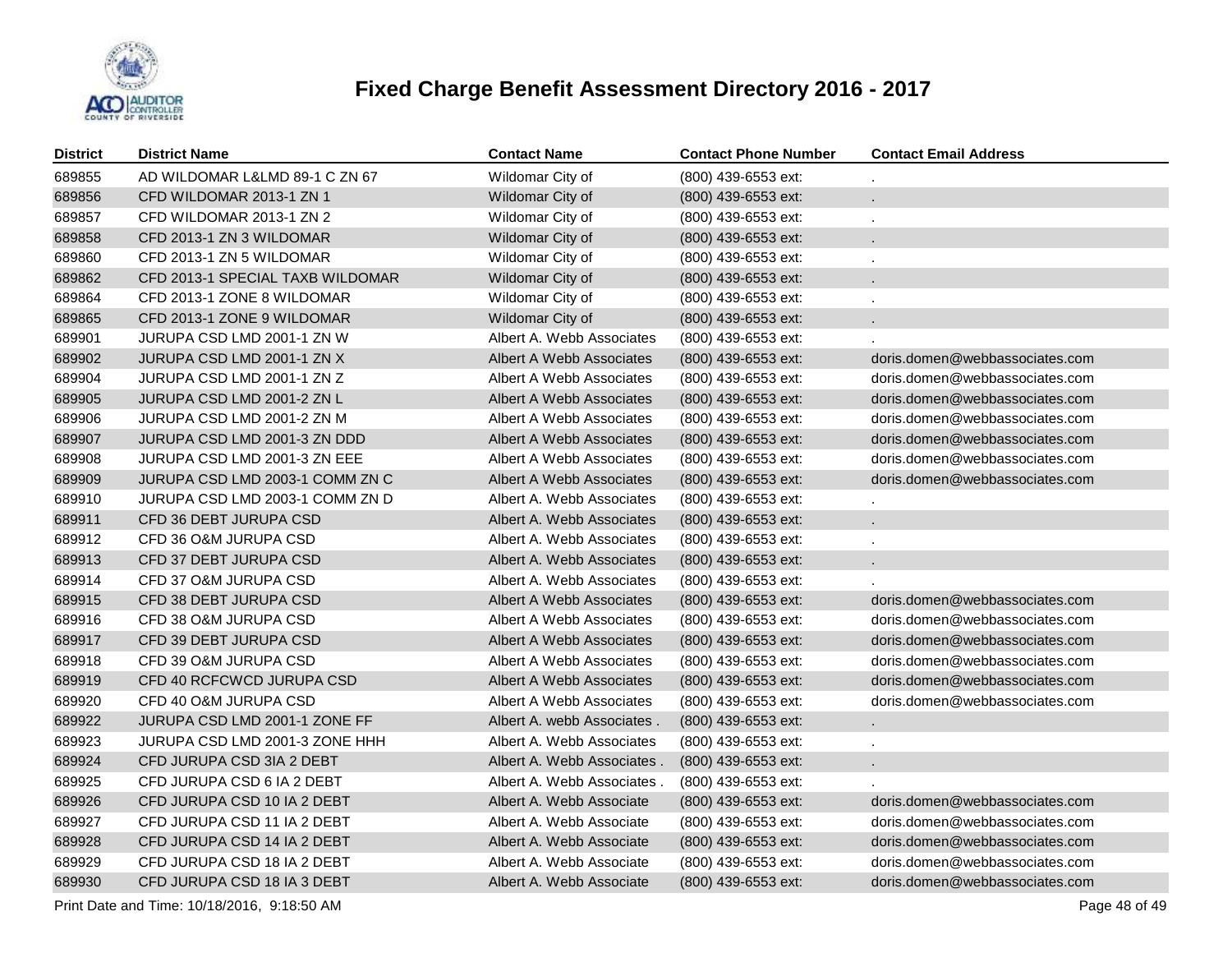# Fixed Charge Benefit Assessment Directory 2016 - 2017

| District | District Name | Contact Name | Contact Phone Number | Contact Email Address |
|---|---|---|---|---|
| 689855 | AD WILDOMAR L&LMD 89-1 C ZN 67 | Wildomar City of | (800) 439-6553 ext: | . |
| 689856 | CFD WILDOMAR 2013-1 ZN 1 | Wildomar City of | (800) 439-6553 ext: | . |
| 689857 | CFD WILDOMAR 2013-1 ZN 2 | Wildomar City of | (800) 439-6553 ext: | . |
| 689858 | CFD 2013-1 ZN 3 WILDOMAR | Wildomar City of | (800) 439-6553 ext: | . |
| 689860 | CFD 2013-1 ZN 5 WILDOMAR | Wildomar City of | (800) 439-6553 ext: | . |
| 689862 | CFD 2013-1 SPECIAL TAXB WILDOMAR | Wildomar City of | (800) 439-6553 ext: | . |
| 689864 | CFD 2013-1 ZONE 8 WILDOMAR | Wildomar City of | (800) 439-6553 ext: | . |
| 689865 | CFD 2013-1 ZONE 9 WILDOMAR | Wildomar City of | (800) 439-6553 ext: | . |
| 689901 | JURUPA CSD LMD 2001-1 ZN W | Albert A. Webb Associates | (800) 439-6553 ext: | . |
| 689902 | JURUPA CSD LMD 2001-1 ZN X | Albert A Webb Associates | (800) 439-6553 ext: | doris.domen@webbassociates.com |
| 689904 | JURUPA CSD LMD 2001-1 ZN Z | Albert A Webb Associates | (800) 439-6553 ext: | doris.domen@webbassociates.com |
| 689905 | JURUPA CSD LMD 2001-2 ZN L | Albert A Webb Associates | (800) 439-6553 ext: | doris.domen@webbassociates.com |
| 689906 | JURUPA CSD LMD 2001-2 ZN M | Albert A Webb Associates | (800) 439-6553 ext: | doris.domen@webbassociates.com |
| 689907 | JURUPA CSD LMD 2001-3 ZN DDD | Albert A Webb Associates | (800) 439-6553 ext: | doris.domen@webbassociates.com |
| 689908 | JURUPA CSD LMD 2001-3 ZN EEE | Albert A Webb Associates | (800) 439-6553 ext: | doris.domen@webbassociates.com |
| 689909 | JURUPA CSD LMD 2003-1 COMM ZN C | Albert A Webb Associates | (800) 439-6553 ext: | doris.domen@webbassociates.com |
| 689910 | JURUPA CSD LMD 2003-1 COMM ZN D | Albert A. Webb Associates | (800) 439-6553 ext: | . |
| 689911 | CFD 36 DEBT JURUPA CSD | Albert A. Webb Associates | (800) 439-6553 ext: | . |
| 689912 | CFD 36 O&M JURUPA CSD | Albert A. Webb Associates | (800) 439-6553 ext: | . |
| 689913 | CFD 37 DEBT JURUPA CSD | Albert A. Webb Associates | (800) 439-6553 ext: | . |
| 689914 | CFD 37 O&M JURUPA CSD | Albert A. Webb Associates | (800) 439-6553 ext: | . |
| 689915 | CFD 38 DEBT JURUPA CSD | Albert A Webb Associates | (800) 439-6553 ext: | doris.domen@webbassociates.com |
| 689916 | CFD 38 O&M JURUPA CSD | Albert A Webb Associates | (800) 439-6553 ext: | doris.domen@webbassociates.com |
| 689917 | CFD 39 DEBT JURUPA CSD | Albert A Webb Associates | (800) 439-6553 ext: | doris.domen@webbassociates.com |
| 689918 | CFD 39 O&M JURUPA CSD | Albert A Webb Associates | (800) 439-6553 ext: | doris.domen@webbassociates.com |
| 689919 | CFD 40 RCFCWCD JURUPA CSD | Albert A Webb Associates | (800) 439-6553 ext: | doris.domen@webbassociates.com |
| 689920 | CFD 40 O&M JURUPA CSD | Albert A Webb Associates | (800) 439-6553 ext: | doris.domen@webbassociates.com |
| 689922 | JURUPA CSD LMD 2001-1 ZONE FF | Albert A. webb Associates . | (800) 439-6553 ext: | . |
| 689923 | JURUPA CSD LMD 2001-3 ZONE HHH | Albert A. Webb Associates | (800) 439-6553 ext: | . |
| 689924 | CFD JURUPA CSD 3IA 2 DEBT | Albert A. Webb Associates . | (800) 439-6553 ext: | . |
| 689925 | CFD JURUPA CSD 6 IA 2 DEBT | Albert A. Webb Associates . | (800) 439-6553 ext: | . |
| 689926 | CFD JURUPA CSD 10 IA 2 DEBT | Albert A. Webb Associate | (800) 439-6553 ext: | doris.domen@webbassociates.com |
| 689927 | CFD JURUPA CSD 11 IA 2 DEBT | Albert A. Webb Associate | (800) 439-6553 ext: | doris.domen@webbassociates.com |
| 689928 | CFD JURUPA CSD 14 IA 2 DEBT | Albert A. Webb Associate | (800) 439-6553 ext: | doris.domen@webbassociates.com |
| 689929 | CFD JURUPA CSD 18 IA 2 DEBT | Albert A. Webb Associate | (800) 439-6553 ext: | doris.domen@webbassociates.com |
| 689930 | CFD JURUPA CSD 18 IA 3 DEBT | Albert A. Webb Associate | (800) 439-6553 ext: | doris.domen@webbassociates.com |

Print Date and Time: 10/18/2016, 9:18:50 AM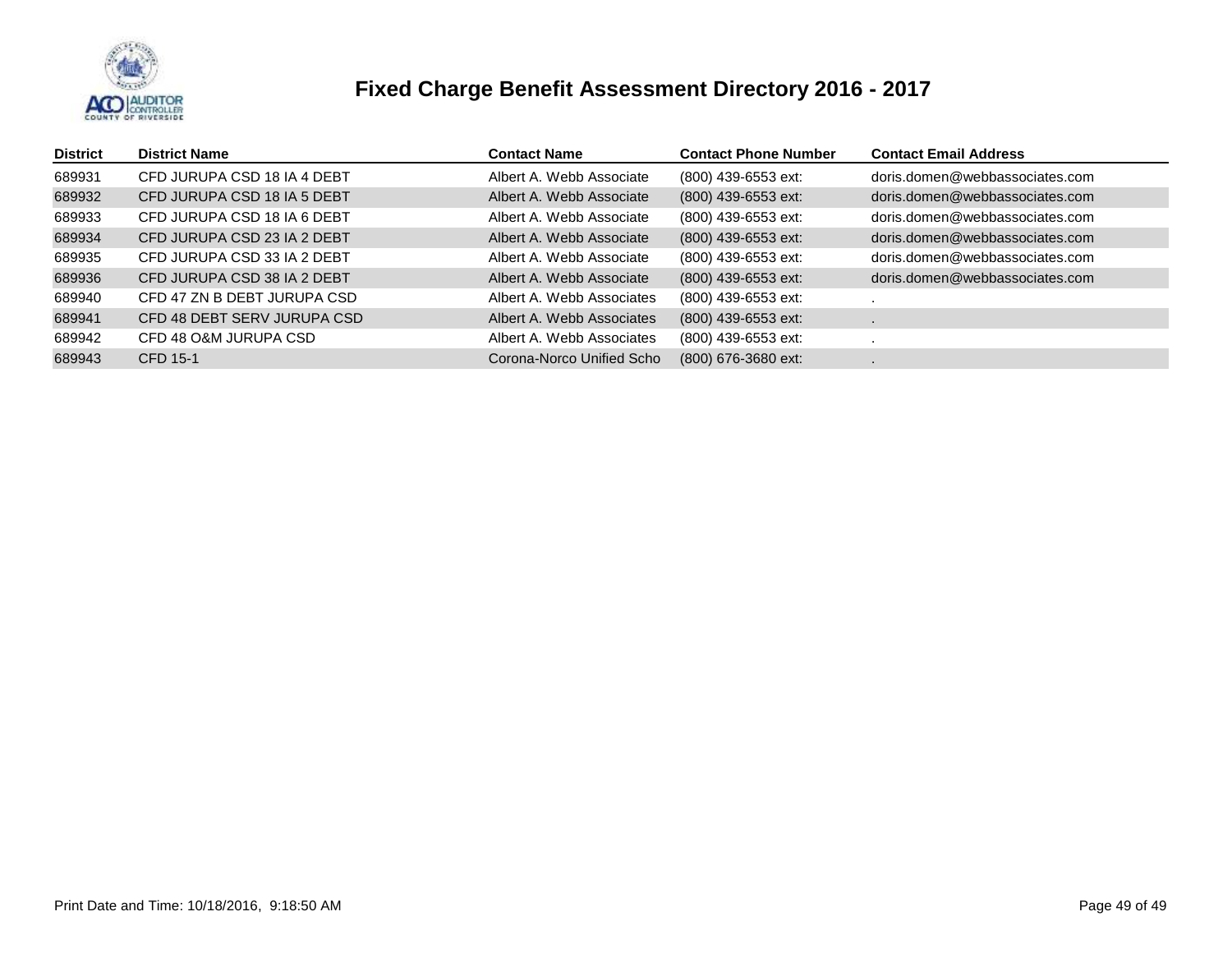# Fixed Charge Benefit Assessment Directory 2016 - 2017

| District | District Name | Contact Name | Contact Phone Number | Contact Email Address |
|---|---|---|---|---|
| 689931 | CFD JURUPA CSD 18 IA 4 DEBT | Albert A. Webb Associate | (800) 439-6553 ext: | doris.domen@webbassociates.com |
| 689932 | CFD JURUPA CSD 18 IA 5 DEBT | Albert A. Webb Associate | (800) 439-6553 ext: | doris.domen@webbassociates.com |
| 689933 | CFD JURUPA CSD 18 IA 6 DEBT | Albert A. Webb Associate | (800) 439-6553 ext: | doris.domen@webbassociates.com |
| 689934 | CFD JURUPA CSD 23 IA 2 DEBT | Albert A. Webb Associate | (800) 439-6553 ext: | doris.domen@webbassociates.com |
| 689935 | CFD JURUPA CSD 33 IA 2 DEBT | Albert A. Webb Associate | (800) 439-6553 ext: | doris.domen@webbassociates.com |
| 689936 | CFD JURUPA CSD 38 IA 2 DEBT | Albert A. Webb Associate | (800) 439-6553 ext: | doris.domen@webbassociates.com |
| 689940 | CFD 47 ZN B DEBT JURUPA CSD | Albert A. Webb Associates | (800) 439-6553 ext: | . |
| 689941 | CFD 48 DEBT SERV JURUPA CSD | Albert A. Webb Associates | (800) 439-6553 ext: | . |
| 689942 | CFD 48 O&M JURUPA CSD | Albert A. Webb Associates | (800) 439-6553 ext: | . |
| 689943 | CFD 15-1 | Corona-Norco Unified Scho | (800) 676-3680 ext: | . |

Print Date and Time: 10/18/2016, 9:18:50 AM